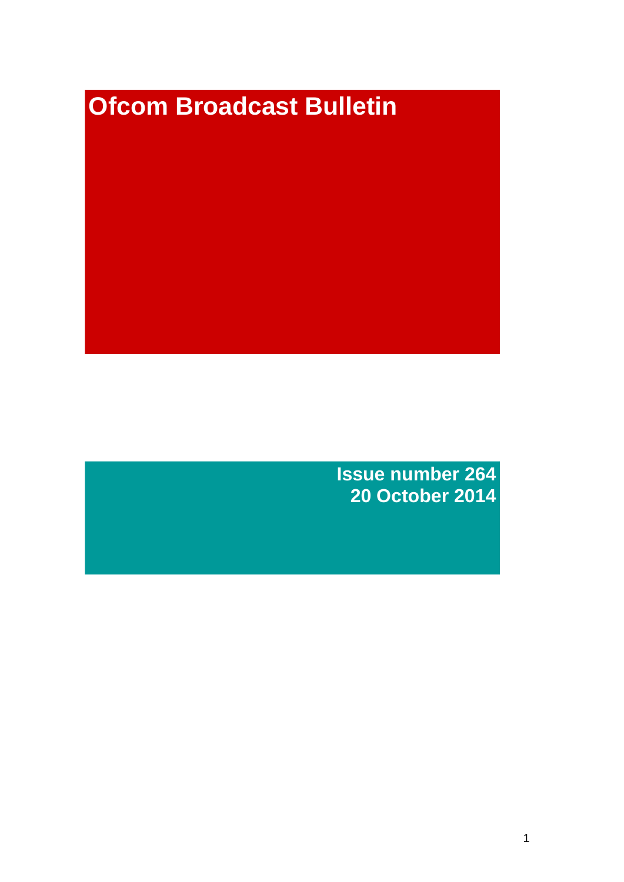# Ofcom Broadcast Bulletin

**Issue number 264**
**20 October 2014**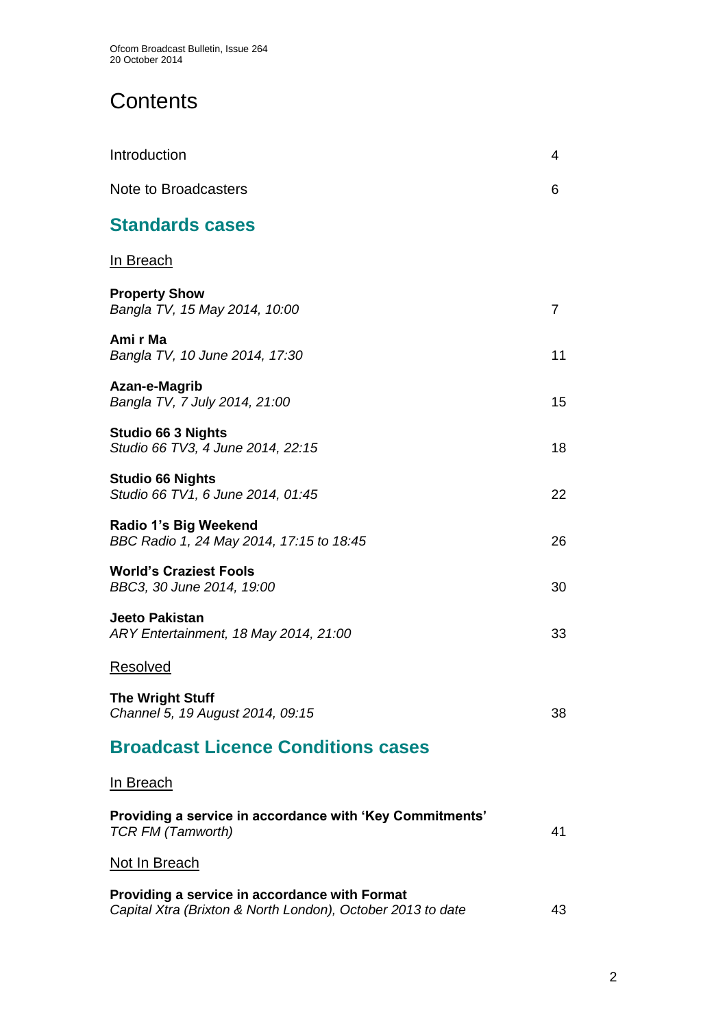# Contents

Introduction 4

Note to Broadcasters 6

## Standards cases

In Breach

**Property Show**
*Bangla TV, 15 May 2014, 10:00* 7

**Ami r Ma**
*Bangla TV, 10 June 2014, 17:30* 11

**Azan-e-Magrib**
*Bangla TV, 7 July 2014, 21:00* 15

**Studio 66 3 Nights**
*Studio 66 TV3, 4 June 2014, 22:15* 18

**Studio 66 Nights**
*Studio 66 TV1, 6 June 2014, 01:45* 22

**Radio 1's Big Weekend**
*BBC Radio 1, 24 May 2014, 17:15 to 18:45* 26

**World's Craziest Fools**
*BBC3, 30 June 2014, 19:00* 30

**Jeeto Pakistan**
*ARY Entertainment, 18 May 2014, 21:00* 33

Resolved

**The Wright Stuff**
*Channel 5, 19 August 2014, 09:15* 38

## Broadcast Licence Conditions cases

In Breach

**Providing a service in accordance with 'Key Commitments'**
*TCR FM (Tamworth)* 41

Not In Breach

**Providing a service in accordance with Format**
*Capital Xtra (Brixton & North London), October 2013 to date* 43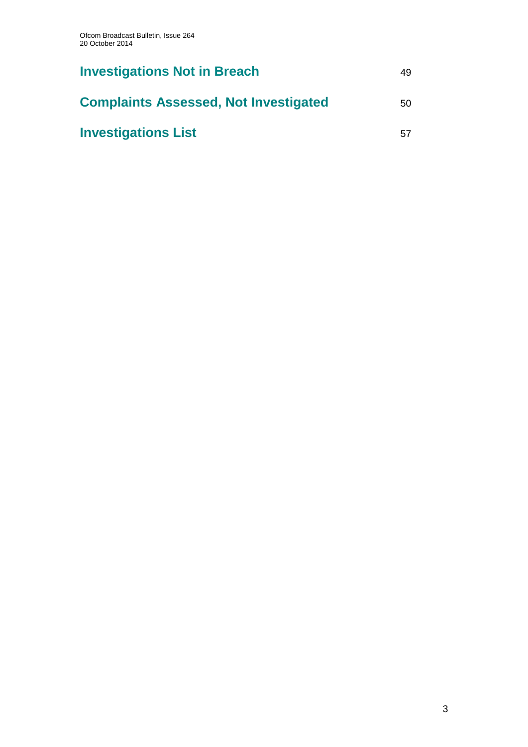**Investigations Not in Breach** 49

**Complaints Assessed, Not Investigated** 50

**Investigations List** 57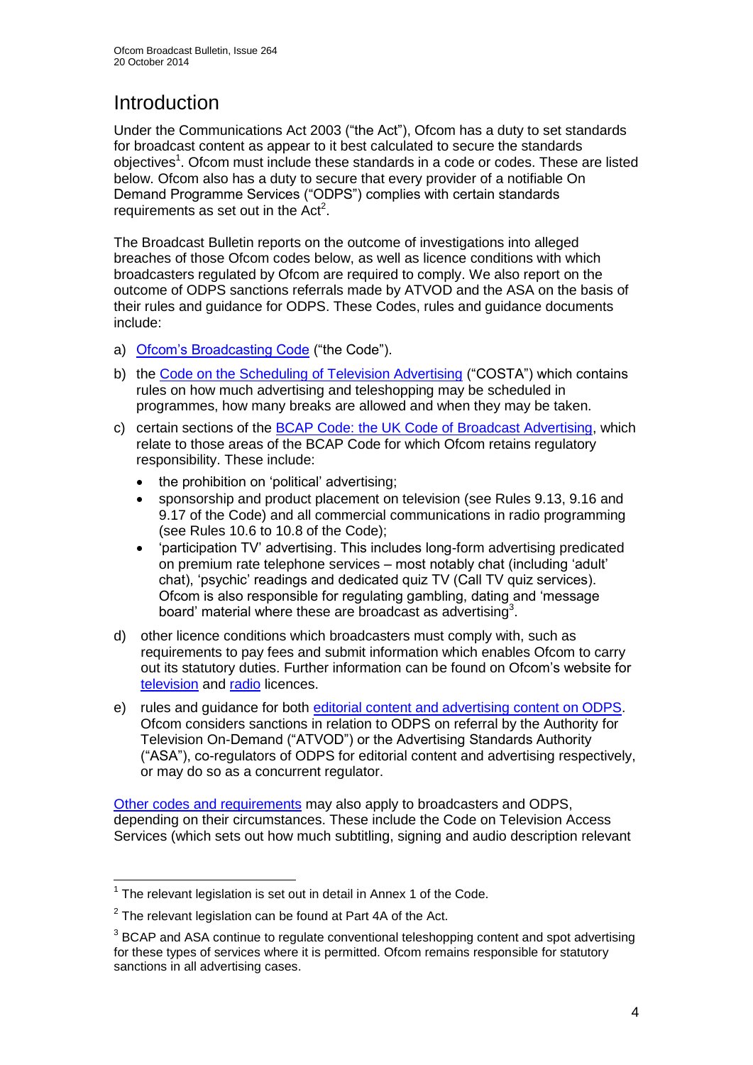# Introduction

Under the Communications Act 2003 ("the Act"), Ofcom has a duty to set standards for broadcast content as appear to it best calculated to secure the standards objectives[1]. Ofcom must include these standards in a code or codes. These are listed below. Ofcom also has a duty to secure that every provider of a notifiable On Demand Programme Services ("ODPS") complies with certain standards requirements as set out in the Act[2].

The Broadcast Bulletin reports on the outcome of investigations into alleged breaches of those Ofcom codes below, as well as licence conditions with which broadcasters regulated by Ofcom are required to comply. We also report on the outcome of ODPS sanctions referrals made by ATVOD and the ASA on the basis of their rules and guidance for ODPS. These Codes, rules and guidance documents include:

a) Ofcom's Broadcasting Code ("the Code").

b) the Code on the Scheduling of Television Advertising ("COSTA") which contains rules on how much advertising and teleshopping may be scheduled in programmes, how many breaks are allowed and when they may be taken.

c) certain sections of the BCAP Code: the UK Code of Broadcast Advertising, which relate to those areas of the BCAP Code for which Ofcom retains regulatory responsibility. These include:
   - the prohibition on 'political' advertising;
   - sponsorship and product placement on television (see Rules 9.13, 9.16 and 9.17 of the Code) and all commercial communications in radio programming (see Rules 10.6 to 10.8 of the Code);
   - 'participation TV' advertising. This includes long-form advertising predicated on premium rate telephone services – most notably chat (including 'adult' chat), 'psychic' readings and dedicated quiz TV (Call TV quiz services). Ofcom is also responsible for regulating gambling, dating and 'message board' material where these are broadcast as advertising[3].

d) other licence conditions which broadcasters must comply with, such as requirements to pay fees and submit information which enables Ofcom to carry out its statutory duties. Further information can be found on Ofcom's website for television and radio licences.

e) rules and guidance for both editorial content and advertising content on ODPS. Ofcom considers sanctions in relation to ODPS on referral by the Authority for Television On-Demand ("ATVOD") or the Advertising Standards Authority ("ASA"), co-regulators of ODPS for editorial content and advertising respectively, or may do so as a concurrent regulator.

Other codes and requirements may also apply to broadcasters and ODPS, depending on their circumstances. These include the Code on Television Access Services (which sets out how much subtitling, signing and audio description relevant

---

[1] The relevant legislation is set out in detail in Annex 1 of the Code.

[2] The relevant legislation can be found at Part 4A of the Act.

[3] BCAP and ASA continue to regulate conventional teleshopping content and spot advertising for these types of services where it is permitted. Ofcom remains responsible for statutory sanctions in all advertising cases.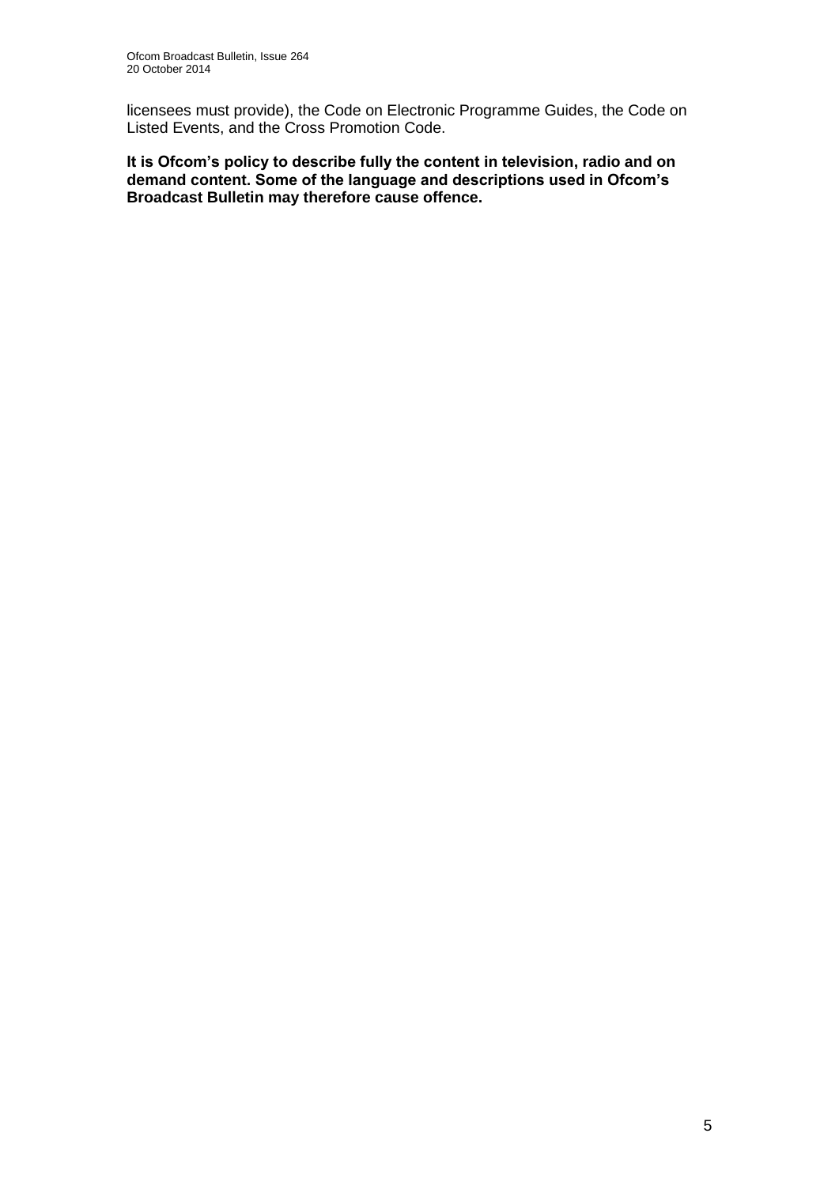licensees must provide), the Code on Electronic Programme Guides, the Code on Listed Events, and the Cross Promotion Code.

**It is Ofcom's policy to describe fully the content in television, radio and on demand content. Some of the language and descriptions used in Ofcom's Broadcast Bulletin may therefore cause offence.**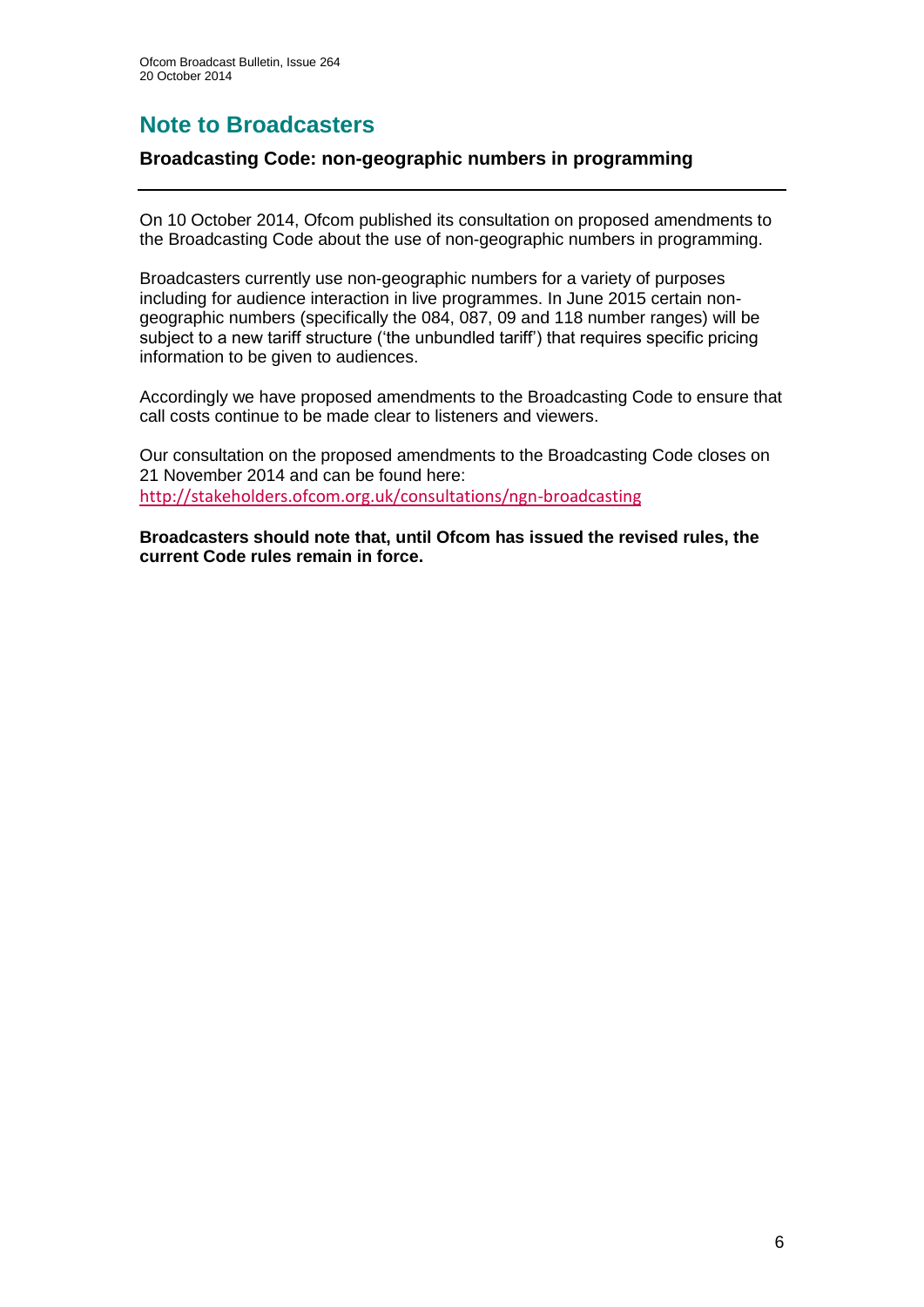# Note to Broadcasters

### Broadcasting Code: non-geographic numbers in programming

On 10 October 2014, Ofcom published its consultation on proposed amendments to the Broadcasting Code about the use of non-geographic numbers in programming.

Broadcasters currently use non-geographic numbers for a variety of purposes including for audience interaction in live programmes. In June 2015 certain non-geographic numbers (specifically the 084, 087, 09 and 118 number ranges) will be subject to a new tariff structure ('the unbundled tariff') that requires specific pricing information to be given to audiences.

Accordingly we have proposed amendments to the Broadcasting Code to ensure that call costs continue to be made clear to listeners and viewers.

Our consultation on the proposed amendments to the Broadcasting Code closes on 21 November 2014 and can be found here: http://stakeholders.ofcom.org.uk/consultations/ngn-broadcasting

**Broadcasters should note that, until Ofcom has issued the revised rules, the current Code rules remain in force.**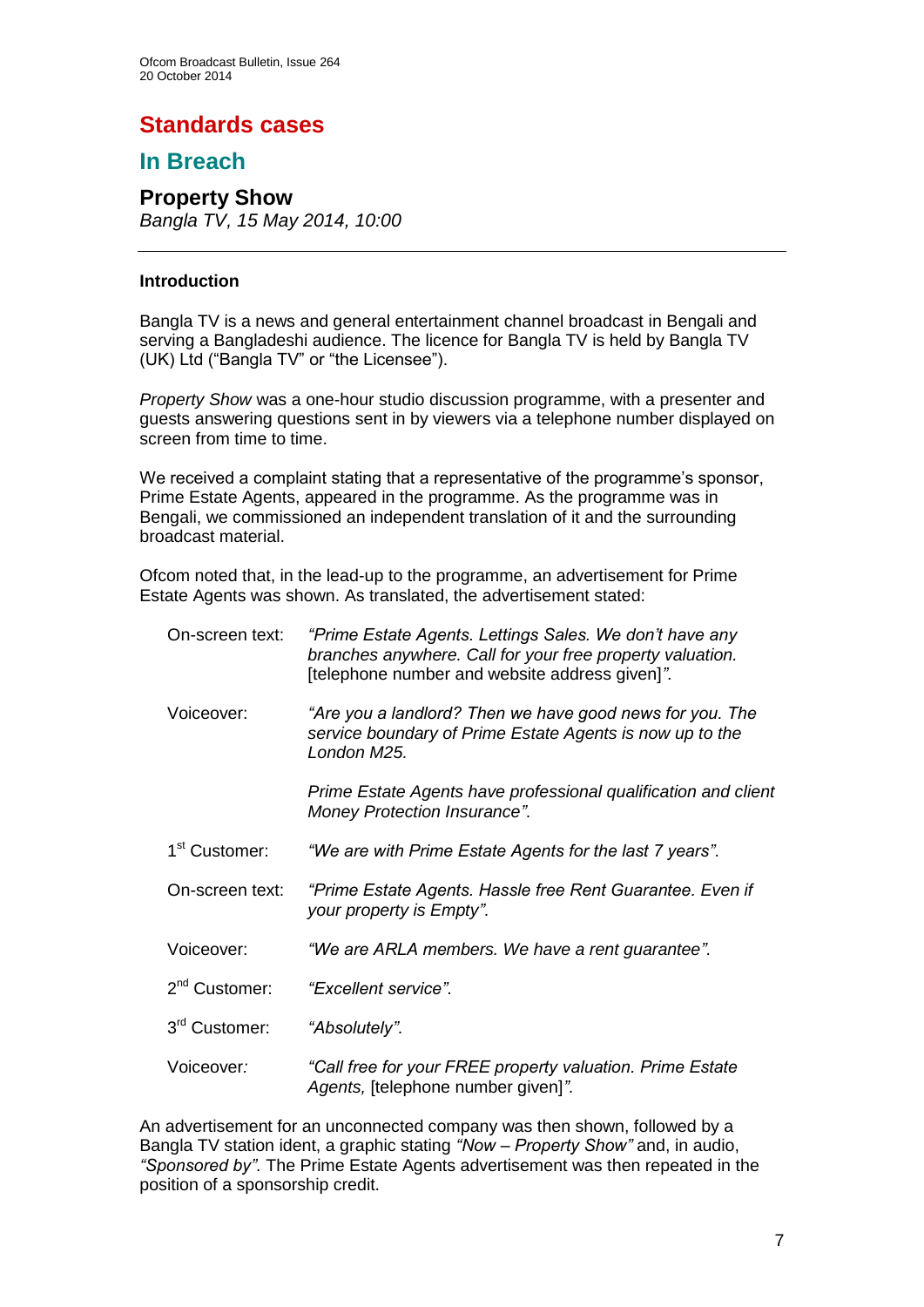# Standards cases

## In Breach

### Property Show

*Bangla TV, 15 May 2014, 10:00*

---

**Introduction**

Bangla TV is a news and general entertainment channel broadcast in Bengali and serving a Bangladeshi audience. The licence for Bangla TV is held by Bangla TV (UK) Ltd ("Bangla TV" or "the Licensee").

*Property Show* was a one-hour studio discussion programme, with a presenter and guests answering questions sent in by viewers via a telephone number displayed on screen from time to time.

We received a complaint stating that a representative of the programme's sponsor, Prime Estate Agents, appeared in the programme. As the programme was in Bengali, we commissioned an independent translation of it and the surrounding broadcast material.

Ofcom noted that, in the lead-up to the programme, an advertisement for Prime Estate Agents was shown. As translated, the advertisement stated:

| | |
|---|---|
| On-screen text: | *"Prime Estate Agents. Lettings Sales. We don't have any branches anywhere. Call for your free property valuation.* [telephone number and website address given]*".* |
| Voiceover: | *"Are you a landlord? Then we have good news for you. The service boundary of Prime Estate Agents is now up to the London M25.* |
| | *Prime Estate Agents have professional qualification and client Money Protection Insurance".* |
| 1st Customer: | *"We are with Prime Estate Agents for the last 7 years".* |
| On-screen text: | *"Prime Estate Agents. Hassle free Rent Guarantee. Even if your property is Empty".* |
| Voiceover: | *"We are ARLA members. We have a rent guarantee".* |
| 2nd Customer: | *"Excellent service".* |
| 3rd Customer: | *"Absolutely".* |
| Voiceover: | *"Call free for your FREE property valuation. Prime Estate Agents,* [telephone number given]*".* |

An advertisement for an unconnected company was then shown, followed by a Bangla TV station ident, a graphic stating *"Now – Property Show"* and, in audio, *"Sponsored by"*. The Prime Estate Agents advertisement was then repeated in the position of a sponsorship credit.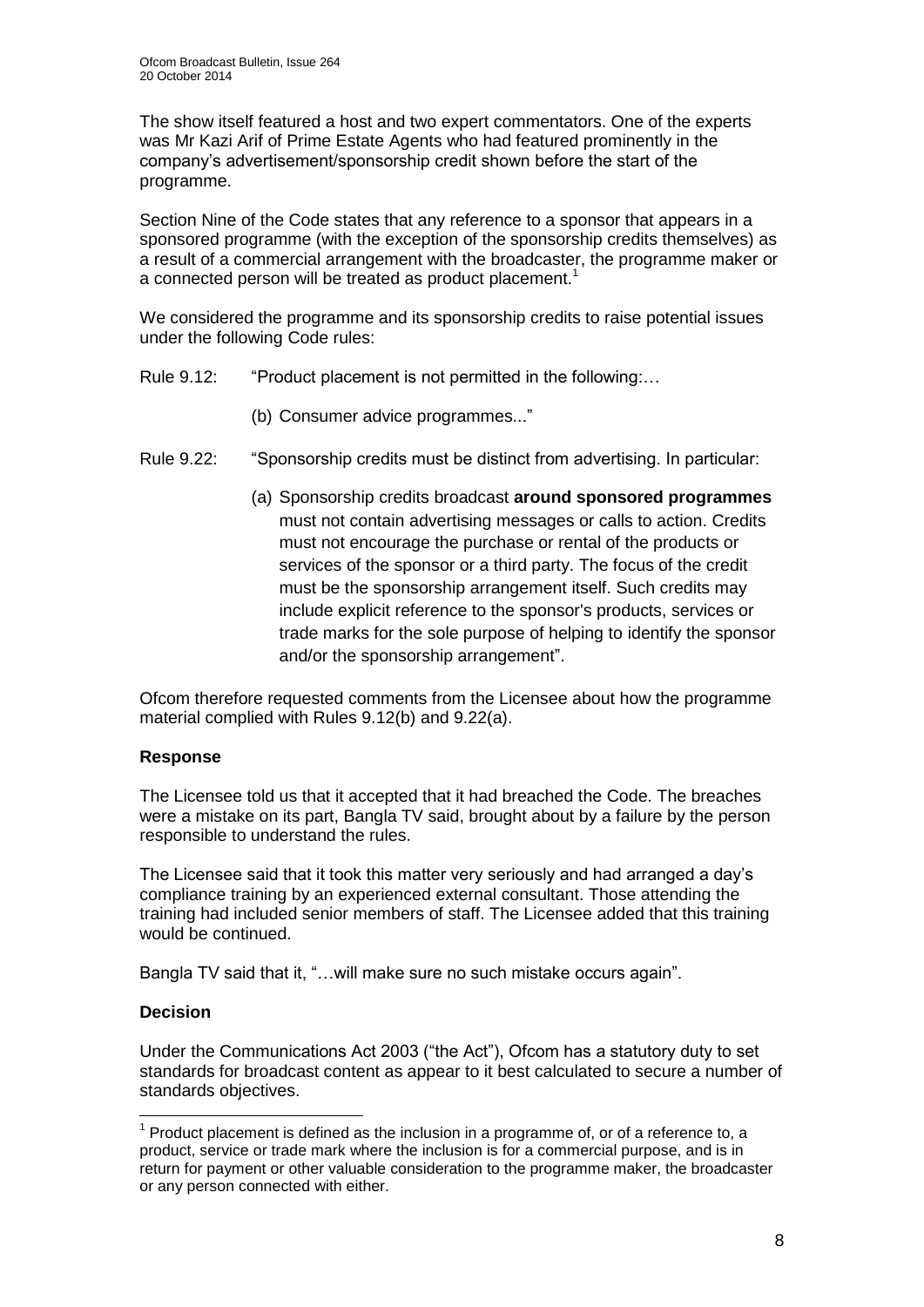The show itself featured a host and two expert commentators. One of the experts was Mr Kazi Arif of Prime Estate Agents who had featured prominently in the company's advertisement/sponsorship credit shown before the start of the programme.

Section Nine of the Code states that any reference to a sponsor that appears in a sponsored programme (with the exception of the sponsorship credits themselves) as a result of a commercial arrangement with the broadcaster, the programme maker or a connected person will be treated as product placement.[1]

We considered the programme and its sponsorship credits to raise potential issues under the following Code rules:

Rule 9.12: "Product placement is not permitted in the following:…

(b) Consumer advice programmes..."

Rule 9.22: "Sponsorship credits must be distinct from advertising. In particular:

(a) Sponsorship credits broadcast **around sponsored programmes** must not contain advertising messages or calls to action. Credits must not encourage the purchase or rental of the products or services of the sponsor or a third party. The focus of the credit must be the sponsorship arrangement itself. Such credits may include explicit reference to the sponsor's products, services or trade marks for the sole purpose of helping to identify the sponsor and/or the sponsorship arrangement".

Ofcom therefore requested comments from the Licensee about how the programme material complied with Rules 9.12(b) and 9.22(a).

### Response

The Licensee told us that it accepted that it had breached the Code. The breaches were a mistake on its part, Bangla TV said, brought about by a failure by the person responsible to understand the rules.

The Licensee said that it took this matter very seriously and had arranged a day's compliance training by an experienced external consultant. Those attending the training had included senior members of staff. The Licensee added that this training would be continued.

Bangla TV said that it, "…will make sure no such mistake occurs again".

### Decision

Under the Communications Act 2003 ("the Act"), Ofcom has a statutory duty to set standards for broadcast content as appear to it best calculated to secure a number of standards objectives.

[1] Product placement is defined as the inclusion in a programme of, or of a reference to, a product, service or trade mark where the inclusion is for a commercial purpose, and is in return for payment or other valuable consideration to the programme maker, the broadcaster or any person connected with either.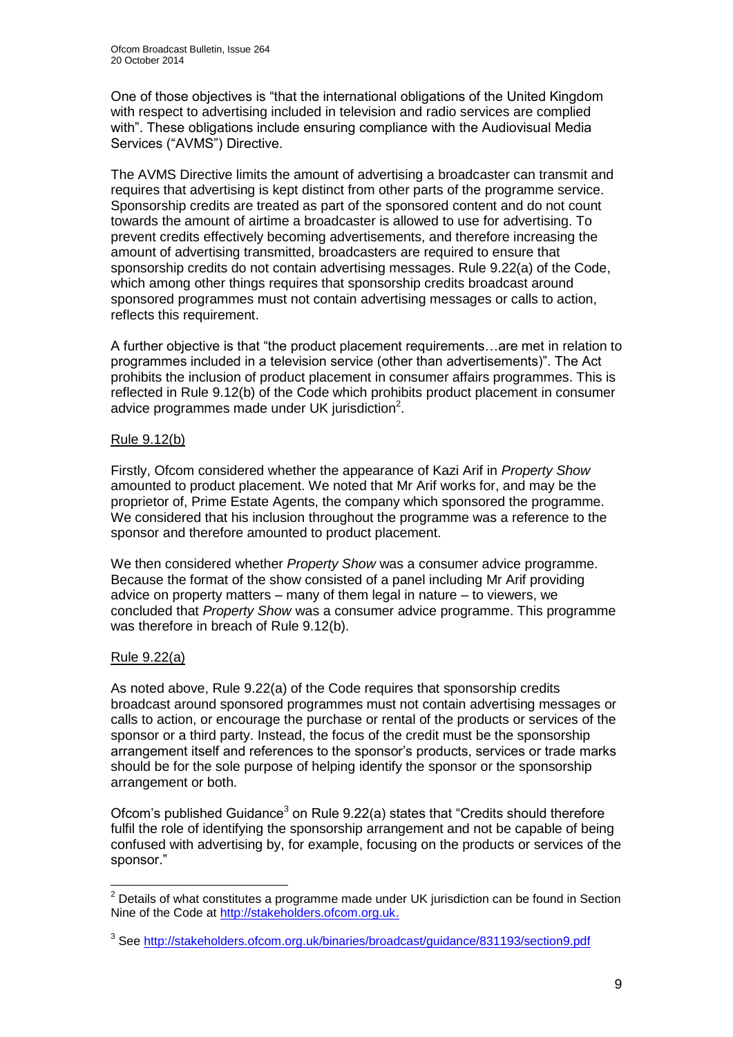One of those objectives is "that the international obligations of the United Kingdom with respect to advertising included in television and radio services are complied with". These obligations include ensuring compliance with the Audiovisual Media Services ("AVMS") Directive.

The AVMS Directive limits the amount of advertising a broadcaster can transmit and requires that advertising is kept distinct from other parts of the programme service. Sponsorship credits are treated as part of the sponsored content and do not count towards the amount of airtime a broadcaster is allowed to use for advertising. To prevent credits effectively becoming advertisements, and therefore increasing the amount of advertising transmitted, broadcasters are required to ensure that sponsorship credits do not contain advertising messages. Rule 9.22(a) of the Code, which among other things requires that sponsorship credits broadcast around sponsored programmes must not contain advertising messages or calls to action, reflects this requirement.

A further objective is that "the product placement requirements…are met in relation to programmes included in a television service (other than advertisements)". The Act prohibits the inclusion of product placement in consumer affairs programmes. This is reflected in Rule 9.12(b) of the Code which prohibits product placement in consumer advice programmes made under UK jurisdiction[2].

Rule 9.12(b)

Firstly, Ofcom considered whether the appearance of Kazi Arif in *Property Show* amounted to product placement. We noted that Mr Arif works for, and may be the proprietor of, Prime Estate Agents, the company which sponsored the programme. We considered that his inclusion throughout the programme was a reference to the sponsor and therefore amounted to product placement.

We then considered whether *Property Show* was a consumer advice programme. Because the format of the show consisted of a panel including Mr Arif providing advice on property matters – many of them legal in nature – to viewers, we concluded that *Property Show* was a consumer advice programme. This programme was therefore in breach of Rule 9.12(b).

Rule 9.22(a)

As noted above, Rule 9.22(a) of the Code requires that sponsorship credits broadcast around sponsored programmes must not contain advertising messages or calls to action, or encourage the purchase or rental of the products or services of the sponsor or a third party. Instead, the focus of the credit must be the sponsorship arrangement itself and references to the sponsor's products, services or trade marks should be for the sole purpose of helping identify the sponsor or the sponsorship arrangement or both.

Ofcom's published Guidance[3] on Rule 9.22(a) states that "Credits should therefore fulfil the role of identifying the sponsorship arrangement and not be capable of being confused with advertising by, for example, focusing on the products or services of the sponsor."

---

[2] Details of what constitutes a programme made under UK jurisdiction can be found in Section Nine of the Code at http://stakeholders.ofcom.org.uk.

[3] See http://stakeholders.ofcom.org.uk/binaries/broadcast/guidance/831193/section9.pdf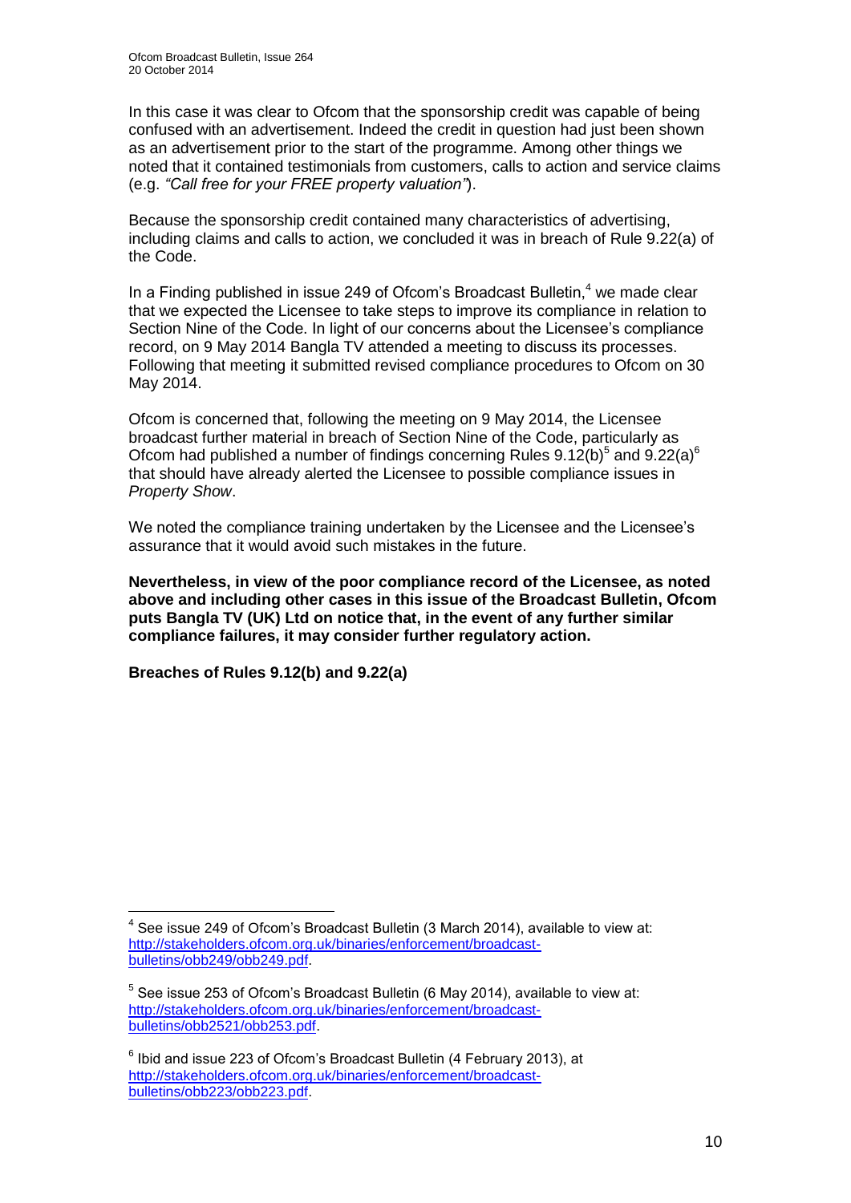In this case it was clear to Ofcom that the sponsorship credit was capable of being confused with an advertisement. Indeed the credit in question had just been shown as an advertisement prior to the start of the programme. Among other things we noted that it contained testimonials from customers, calls to action and service claims (e.g. *"Call free for your FREE property valuation"*).

Because the sponsorship credit contained many characteristics of advertising, including claims and calls to action, we concluded it was in breach of Rule 9.22(a) of the Code.

In a Finding published in issue 249 of Ofcom's Broadcast Bulletin,[4] we made clear that we expected the Licensee to take steps to improve its compliance in relation to Section Nine of the Code. In light of our concerns about the Licensee's compliance record, on 9 May 2014 Bangla TV attended a meeting to discuss its processes. Following that meeting it submitted revised compliance procedures to Ofcom on 30 May 2014.

Ofcom is concerned that, following the meeting on 9 May 2014, the Licensee broadcast further material in breach of Section Nine of the Code, particularly as Ofcom had published a number of findings concerning Rules 9.12(b)[5] and 9.22(a)[6] that should have already alerted the Licensee to possible compliance issues in *Property Show*.

We noted the compliance training undertaken by the Licensee and the Licensee's assurance that it would avoid such mistakes in the future.

**Nevertheless, in view of the poor compliance record of the Licensee, as noted above and including other cases in this issue of the Broadcast Bulletin, Ofcom puts Bangla TV (UK) Ltd on notice that, in the event of any further similar compliance failures, it may consider further regulatory action.**

**Breaches of Rules 9.12(b) and 9.22(a)**

---

[4] See issue 249 of Ofcom's Broadcast Bulletin (3 March 2014), available to view at: http://stakeholders.ofcom.org.uk/binaries/enforcement/broadcast-bulletins/obb249/obb249.pdf.

[5] See issue 253 of Ofcom's Broadcast Bulletin (6 May 2014), available to view at: http://stakeholders.ofcom.org.uk/binaries/enforcement/broadcast-bulletins/obb2521/obb253.pdf.

[6] Ibid and issue 223 of Ofcom's Broadcast Bulletin (4 February 2013), at http://stakeholders.ofcom.org.uk/binaries/enforcement/broadcast-bulletins/obb223/obb223.pdf.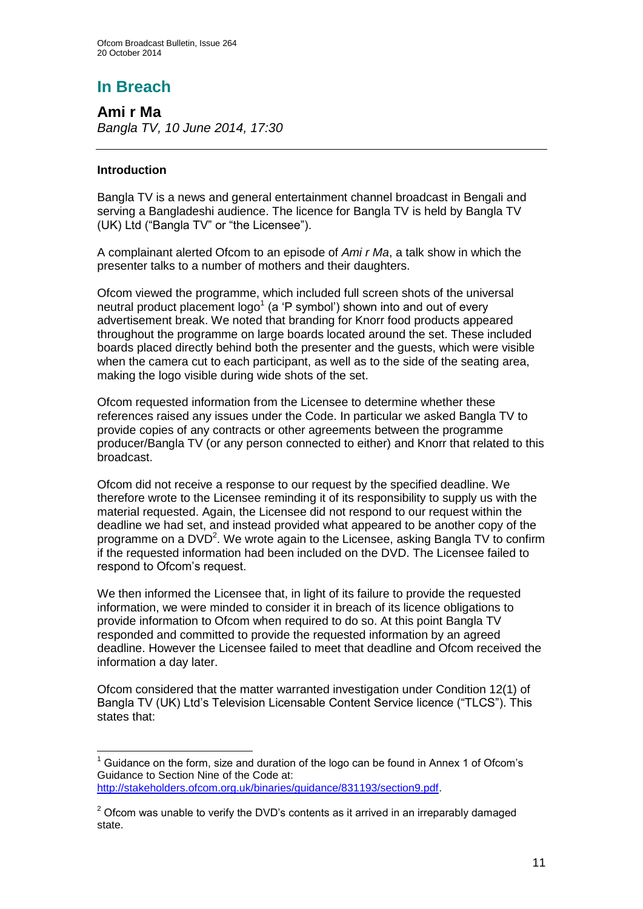# In Breach

## Ami r Ma

*Bangla TV, 10 June 2014, 17:30*

### Introduction

Bangla TV is a news and general entertainment channel broadcast in Bengali and serving a Bangladeshi audience. The licence for Bangla TV is held by Bangla TV (UK) Ltd ("Bangla TV" or "the Licensee").

A complainant alerted Ofcom to an episode of *Ami r Ma*, a talk show in which the presenter talks to a number of mothers and their daughters.

Ofcom viewed the programme, which included full screen shots of the universal neutral product placement logo[1] (a 'P symbol') shown into and out of every advertisement break. We noted that branding for Knorr food products appeared throughout the programme on large boards located around the set. These included boards placed directly behind both the presenter and the guests, which were visible when the camera cut to each participant, as well as to the side of the seating area, making the logo visible during wide shots of the set.

Ofcom requested information from the Licensee to determine whether these references raised any issues under the Code. In particular we asked Bangla TV to provide copies of any contracts or other agreements between the programme producer/Bangla TV (or any person connected to either) and Knorr that related to this broadcast.

Ofcom did not receive a response to our request by the specified deadline. We therefore wrote to the Licensee reminding it of its responsibility to supply us with the material requested. Again, the Licensee did not respond to our request within the deadline we had set, and instead provided what appeared to be another copy of the programme on a DVD[2]. We wrote again to the Licensee, asking Bangla TV to confirm if the requested information had been included on the DVD. The Licensee failed to respond to Ofcom's request.

We then informed the Licensee that, in light of its failure to provide the requested information, we were minded to consider it in breach of its licence obligations to provide information to Ofcom when required to do so. At this point Bangla TV responded and committed to provide the requested information by an agreed deadline. However the Licensee failed to meet that deadline and Ofcom received the information a day later.

Ofcom considered that the matter warranted investigation under Condition 12(1) of Bangla TV (UK) Ltd's Television Licensable Content Service licence ("TLCS"). This states that:

---

[1] Guidance on the form, size and duration of the logo can be found in Annex 1 of Ofcom's Guidance to Section Nine of the Code at: http://stakeholders.ofcom.org.uk/binaries/guidance/831193/section9.pdf.

[2] Ofcom was unable to verify the DVD's contents as it arrived in an irreparably damaged state.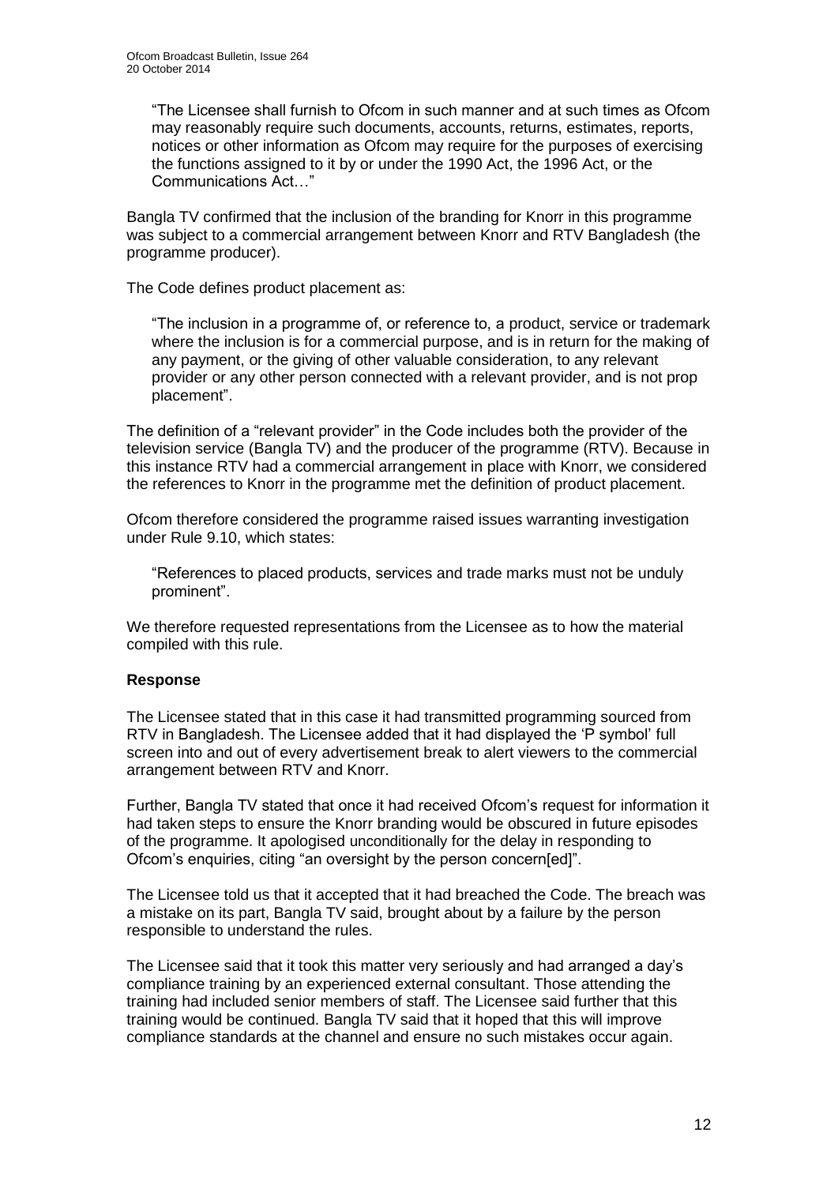> "The Licensee shall furnish to Ofcom in such manner and at such times as Ofcom may reasonably require such documents, accounts, returns, estimates, reports, notices or other information as Ofcom may require for the purposes of exercising the functions assigned to it by or under the 1990 Act, the 1996 Act, or the Communications Act…"

Bangla TV confirmed that the inclusion of the branding for Knorr in this programme was subject to a commercial arrangement between Knorr and RTV Bangladesh (the programme producer).

The Code defines product placement as:

> "The inclusion in a programme of, or reference to, a product, service or trademark where the inclusion is for a commercial purpose, and is in return for the making of any payment, or the giving of other valuable consideration, to any relevant provider or any other person connected with a relevant provider, and is not prop placement".

The definition of a "relevant provider" in the Code includes both the provider of the television service (Bangla TV) and the producer of the programme (RTV). Because in this instance RTV had a commercial arrangement in place with Knorr, we considered the references to Knorr in the programme met the definition of product placement.

Ofcom therefore considered the programme raised issues warranting investigation under Rule 9.10, which states:

> "References to placed products, services and trade marks must not be unduly prominent".

We therefore requested representations from the Licensee as to how the material compiled with this rule.

**Response**

The Licensee stated that in this case it had transmitted programming sourced from RTV in Bangladesh. The Licensee added that it had displayed the 'P symbol' full screen into and out of every advertisement break to alert viewers to the commercial arrangement between RTV and Knorr.

Further, Bangla TV stated that once it had received Ofcom's request for information it had taken steps to ensure the Knorr branding would be obscured in future episodes of the programme. It apologised unconditionally for the delay in responding to Ofcom's enquiries, citing "an oversight by the person concern[ed]".

The Licensee told us that it accepted that it had breached the Code. The breach was a mistake on its part, Bangla TV said, brought about by a failure by the person responsible to understand the rules.

The Licensee said that it took this matter very seriously and had arranged a day's compliance training by an experienced external consultant. Those attending the training had included senior members of staff. The Licensee said further that this training would be continued. Bangla TV said that it hoped that this will improve compliance standards at the channel and ensure no such mistakes occur again.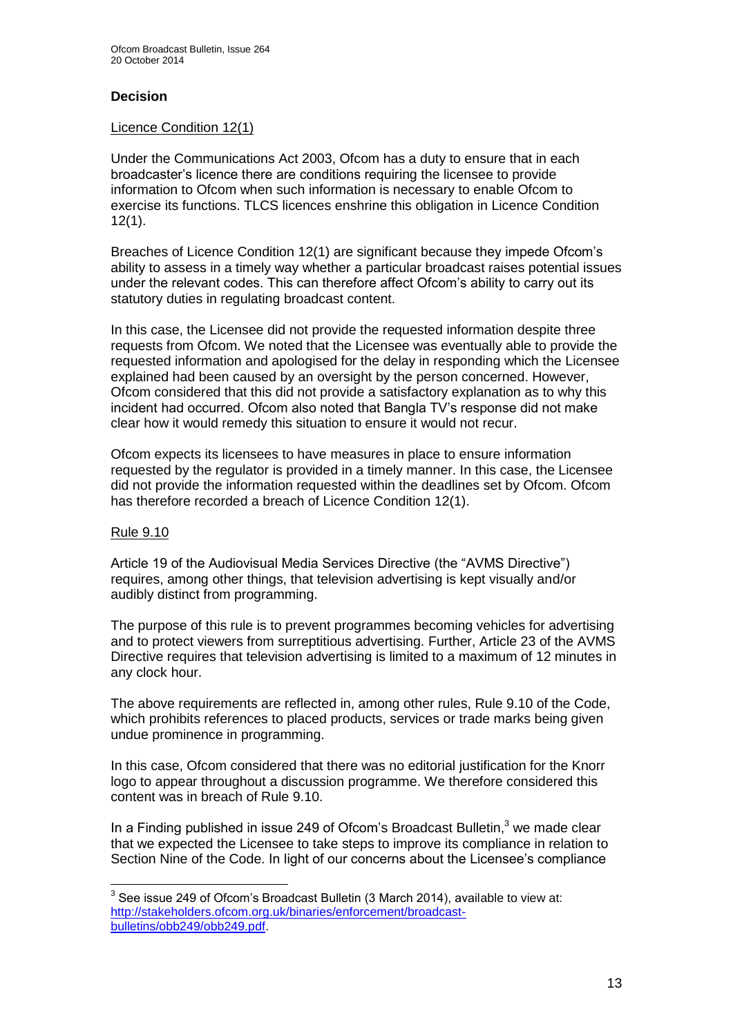### Decision

Licence Condition 12(1)

Under the Communications Act 2003, Ofcom has a duty to ensure that in each broadcaster's licence there are conditions requiring the licensee to provide information to Ofcom when such information is necessary to enable Ofcom to exercise its functions. TLCS licences enshrine this obligation in Licence Condition 12(1).

Breaches of Licence Condition 12(1) are significant because they impede Ofcom's ability to assess in a timely way whether a particular broadcast raises potential issues under the relevant codes. This can therefore affect Ofcom's ability to carry out its statutory duties in regulating broadcast content.

In this case, the Licensee did not provide the requested information despite three requests from Ofcom. We noted that the Licensee was eventually able to provide the requested information and apologised for the delay in responding which the Licensee explained had been caused by an oversight by the person concerned. However, Ofcom considered that this did not provide a satisfactory explanation as to why this incident had occurred. Ofcom also noted that Bangla TV's response did not make clear how it would remedy this situation to ensure it would not recur.

Ofcom expects its licensees to have measures in place to ensure information requested by the regulator is provided in a timely manner. In this case, the Licensee did not provide the information requested within the deadlines set by Ofcom. Ofcom has therefore recorded a breach of Licence Condition 12(1).

Rule 9.10

Article 19 of the Audiovisual Media Services Directive (the "AVMS Directive") requires, among other things, that television advertising is kept visually and/or audibly distinct from programming.

The purpose of this rule is to prevent programmes becoming vehicles for advertising and to protect viewers from surreptitious advertising. Further, Article 23 of the AVMS Directive requires that television advertising is limited to a maximum of 12 minutes in any clock hour.

The above requirements are reflected in, among other rules, Rule 9.10 of the Code, which prohibits references to placed products, services or trade marks being given undue prominence in programming.

In this case, Ofcom considered that there was no editorial justification for the Knorr logo to appear throughout a discussion programme. We therefore considered this content was in breach of Rule 9.10.

In a Finding published in issue 249 of Ofcom's Broadcast Bulletin,[3] we made clear that we expected the Licensee to take steps to improve its compliance in relation to Section Nine of the Code. In light of our concerns about the Licensee's compliance

---

[3] See issue 249 of Ofcom's Broadcast Bulletin (3 March 2014), available to view at: http://stakeholders.ofcom.org.uk/binaries/enforcement/broadcast-bulletins/obb249/obb249.pdf.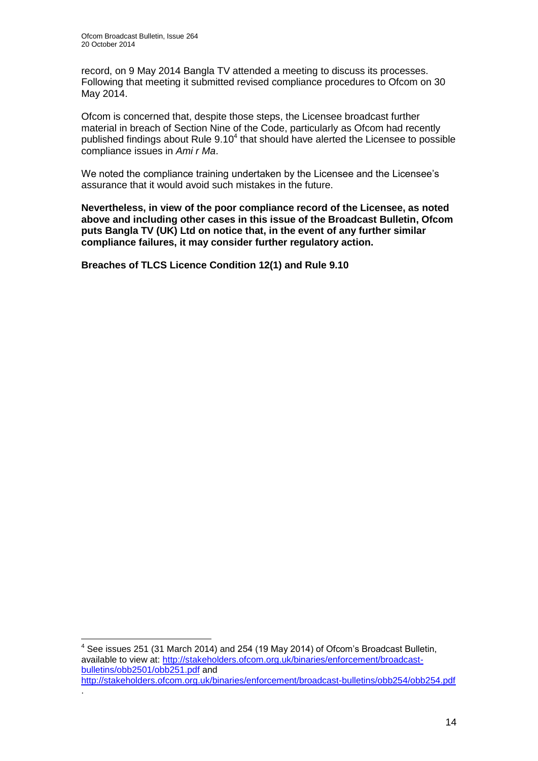record, on 9 May 2014 Bangla TV attended a meeting to discuss its processes. Following that meeting it submitted revised compliance procedures to Ofcom on 30 May 2014.

Ofcom is concerned that, despite those steps, the Licensee broadcast further material in breach of Section Nine of the Code, particularly as Ofcom had recently published findings about Rule 9.10[4] that should have alerted the Licensee to possible compliance issues in *Ami r Ma*.

We noted the compliance training undertaken by the Licensee and the Licensee's assurance that it would avoid such mistakes in the future.

**Nevertheless, in view of the poor compliance record of the Licensee, as noted above and including other cases in this issue of the Broadcast Bulletin, Ofcom puts Bangla TV (UK) Ltd on notice that, in the event of any further similar compliance failures, it may consider further regulatory action.**

**Breaches of TLCS Licence Condition 12(1) and Rule 9.10**

---

[4] See issues 251 (31 March 2014) and 254 (19 May 2014) of Ofcom's Broadcast Bulletin, available to view at: http://stakeholders.ofcom.org.uk/binaries/enforcement/broadcast-bulletins/obb2501/obb251.pdf and http://stakeholders.ofcom.org.uk/binaries/enforcement/broadcast-bulletins/obb254/obb254.pdf.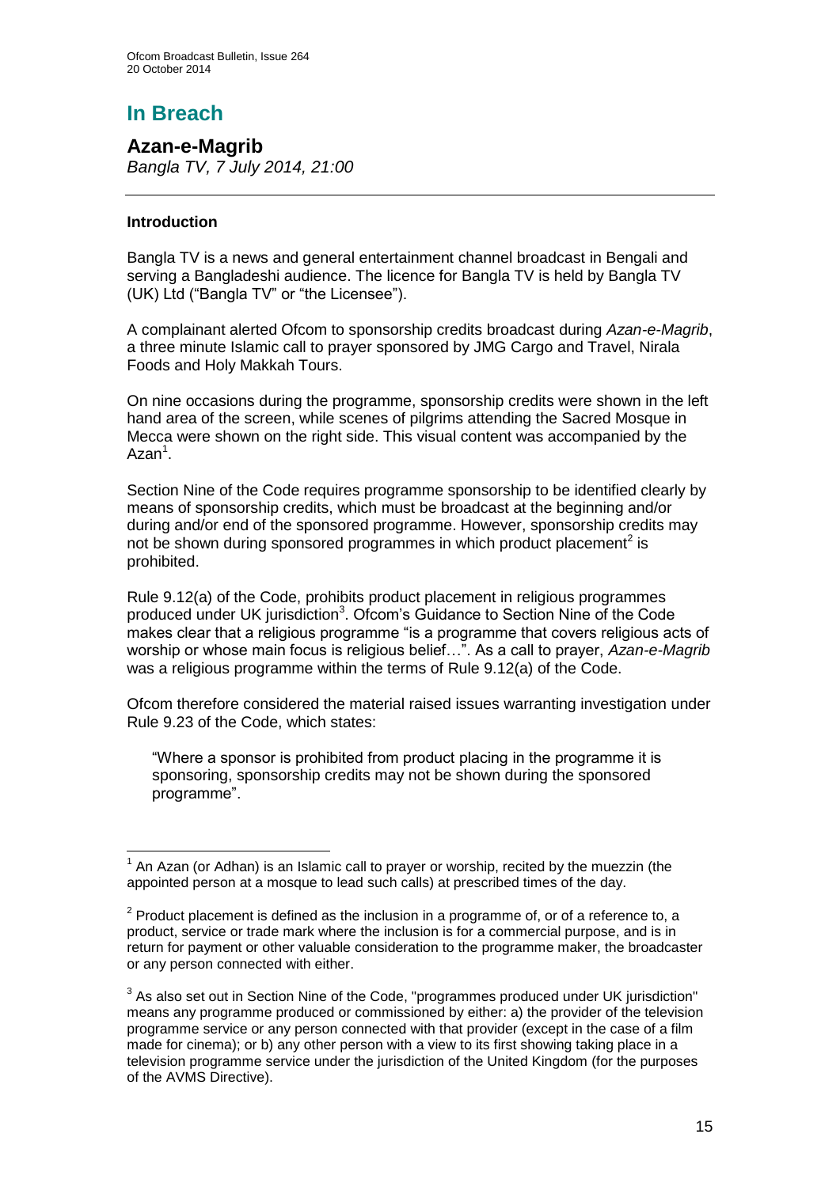# In Breach

## Azan-e-Magrib

*Bangla TV, 7 July 2014, 21:00*

---

### Introduction

Bangla TV is a news and general entertainment channel broadcast in Bengali and serving a Bangladeshi audience. The licence for Bangla TV is held by Bangla TV (UK) Ltd ("Bangla TV" or "the Licensee").

A complainant alerted Ofcom to sponsorship credits broadcast during *Azan-e-Magrib*, a three minute Islamic call to prayer sponsored by JMG Cargo and Travel, Nirala Foods and Holy Makkah Tours.

On nine occasions during the programme, sponsorship credits were shown in the left hand area of the screen, while scenes of pilgrims attending the Sacred Mosque in Mecca were shown on the right side. This visual content was accompanied by the Azan[1].

Section Nine of the Code requires programme sponsorship to be identified clearly by means of sponsorship credits, which must be broadcast at the beginning and/or during and/or end of the sponsored programme. However, sponsorship credits may not be shown during sponsored programmes in which product placement[2] is prohibited.

Rule 9.12(a) of the Code, prohibits product placement in religious programmes produced under UK jurisdiction[3]. Ofcom's Guidance to Section Nine of the Code makes clear that a religious programme "is a programme that covers religious acts of worship or whose main focus is religious belief…". As a call to prayer, *Azan-e-Magrib* was a religious programme within the terms of Rule 9.12(a) of the Code.

Ofcom therefore considered the material raised issues warranting investigation under Rule 9.23 of the Code, which states:

> "Where a sponsor is prohibited from product placing in the programme it is sponsoring, sponsorship credits may not be shown during the sponsored programme".

---

[1] An Azan (or Adhan) is an Islamic call to prayer or worship, recited by the muezzin (the appointed person at a mosque to lead such calls) at prescribed times of the day.

[2] Product placement is defined as the inclusion in a programme of, or of a reference to, a product, service or trade mark where the inclusion is for a commercial purpose, and is in return for payment or other valuable consideration to the programme maker, the broadcaster or any person connected with either.

[3] As also set out in Section Nine of the Code, "programmes produced under UK jurisdiction" means any programme produced or commissioned by either: a) the provider of the television programme service or any person connected with that provider (except in the case of a film made for cinema); or b) any other person with a view to its first showing taking place in a television programme service under the jurisdiction of the United Kingdom (for the purposes of the AVMS Directive).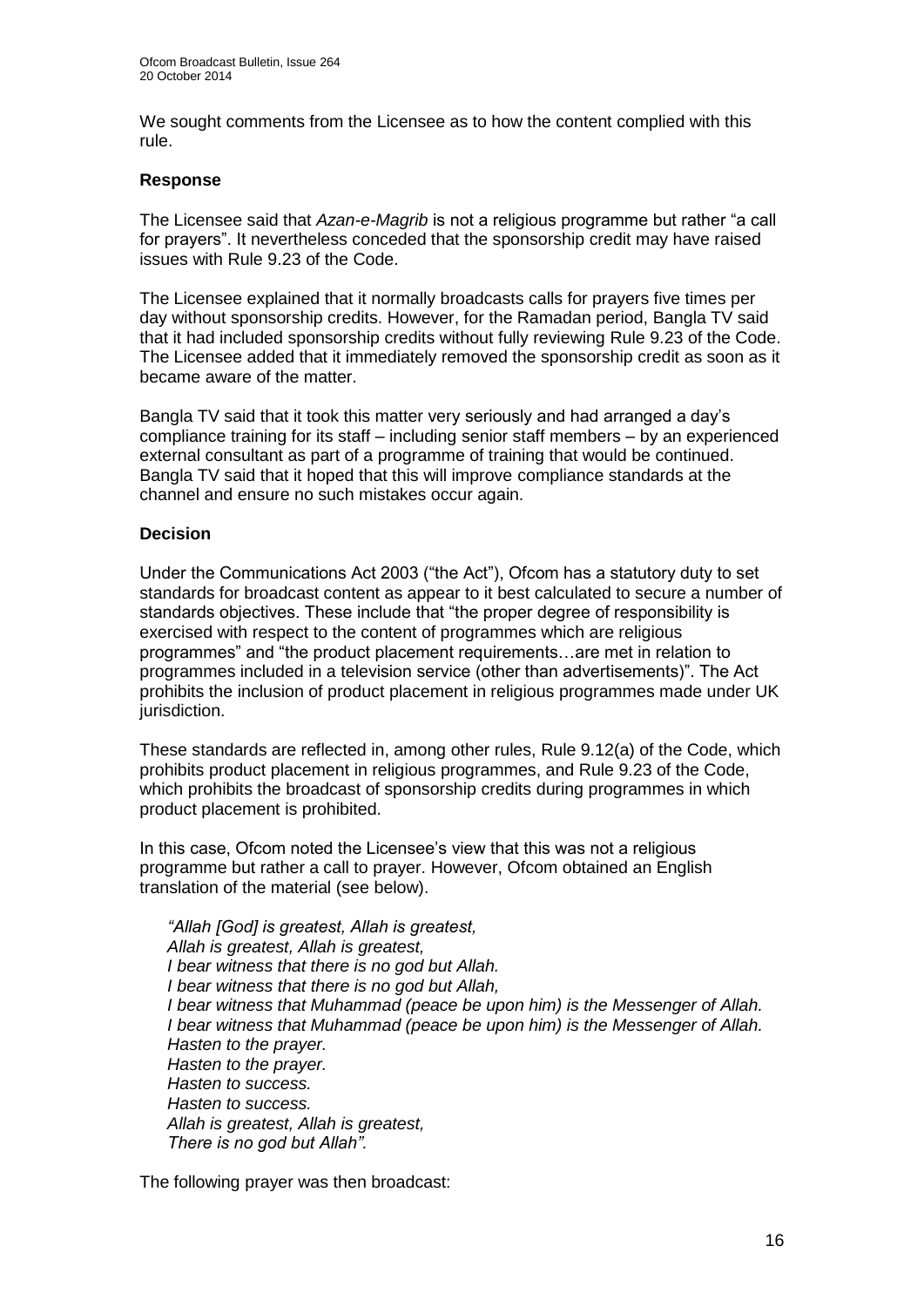We sought comments from the Licensee as to how the content complied with this rule.

### Response

The Licensee said that *Azan-e-Magrib* is not a religious programme but rather "a call for prayers". It nevertheless conceded that the sponsorship credit may have raised issues with Rule 9.23 of the Code.

The Licensee explained that it normally broadcasts calls for prayers five times per day without sponsorship credits. However, for the Ramadan period, Bangla TV said that it had included sponsorship credits without fully reviewing Rule 9.23 of the Code. The Licensee added that it immediately removed the sponsorship credit as soon as it became aware of the matter.

Bangla TV said that it took this matter very seriously and had arranged a day's compliance training for its staff – including senior staff members – by an experienced external consultant as part of a programme of training that would be continued. Bangla TV said that it hoped that this will improve compliance standards at the channel and ensure no such mistakes occur again.

### Decision

Under the Communications Act 2003 ("the Act"), Ofcom has a statutory duty to set standards for broadcast content as appear to it best calculated to secure a number of standards objectives. These include that "the proper degree of responsibility is exercised with respect to the content of programmes which are religious programmes" and "the product placement requirements…are met in relation to programmes included in a television service (other than advertisements)". The Act prohibits the inclusion of product placement in religious programmes made under UK jurisdiction.

These standards are reflected in, among other rules, Rule 9.12(a) of the Code, which prohibits product placement in religious programmes, and Rule 9.23 of the Code, which prohibits the broadcast of sponsorship credits during programmes in which product placement is prohibited.

In this case, Ofcom noted the Licensee's view that this was not a religious programme but rather a call to prayer. However, Ofcom obtained an English translation of the material (see below).

> *"Allah [God] is greatest, Allah is greatest,*
> *Allah is greatest, Allah is greatest,*
> *I bear witness that there is no god but Allah.*
> *I bear witness that there is no god but Allah,*
> *I bear witness that Muhammad (peace be upon him) is the Messenger of Allah.*
> *I bear witness that Muhammad (peace be upon him) is the Messenger of Allah.*
> *Hasten to the prayer.*
> *Hasten to the prayer.*
> *Hasten to success.*
> *Hasten to success.*
> *Allah is greatest, Allah is greatest,*
> *There is no god but Allah".*

The following prayer was then broadcast: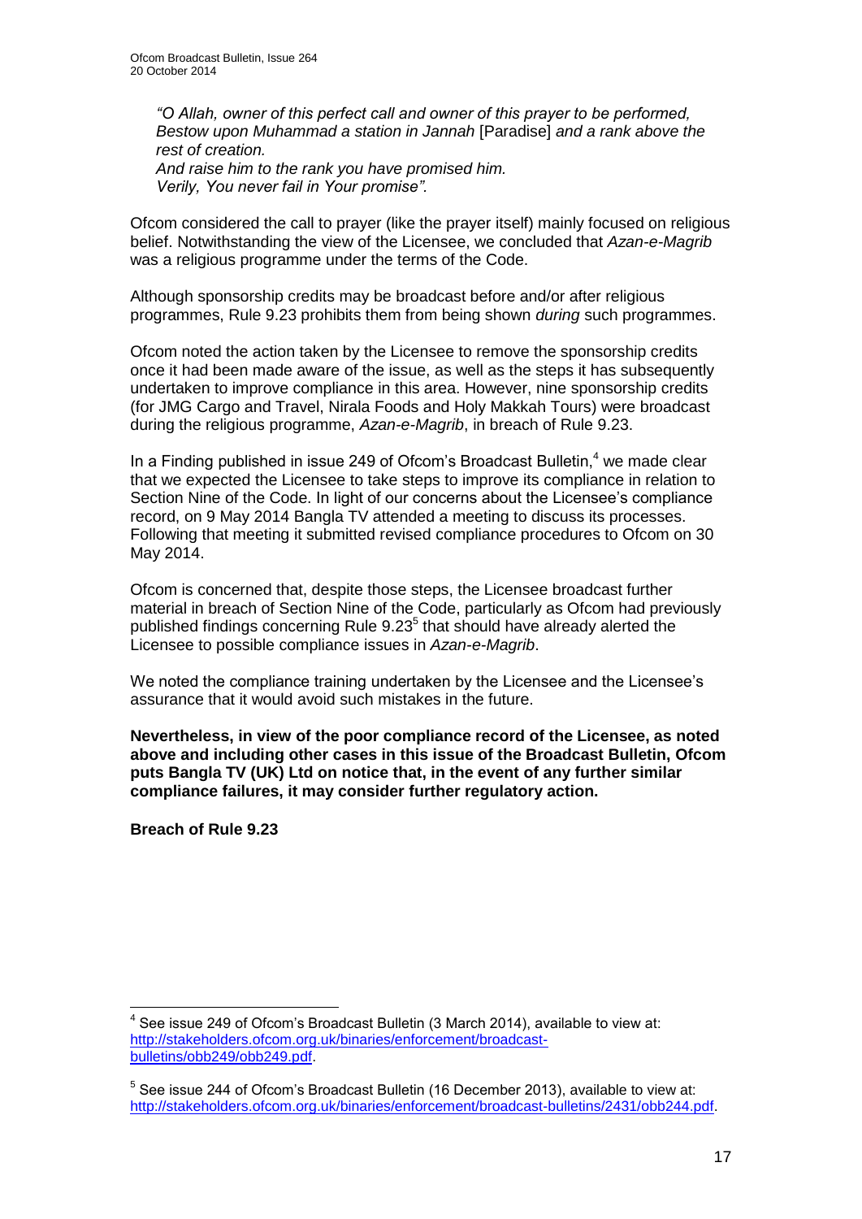*"O Allah, owner of this perfect call and owner of this prayer to be performed, Bestow upon Muhammad a station in Jannah* [Paradise] *and a rank above the rest of creation.*
*And raise him to the rank you have promised him.*
*Verily, You never fail in Your promise".*

Ofcom considered the call to prayer (like the prayer itself) mainly focused on religious belief. Notwithstanding the view of the Licensee, we concluded that *Azan-e-Magrib* was a religious programme under the terms of the Code.

Although sponsorship credits may be broadcast before and/or after religious programmes, Rule 9.23 prohibits them from being shown *during* such programmes.

Ofcom noted the action taken by the Licensee to remove the sponsorship credits once it had been made aware of the issue, as well as the steps it has subsequently undertaken to improve compliance in this area. However, nine sponsorship credits (for JMG Cargo and Travel, Nirala Foods and Holy Makkah Tours) were broadcast during the religious programme, *Azan-e-Magrib*, in breach of Rule 9.23.

In a Finding published in issue 249 of Ofcom's Broadcast Bulletin,[4] we made clear that we expected the Licensee to take steps to improve its compliance in relation to Section Nine of the Code. In light of our concerns about the Licensee's compliance record, on 9 May 2014 Bangla TV attended a meeting to discuss its processes. Following that meeting it submitted revised compliance procedures to Ofcom on 30 May 2014.

Ofcom is concerned that, despite those steps, the Licensee broadcast further material in breach of Section Nine of the Code, particularly as Ofcom had previously published findings concerning Rule 9.23[5] that should have already alerted the Licensee to possible compliance issues in *Azan-e-Magrib*.

We noted the compliance training undertaken by the Licensee and the Licensee's assurance that it would avoid such mistakes in the future.

**Nevertheless, in view of the poor compliance record of the Licensee, as noted above and including other cases in this issue of the Broadcast Bulletin, Ofcom puts Bangla TV (UK) Ltd on notice that, in the event of any further similar compliance failures, it may consider further regulatory action.**

**Breach of Rule 9.23**

---

[4] See issue 249 of Ofcom's Broadcast Bulletin (3 March 2014), available to view at: http://stakeholders.ofcom.org.uk/binaries/enforcement/broadcast-bulletins/obb249/obb249.pdf.

[5] See issue 244 of Ofcom's Broadcast Bulletin (16 December 2013), available to view at: http://stakeholders.ofcom.org.uk/binaries/enforcement/broadcast-bulletins/2431/obb244.pdf.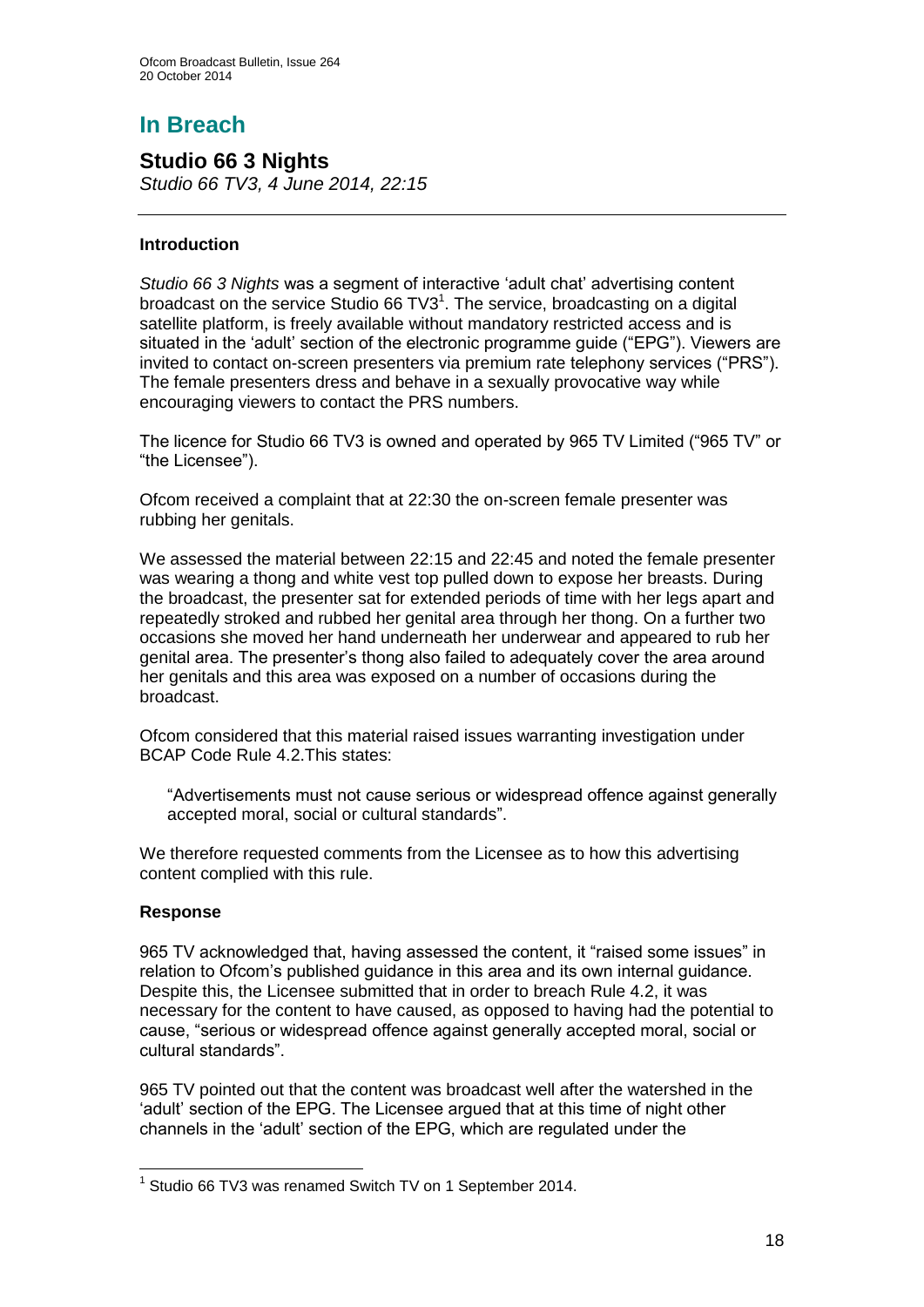# In Breach

## Studio 66 3 Nights

*Studio 66 TV3, 4 June 2014, 22:15*

### Introduction

*Studio 66 3 Nights* was a segment of interactive 'adult chat' advertising content broadcast on the service Studio 66 TV3[1]. The service, broadcasting on a digital satellite platform, is freely available without mandatory restricted access and is situated in the 'adult' section of the electronic programme guide ("EPG"). Viewers are invited to contact on-screen presenters via premium rate telephony services ("PRS"). The female presenters dress and behave in a sexually provocative way while encouraging viewers to contact the PRS numbers.

The licence for Studio 66 TV3 is owned and operated by 965 TV Limited ("965 TV" or "the Licensee").

Ofcom received a complaint that at 22:30 the on-screen female presenter was rubbing her genitals.

We assessed the material between 22:15 and 22:45 and noted the female presenter was wearing a thong and white vest top pulled down to expose her breasts. During the broadcast, the presenter sat for extended periods of time with her legs apart and repeatedly stroked and rubbed her genital area through her thong. On a further two occasions she moved her hand underneath her underwear and appeared to rub her genital area. The presenter's thong also failed to adequately cover the area around her genitals and this area was exposed on a number of occasions during the broadcast.

Ofcom considered that this material raised issues warranting investigation under BCAP Code Rule 4.2.This states:

> "Advertisements must not cause serious or widespread offence against generally accepted moral, social or cultural standards".

We therefore requested comments from the Licensee as to how this advertising content complied with this rule.

### Response

965 TV acknowledged that, having assessed the content, it "raised some issues" in relation to Ofcom's published guidance in this area and its own internal guidance. Despite this, the Licensee submitted that in order to breach Rule 4.2, it was necessary for the content to have caused, as opposed to having had the potential to cause, "serious or widespread offence against generally accepted moral, social or cultural standards".

965 TV pointed out that the content was broadcast well after the watershed in the 'adult' section of the EPG. The Licensee argued that at this time of night other channels in the 'adult' section of the EPG, which are regulated under the

---

[1] Studio 66 TV3 was renamed Switch TV on 1 September 2014.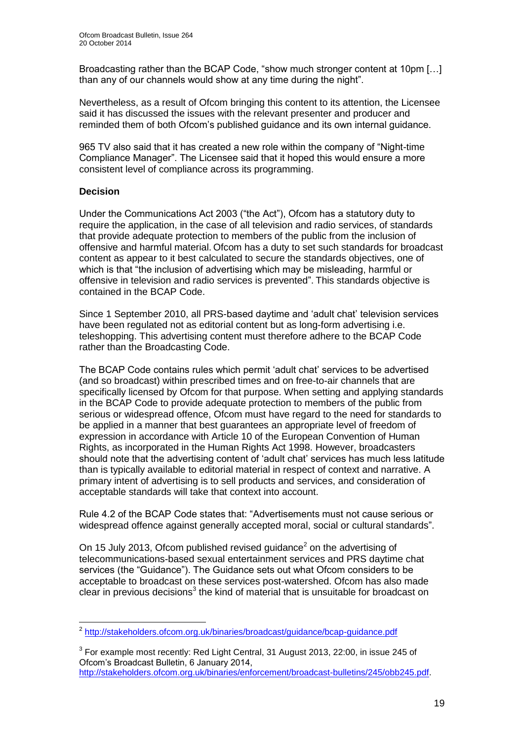Broadcasting rather than the BCAP Code, "show much stronger content at 10pm […] than any of our channels would show at any time during the night".

Nevertheless, as a result of Ofcom bringing this content to its attention, the Licensee said it has discussed the issues with the relevant presenter and producer and reminded them of both Ofcom's published guidance and its own internal guidance.

965 TV also said that it has created a new role within the company of "Night-time Compliance Manager". The Licensee said that it hoped this would ensure a more consistent level of compliance across its programming.

**Decision**

Under the Communications Act 2003 ("the Act"), Ofcom has a statutory duty to require the application, in the case of all television and radio services, of standards that provide adequate protection to members of the public from the inclusion of offensive and harmful material. Ofcom has a duty to set such standards for broadcast content as appear to it best calculated to secure the standards objectives, one of which is that "the inclusion of advertising which may be misleading, harmful or offensive in television and radio services is prevented". This standards objective is contained in the BCAP Code.

Since 1 September 2010, all PRS-based daytime and 'adult chat' television services have been regulated not as editorial content but as long-form advertising i.e. teleshopping. This advertising content must therefore adhere to the BCAP Code rather than the Broadcasting Code.

The BCAP Code contains rules which permit 'adult chat' services to be advertised (and so broadcast) within prescribed times and on free-to-air channels that are specifically licensed by Ofcom for that purpose. When setting and applying standards in the BCAP Code to provide adequate protection to members of the public from serious or widespread offence, Ofcom must have regard to the need for standards to be applied in a manner that best guarantees an appropriate level of freedom of expression in accordance with Article 10 of the European Convention of Human Rights, as incorporated in the Human Rights Act 1998. However, broadcasters should note that the advertising content of 'adult chat' services has much less latitude than is typically available to editorial material in respect of context and narrative. A primary intent of advertising is to sell products and services, and consideration of acceptable standards will take that context into account.

Rule 4.2 of the BCAP Code states that: "Advertisements must not cause serious or widespread offence against generally accepted moral, social or cultural standards".

On 15 July 2013, Ofcom published revised guidance[2] on the advertising of telecommunications-based sexual entertainment services and PRS daytime chat services (the "Guidance"). The Guidance sets out what Ofcom considers to be acceptable to broadcast on these services post-watershed. Ofcom has also made clear in previous decisions[3] the kind of material that is unsuitable for broadcast on

[2] http://stakeholders.ofcom.org.uk/binaries/broadcast/guidance/bcap-guidance.pdf

[3] For example most recently: Red Light Central, 31 August 2013, 22:00, in issue 245 of Ofcom's Broadcast Bulletin, 6 January 2014, http://stakeholders.ofcom.org.uk/binaries/enforcement/broadcast-bulletins/245/obb245.pdf.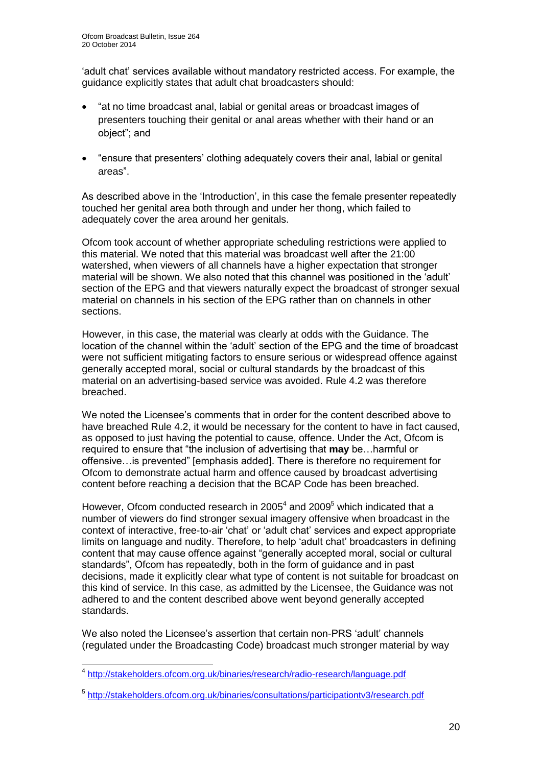'adult chat' services available without mandatory restricted access. For example, the guidance explicitly states that adult chat broadcasters should:

- "at no time broadcast anal, labial or genital areas or broadcast images of presenters touching their genital or anal areas whether with their hand or an object"; and
- "ensure that presenters' clothing adequately covers their anal, labial or genital areas".

As described above in the 'Introduction', in this case the female presenter repeatedly touched her genital area both through and under her thong, which failed to adequately cover the area around her genitals.

Ofcom took account of whether appropriate scheduling restrictions were applied to this material. We noted that this material was broadcast well after the 21:00 watershed, when viewers of all channels have a higher expectation that stronger material will be shown. We also noted that this channel was positioned in the 'adult' section of the EPG and that viewers naturally expect the broadcast of stronger sexual material on channels in his section of the EPG rather than on channels in other sections.

However, in this case, the material was clearly at odds with the Guidance. The location of the channel within the 'adult' section of the EPG and the time of broadcast were not sufficient mitigating factors to ensure serious or widespread offence against generally accepted moral, social or cultural standards by the broadcast of this material on an advertising-based service was avoided. Rule 4.2 was therefore breached.

We noted the Licensee's comments that in order for the content described above to have breached Rule 4.2, it would be necessary for the content to have in fact caused, as opposed to just having the potential to cause, offence. Under the Act, Ofcom is required to ensure that "the inclusion of advertising that **may** be…harmful or offensive…is prevented" [emphasis added]. There is therefore no requirement for Ofcom to demonstrate actual harm and offence caused by broadcast advertising content before reaching a decision that the BCAP Code has been breached.

However, Ofcom conducted research in 2005[4] and 2009[5] which indicated that a number of viewers do find stronger sexual imagery offensive when broadcast in the context of interactive, free-to-air 'chat' or 'adult chat' services and expect appropriate limits on language and nudity. Therefore, to help 'adult chat' broadcasters in defining content that may cause offence against "generally accepted moral, social or cultural standards", Ofcom has repeatedly, both in the form of guidance and in past decisions, made it explicitly clear what type of content is not suitable for broadcast on this kind of service. In this case, as admitted by the Licensee, the Guidance was not adhered to and the content described above went beyond generally accepted standards.

We also noted the Licensee's assertion that certain non-PRS 'adult' channels (regulated under the Broadcasting Code) broadcast much stronger material by way

---

[4] http://stakeholders.ofcom.org.uk/binaries/research/radio-research/language.pdf

[5] http://stakeholders.ofcom.org.uk/binaries/consultations/participationtv3/research.pdf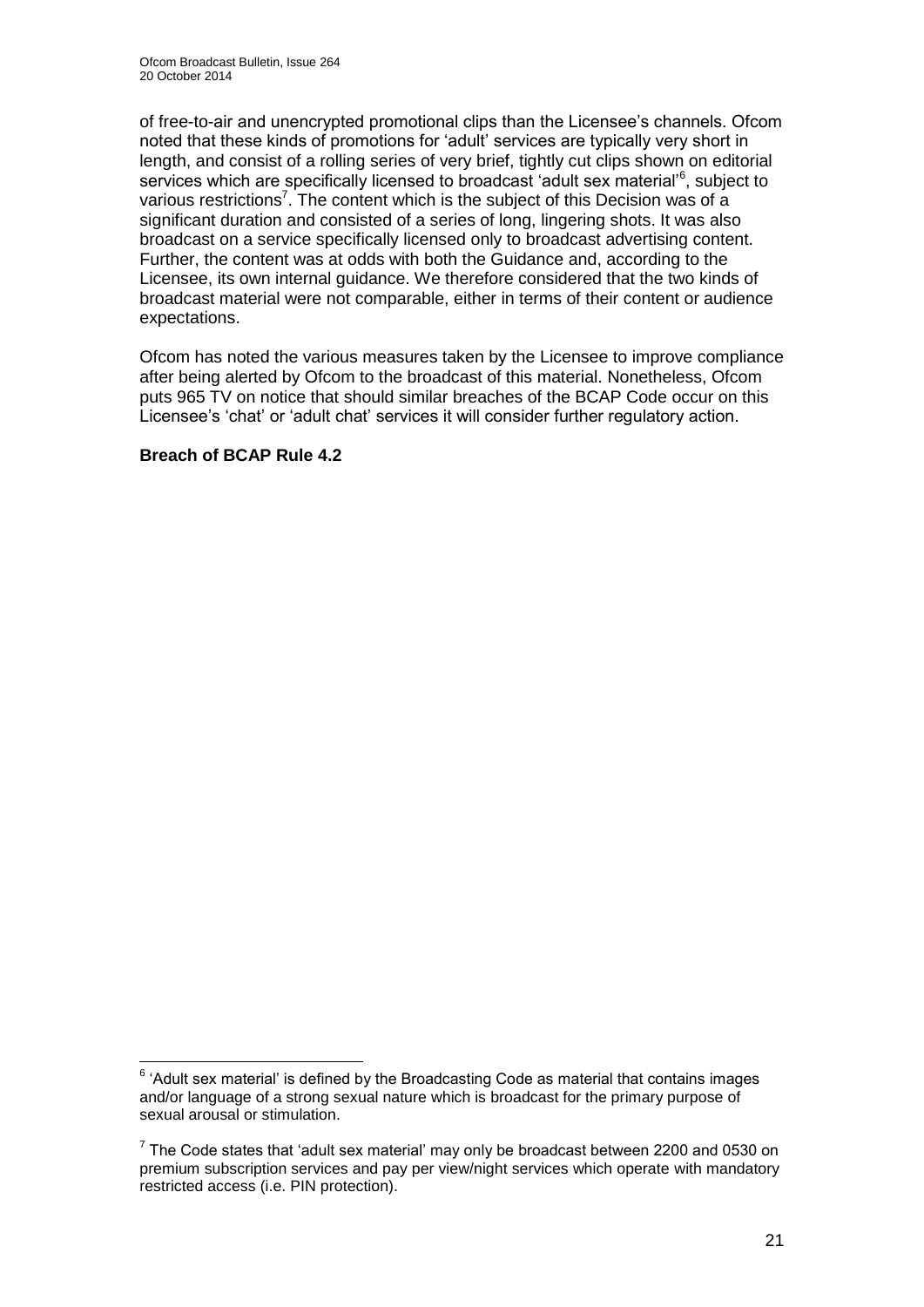of free-to-air and unencrypted promotional clips than the Licensee's channels. Ofcom noted that these kinds of promotions for 'adult' services are typically very short in length, and consist of a rolling series of very brief, tightly cut clips shown on editorial services which are specifically licensed to broadcast 'adult sex material'[6], subject to various restrictions[7]. The content which is the subject of this Decision was of a significant duration and consisted of a series of long, lingering shots. It was also broadcast on a service specifically licensed only to broadcast advertising content. Further, the content was at odds with both the Guidance and, according to the Licensee, its own internal guidance. We therefore considered that the two kinds of broadcast material were not comparable, either in terms of their content or audience expectations.

Ofcom has noted the various measures taken by the Licensee to improve compliance after being alerted by Ofcom to the broadcast of this material. Nonetheless, Ofcom puts 965 TV on notice that should similar breaches of the BCAP Code occur on this Licensee's 'chat' or 'adult chat' services it will consider further regulatory action.

**Breach of BCAP Rule 4.2**

---

[6] 'Adult sex material' is defined by the Broadcasting Code as material that contains images and/or language of a strong sexual nature which is broadcast for the primary purpose of sexual arousal or stimulation.

[7] The Code states that 'adult sex material' may only be broadcast between 2200 and 0530 on premium subscription services and pay per view/night services which operate with mandatory restricted access (i.e. PIN protection).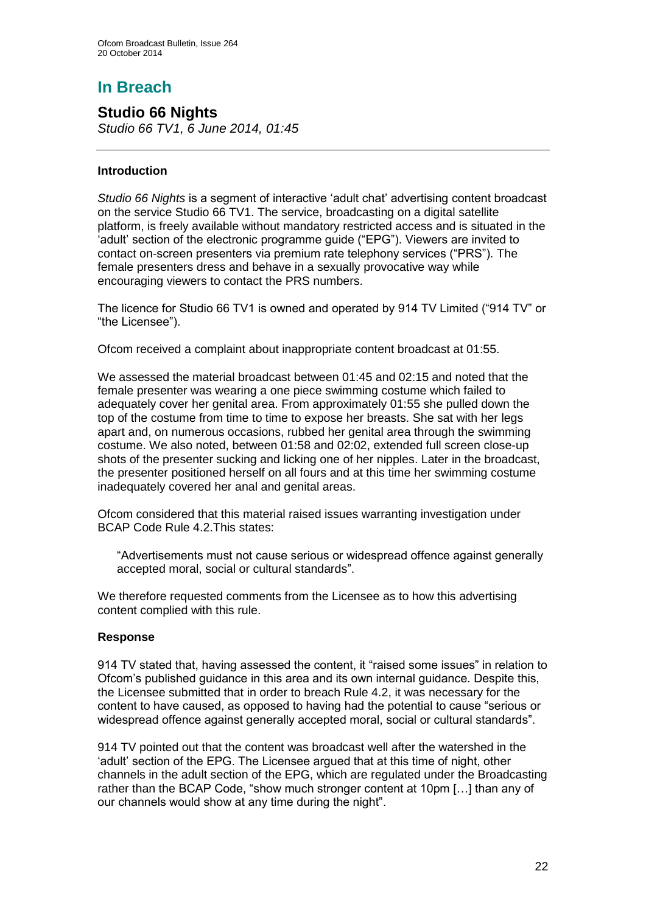# In Breach

## Studio 66 Nights

*Studio 66 TV1, 6 June 2014, 01:45*

### Introduction

*Studio 66 Nights* is a segment of interactive 'adult chat' advertising content broadcast on the service Studio 66 TV1. The service, broadcasting on a digital satellite platform, is freely available without mandatory restricted access and is situated in the 'adult' section of the electronic programme guide ("EPG"). Viewers are invited to contact on-screen presenters via premium rate telephony services ("PRS"). The female presenters dress and behave in a sexually provocative way while encouraging viewers to contact the PRS numbers.

The licence for Studio 66 TV1 is owned and operated by 914 TV Limited ("914 TV" or "the Licensee").

Ofcom received a complaint about inappropriate content broadcast at 01:55.

We assessed the material broadcast between 01:45 and 02:15 and noted that the female presenter was wearing a one piece swimming costume which failed to adequately cover her genital area. From approximately 01:55 she pulled down the top of the costume from time to time to expose her breasts. She sat with her legs apart and, on numerous occasions, rubbed her genital area through the swimming costume. We also noted, between 01:58 and 02:02, extended full screen close-up shots of the presenter sucking and licking one of her nipples. Later in the broadcast, the presenter positioned herself on all fours and at this time her swimming costume inadequately covered her anal and genital areas.

Ofcom considered that this material raised issues warranting investigation under BCAP Code Rule 4.2.This states:

> "Advertisements must not cause serious or widespread offence against generally accepted moral, social or cultural standards".

We therefore requested comments from the Licensee as to how this advertising content complied with this rule.

### Response

914 TV stated that, having assessed the content, it "raised some issues" in relation to Ofcom's published guidance in this area and its own internal guidance. Despite this, the Licensee submitted that in order to breach Rule 4.2, it was necessary for the content to have caused, as opposed to having had the potential to cause "serious or widespread offence against generally accepted moral, social or cultural standards".

914 TV pointed out that the content was broadcast well after the watershed in the 'adult' section of the EPG. The Licensee argued that at this time of night, other channels in the adult section of the EPG, which are regulated under the Broadcasting rather than the BCAP Code, "show much stronger content at 10pm […] than any of our channels would show at any time during the night".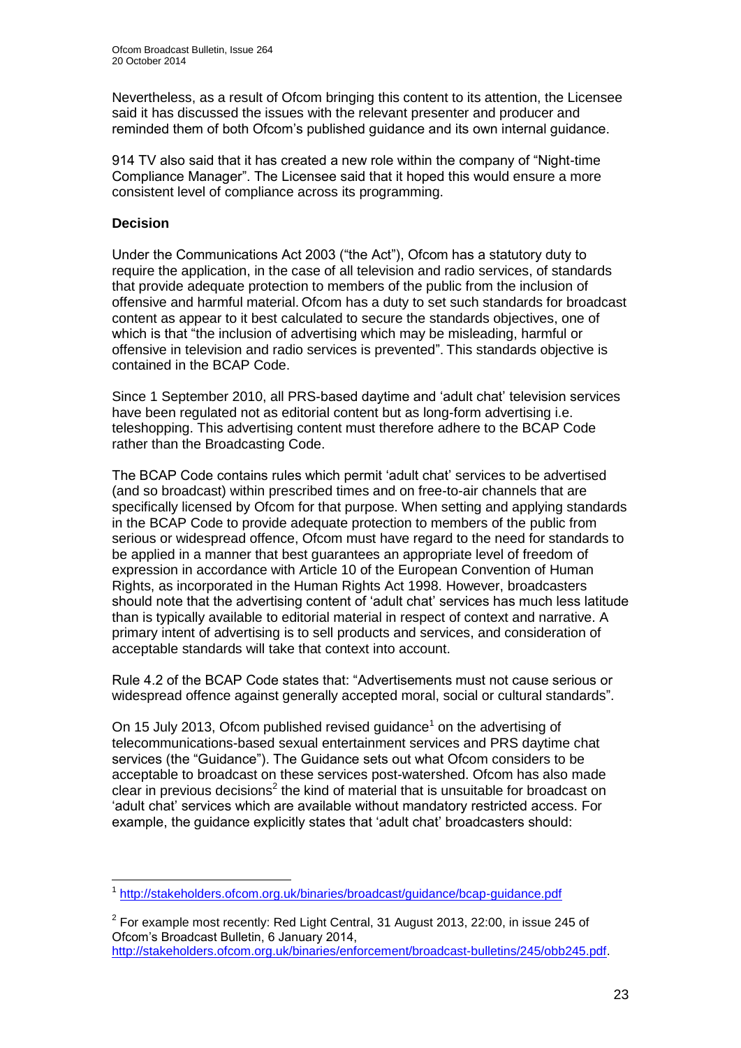Nevertheless, as a result of Ofcom bringing this content to its attention, the Licensee said it has discussed the issues with the relevant presenter and producer and reminded them of both Ofcom's published guidance and its own internal guidance.

914 TV also said that it has created a new role within the company of "Night-time Compliance Manager". The Licensee said that it hoped this would ensure a more consistent level of compliance across its programming.

**Decision**

Under the Communications Act 2003 ("the Act"), Ofcom has a statutory duty to require the application, in the case of all television and radio services, of standards that provide adequate protection to members of the public from the inclusion of offensive and harmful material. Ofcom has a duty to set such standards for broadcast content as appear to it best calculated to secure the standards objectives, one of which is that "the inclusion of advertising which may be misleading, harmful or offensive in television and radio services is prevented". This standards objective is contained in the BCAP Code.

Since 1 September 2010, all PRS-based daytime and 'adult chat' television services have been regulated not as editorial content but as long-form advertising i.e. teleshopping. This advertising content must therefore adhere to the BCAP Code rather than the Broadcasting Code.

The BCAP Code contains rules which permit 'adult chat' services to be advertised (and so broadcast) within prescribed times and on free-to-air channels that are specifically licensed by Ofcom for that purpose. When setting and applying standards in the BCAP Code to provide adequate protection to members of the public from serious or widespread offence, Ofcom must have regard to the need for standards to be applied in a manner that best guarantees an appropriate level of freedom of expression in accordance with Article 10 of the European Convention of Human Rights, as incorporated in the Human Rights Act 1998. However, broadcasters should note that the advertising content of 'adult chat' services has much less latitude than is typically available to editorial material in respect of context and narrative. A primary intent of advertising is to sell products and services, and consideration of acceptable standards will take that context into account.

Rule 4.2 of the BCAP Code states that: "Advertisements must not cause serious or widespread offence against generally accepted moral, social or cultural standards".

On 15 July 2013, Ofcom published revised guidance[1] on the advertising of telecommunications-based sexual entertainment services and PRS daytime chat services (the "Guidance"). The Guidance sets out what Ofcom considers to be acceptable to broadcast on these services post-watershed. Ofcom has also made clear in previous decisions[2] the kind of material that is unsuitable for broadcast on 'adult chat' services which are available without mandatory restricted access. For example, the guidance explicitly states that 'adult chat' broadcasters should:

---

[1] http://stakeholders.ofcom.org.uk/binaries/broadcast/guidance/bcap-guidance.pdf

[2] For example most recently: Red Light Central, 31 August 2013, 22:00, in issue 245 of Ofcom's Broadcast Bulletin, 6 January 2014, http://stakeholders.ofcom.org.uk/binaries/enforcement/broadcast-bulletins/245/obb245.pdf.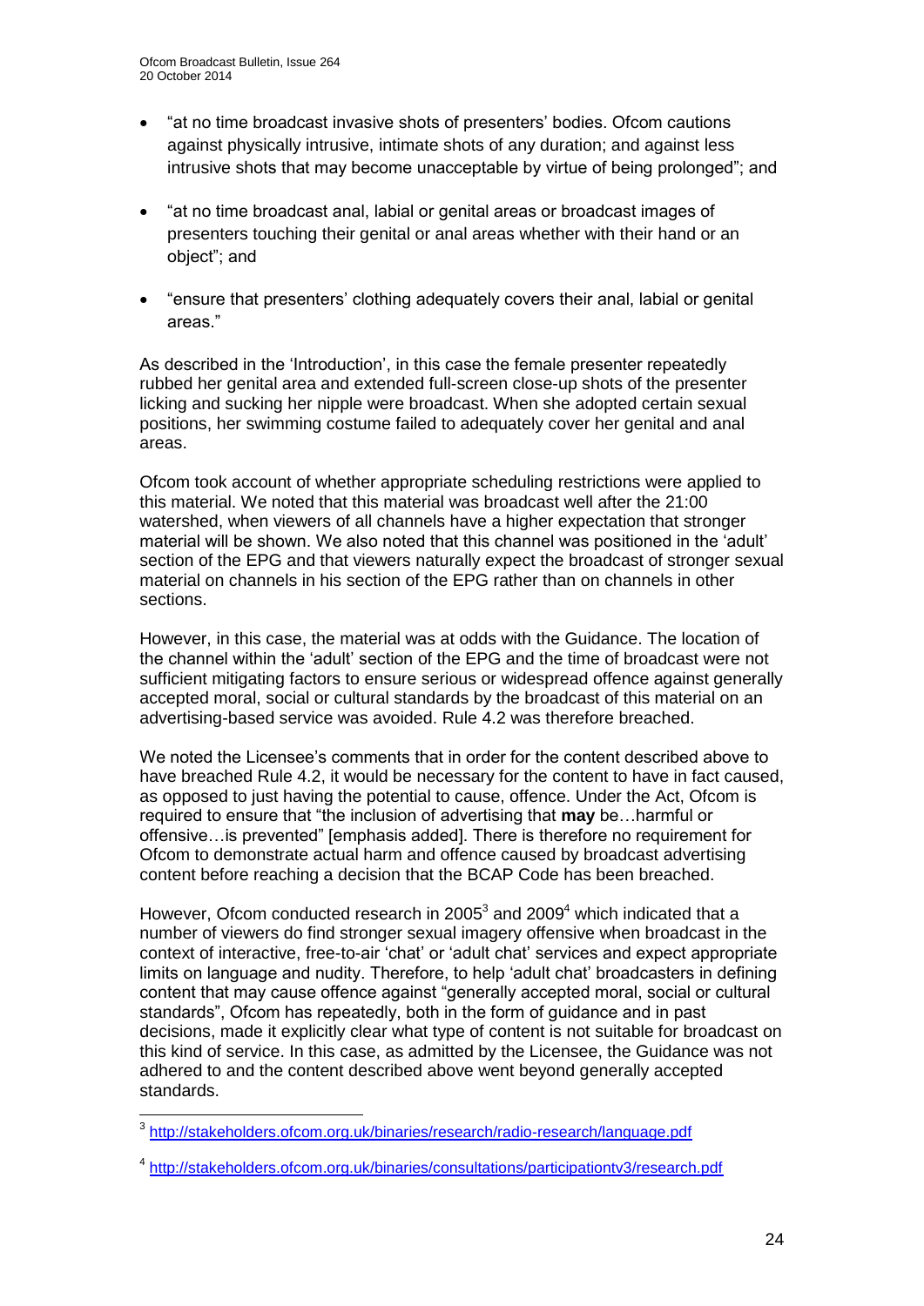- "at no time broadcast invasive shots of presenters' bodies. Ofcom cautions against physically intrusive, intimate shots of any duration; and against less intrusive shots that may become unacceptable by virtue of being prolonged"; and

- "at no time broadcast anal, labial or genital areas or broadcast images of presenters touching their genital or anal areas whether with their hand or an object"; and

- "ensure that presenters' clothing adequately covers their anal, labial or genital areas."

As described in the 'Introduction', in this case the female presenter repeatedly rubbed her genital area and extended full-screen close-up shots of the presenter licking and sucking her nipple were broadcast. When she adopted certain sexual positions, her swimming costume failed to adequately cover her genital and anal areas.

Ofcom took account of whether appropriate scheduling restrictions were applied to this material. We noted that this material was broadcast well after the 21:00 watershed, when viewers of all channels have a higher expectation that stronger material will be shown. We also noted that this channel was positioned in the 'adult' section of the EPG and that viewers naturally expect the broadcast of stronger sexual material on channels in his section of the EPG rather than on channels in other sections.

However, in this case, the material was at odds with the Guidance. The location of the channel within the 'adult' section of the EPG and the time of broadcast were not sufficient mitigating factors to ensure serious or widespread offence against generally accepted moral, social or cultural standards by the broadcast of this material on an advertising-based service was avoided. Rule 4.2 was therefore breached.

We noted the Licensee's comments that in order for the content described above to have breached Rule 4.2, it would be necessary for the content to have in fact caused, as opposed to just having the potential to cause, offence. Under the Act, Ofcom is required to ensure that "the inclusion of advertising that **may** be…harmful or offensive…is prevented" [emphasis added]. There is therefore no requirement for Ofcom to demonstrate actual harm and offence caused by broadcast advertising content before reaching a decision that the BCAP Code has been breached.

However, Ofcom conducted research in 2005[3] and 2009[4] which indicated that a number of viewers do find stronger sexual imagery offensive when broadcast in the context of interactive, free-to-air 'chat' or 'adult chat' services and expect appropriate limits on language and nudity. Therefore, to help 'adult chat' broadcasters in defining content that may cause offence against "generally accepted moral, social or cultural standards", Ofcom has repeatedly, both in the form of guidance and in past decisions, made it explicitly clear what type of content is not suitable for broadcast on this kind of service. In this case, as admitted by the Licensee, the Guidance was not adhered to and the content described above went beyond generally accepted standards.

[3] http://stakeholders.ofcom.org.uk/binaries/research/radio-research/language.pdf

[4] http://stakeholders.ofcom.org.uk/binaries/consultations/participationtv3/research.pdf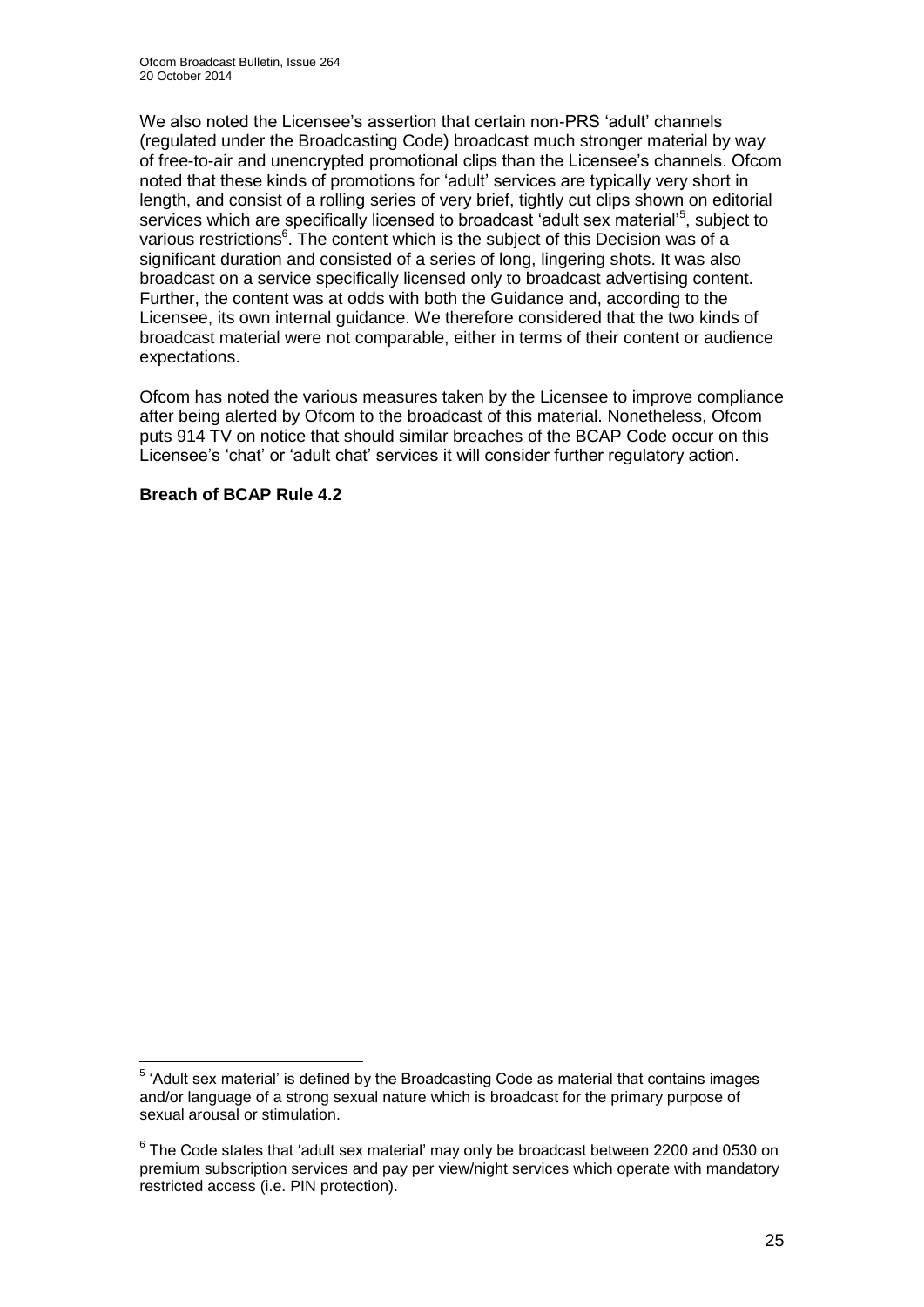We also noted the Licensee's assertion that certain non-PRS 'adult' channels (regulated under the Broadcasting Code) broadcast much stronger material by way of free-to-air and unencrypted promotional clips than the Licensee's channels. Ofcom noted that these kinds of promotions for 'adult' services are typically very short in length, and consist of a rolling series of very brief, tightly cut clips shown on editorial services which are specifically licensed to broadcast 'adult sex material'[5], subject to various restrictions[6]. The content which is the subject of this Decision was of a significant duration and consisted of a series of long, lingering shots. It was also broadcast on a service specifically licensed only to broadcast advertising content. Further, the content was at odds with both the Guidance and, according to the Licensee, its own internal guidance. We therefore considered that the two kinds of broadcast material were not comparable, either in terms of their content or audience expectations.

Ofcom has noted the various measures taken by the Licensee to improve compliance after being alerted by Ofcom to the broadcast of this material. Nonetheless, Ofcom puts 914 TV on notice that should similar breaches of the BCAP Code occur on this Licensee's 'chat' or 'adult chat' services it will consider further regulatory action.

**Breach of BCAP Rule 4.2**

[5] 'Adult sex material' is defined by the Broadcasting Code as material that contains images and/or language of a strong sexual nature which is broadcast for the primary purpose of sexual arousal or stimulation.

[6] The Code states that 'adult sex material' may only be broadcast between 2200 and 0530 on premium subscription services and pay per view/night services which operate with mandatory restricted access (i.e. PIN protection).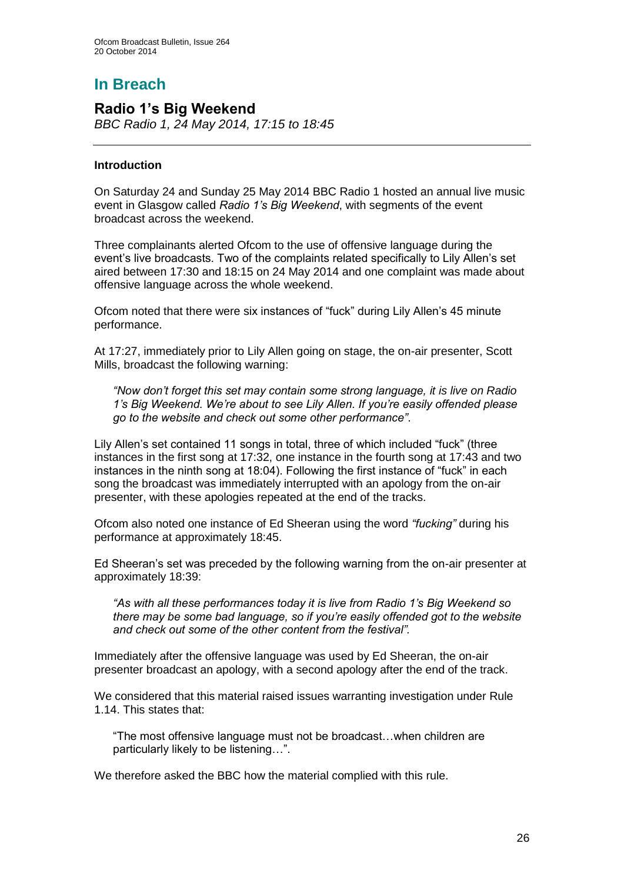# In Breach

## Radio 1's Big Weekend

*BBC Radio 1, 24 May 2014, 17:15 to 18:45*

### Introduction

On Saturday 24 and Sunday 25 May 2014 BBC Radio 1 hosted an annual live music event in Glasgow called *Radio 1's Big Weekend*, with segments of the event broadcast across the weekend.

Three complainants alerted Ofcom to the use of offensive language during the event's live broadcasts. Two of the complaints related specifically to Lily Allen's set aired between 17:30 and 18:15 on 24 May 2014 and one complaint was made about offensive language across the whole weekend.

Ofcom noted that there were six instances of "fuck" during Lily Allen's 45 minute performance.

At 17:27, immediately prior to Lily Allen going on stage, the on-air presenter, Scott Mills, broadcast the following warning:

> *"Now don't forget this set may contain some strong language, it is live on Radio 1's Big Weekend. We're about to see Lily Allen. If you're easily offended please go to the website and check out some other performance"*.

Lily Allen's set contained 11 songs in total, three of which included "fuck" (three instances in the first song at 17:32, one instance in the fourth song at 17:43 and two instances in the ninth song at 18:04). Following the first instance of "fuck" in each song the broadcast was immediately interrupted with an apology from the on-air presenter, with these apologies repeated at the end of the tracks.

Ofcom also noted one instance of Ed Sheeran using the word *"fucking"* during his performance at approximately 18:45.

Ed Sheeran's set was preceded by the following warning from the on-air presenter at approximately 18:39:

> *"As with all these performances today it is live from Radio 1's Big Weekend so there may be some bad language, so if you're easily offended got to the website and check out some of the other content from the festival"*.

Immediately after the offensive language was used by Ed Sheeran, the on-air presenter broadcast an apology, with a second apology after the end of the track.

We considered that this material raised issues warranting investigation under Rule 1.14. This states that:

> "The most offensive language must not be broadcast…when children are particularly likely to be listening…".

We therefore asked the BBC how the material complied with this rule.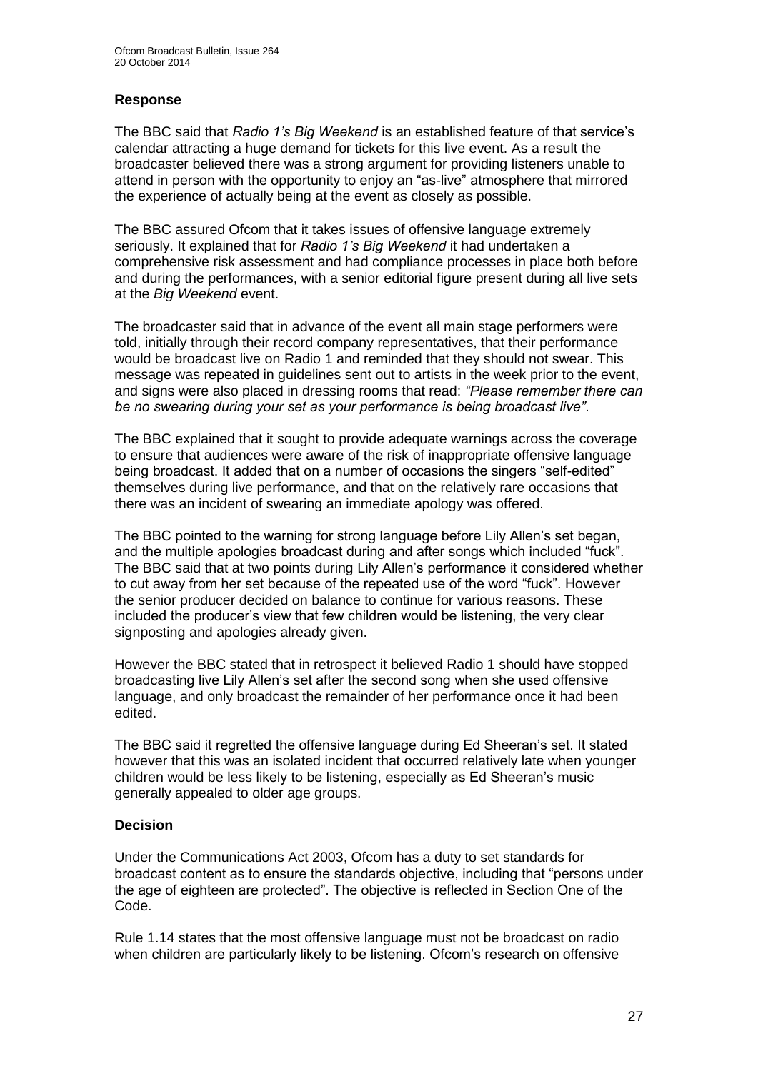### Response

The BBC said that *Radio 1's Big Weekend* is an established feature of that service's calendar attracting a huge demand for tickets for this live event. As a result the broadcaster believed there was a strong argument for providing listeners unable to attend in person with the opportunity to enjoy an "as-live" atmosphere that mirrored the experience of actually being at the event as closely as possible.

The BBC assured Ofcom that it takes issues of offensive language extremely seriously. It explained that for *Radio 1's Big Weekend* it had undertaken a comprehensive risk assessment and had compliance processes in place both before and during the performances, with a senior editorial figure present during all live sets at the *Big Weekend* event.

The broadcaster said that in advance of the event all main stage performers were told, initially through their record company representatives, that their performance would be broadcast live on Radio 1 and reminded that they should not swear. This message was repeated in guidelines sent out to artists in the week prior to the event, and signs were also placed in dressing rooms that read: *"Please remember there can be no swearing during your set as your performance is being broadcast live"*.

The BBC explained that it sought to provide adequate warnings across the coverage to ensure that audiences were aware of the risk of inappropriate offensive language being broadcast. It added that on a number of occasions the singers "self-edited" themselves during live performance, and that on the relatively rare occasions that there was an incident of swearing an immediate apology was offered.

The BBC pointed to the warning for strong language before Lily Allen's set began, and the multiple apologies broadcast during and after songs which included "fuck". The BBC said that at two points during Lily Allen's performance it considered whether to cut away from her set because of the repeated use of the word "fuck". However the senior producer decided on balance to continue for various reasons. These included the producer's view that few children would be listening, the very clear signposting and apologies already given.

However the BBC stated that in retrospect it believed Radio 1 should have stopped broadcasting live Lily Allen's set after the second song when she used offensive language, and only broadcast the remainder of her performance once it had been edited.

The BBC said it regretted the offensive language during Ed Sheeran's set. It stated however that this was an isolated incident that occurred relatively late when younger children would be less likely to be listening, especially as Ed Sheeran's music generally appealed to older age groups.

### Decision

Under the Communications Act 2003, Ofcom has a duty to set standards for broadcast content as to ensure the standards objective, including that "persons under the age of eighteen are protected". The objective is reflected in Section One of the Code.

Rule 1.14 states that the most offensive language must not be broadcast on radio when children are particularly likely to be listening. Ofcom's research on offensive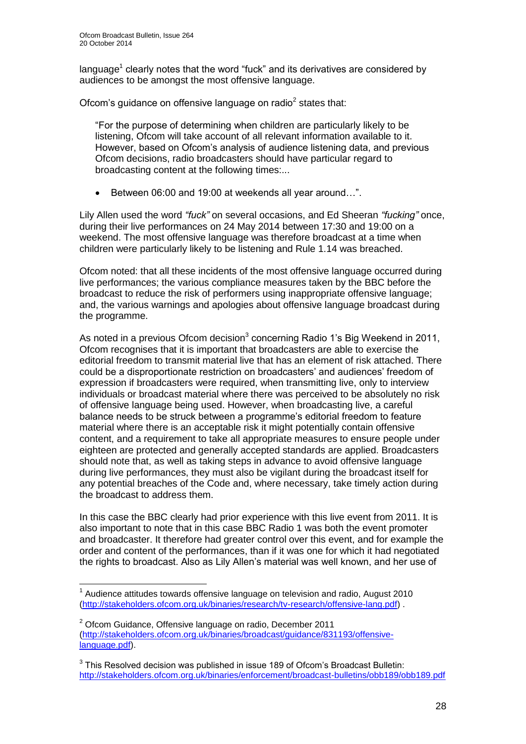language[1] clearly notes that the word "fuck" and its derivatives are considered by audiences to be amongst the most offensive language.

Ofcom's guidance on offensive language on radio[2] states that:

> "For the purpose of determining when children are particularly likely to be listening, Ofcom will take account of all relevant information available to it. However, based on Ofcom's analysis of audience listening data, and previous Ofcom decisions, radio broadcasters should have particular regard to broadcasting content at the following times:...
>
> - Between 06:00 and 19:00 at weekends all year around…".

Lily Allen used the word *"fuck"* on several occasions, and Ed Sheeran *"fucking"* once, during their live performances on 24 May 2014 between 17:30 and 19:00 on a weekend. The most offensive language was therefore broadcast at a time when children were particularly likely to be listening and Rule 1.14 was breached.

Ofcom noted: that all these incidents of the most offensive language occurred during live performances; the various compliance measures taken by the BBC before the broadcast to reduce the risk of performers using inappropriate offensive language; and, the various warnings and apologies about offensive language broadcast during the programme.

As noted in a previous Ofcom decision[3] concerning Radio 1's Big Weekend in 2011, Ofcom recognises that it is important that broadcasters are able to exercise the editorial freedom to transmit material live that has an element of risk attached. There could be a disproportionate restriction on broadcasters' and audiences' freedom of expression if broadcasters were required, when transmitting live, only to interview individuals or broadcast material where there was perceived to be absolutely no risk of offensive language being used. However, when broadcasting live, a careful balance needs to be struck between a programme's editorial freedom to feature material where there is an acceptable risk it might potentially contain offensive content, and a requirement to take all appropriate measures to ensure people under eighteen are protected and generally accepted standards are applied. Broadcasters should note that, as well as taking steps in advance to avoid offensive language during live performances, they must also be vigilant during the broadcast itself for any potential breaches of the Code and, where necessary, take timely action during the broadcast to address them.

In this case the BBC clearly had prior experience with this live event from 2011. It is also important to note that in this case BBC Radio 1 was both the event promoter and broadcaster. It therefore had greater control over this event, and for example the order and content of the performances, than if it was one for which it had negotiated the rights to broadcast. Also as Lily Allen's material was well known, and her use of

---

[1] Audience attitudes towards offensive language on television and radio, August 2010 (http://stakeholders.ofcom.org.uk/binaries/research/tv-research/offensive-lang.pdf) .

[2] Ofcom Guidance, Offensive language on radio, December 2011 (http://stakeholders.ofcom.org.uk/binaries/broadcast/guidance/831193/offensive-language.pdf).

[3] This Resolved decision was published in issue 189 of Ofcom's Broadcast Bulletin: http://stakeholders.ofcom.org.uk/binaries/enforcement/broadcast-bulletins/obb189/obb189.pdf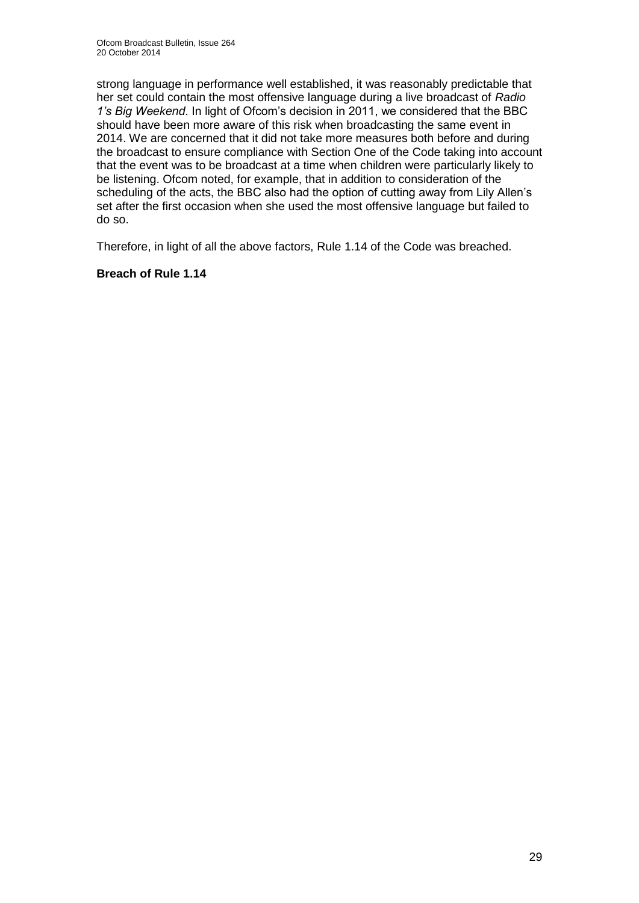strong language in performance well established, it was reasonably predictable that her set could contain the most offensive language during a live broadcast of *Radio 1's Big Weekend*. In light of Ofcom's decision in 2011, we considered that the BBC should have been more aware of this risk when broadcasting the same event in 2014. We are concerned that it did not take more measures both before and during the broadcast to ensure compliance with Section One of the Code taking into account that the event was to be broadcast at a time when children were particularly likely to be listening. Ofcom noted, for example, that in addition to consideration of the scheduling of the acts, the BBC also had the option of cutting away from Lily Allen's set after the first occasion when she used the most offensive language but failed to do so.

Therefore, in light of all the above factors, Rule 1.14 of the Code was breached.

**Breach of Rule 1.14**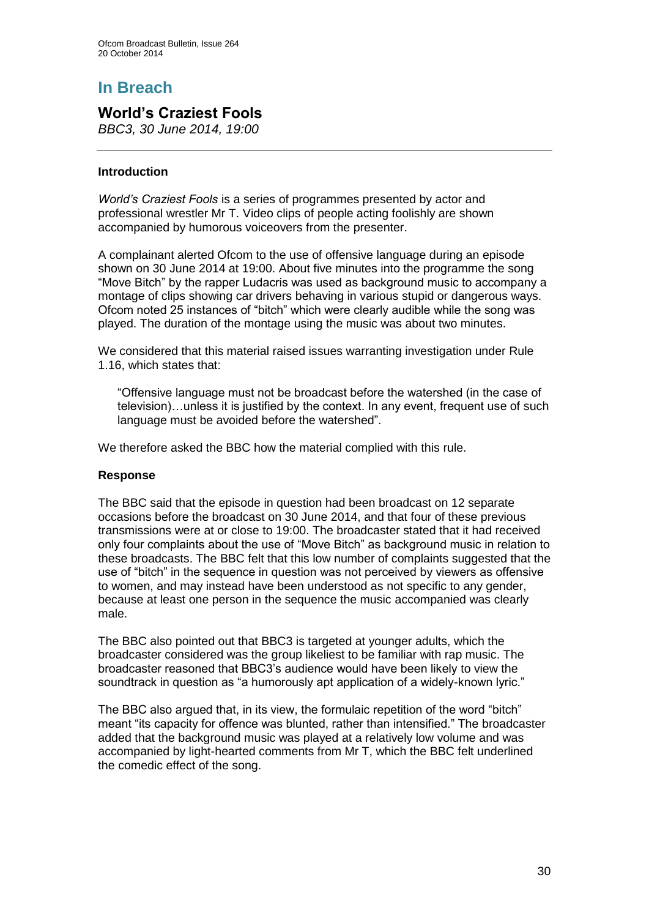# In Breach

## World's Craziest Fools

*BBC3, 30 June 2014, 19:00*

---

### Introduction

*World's Craziest Fools* is a series of programmes presented by actor and professional wrestler Mr T. Video clips of people acting foolishly are shown accompanied by humorous voiceovers from the presenter.

A complainant alerted Ofcom to the use of offensive language during an episode shown on 30 June 2014 at 19:00. About five minutes into the programme the song "Move Bitch" by the rapper Ludacris was used as background music to accompany a montage of clips showing car drivers behaving in various stupid or dangerous ways. Ofcom noted 25 instances of "bitch" which were clearly audible while the song was played. The duration of the montage using the music was about two minutes.

We considered that this material raised issues warranting investigation under Rule 1.16, which states that:

> "Offensive language must not be broadcast before the watershed (in the case of television)…unless it is justified by the context. In any event, frequent use of such language must be avoided before the watershed".

We therefore asked the BBC how the material complied with this rule.

### Response

The BBC said that the episode in question had been broadcast on 12 separate occasions before the broadcast on 30 June 2014, and that four of these previous transmissions were at or close to 19:00. The broadcaster stated that it had received only four complaints about the use of "Move Bitch" as background music in relation to these broadcasts. The BBC felt that this low number of complaints suggested that the use of "bitch" in the sequence in question was not perceived by viewers as offensive to women, and may instead have been understood as not specific to any gender, because at least one person in the sequence the music accompanied was clearly male.

The BBC also pointed out that BBC3 is targeted at younger adults, which the broadcaster considered was the group likeliest to be familiar with rap music. The broadcaster reasoned that BBC3's audience would have been likely to view the soundtrack in question as "a humorously apt application of a widely-known lyric."

The BBC also argued that, in its view, the formulaic repetition of the word "bitch" meant "its capacity for offence was blunted, rather than intensified." The broadcaster added that the background music was played at a relatively low volume and was accompanied by light-hearted comments from Mr T, which the BBC felt underlined the comedic effect of the song.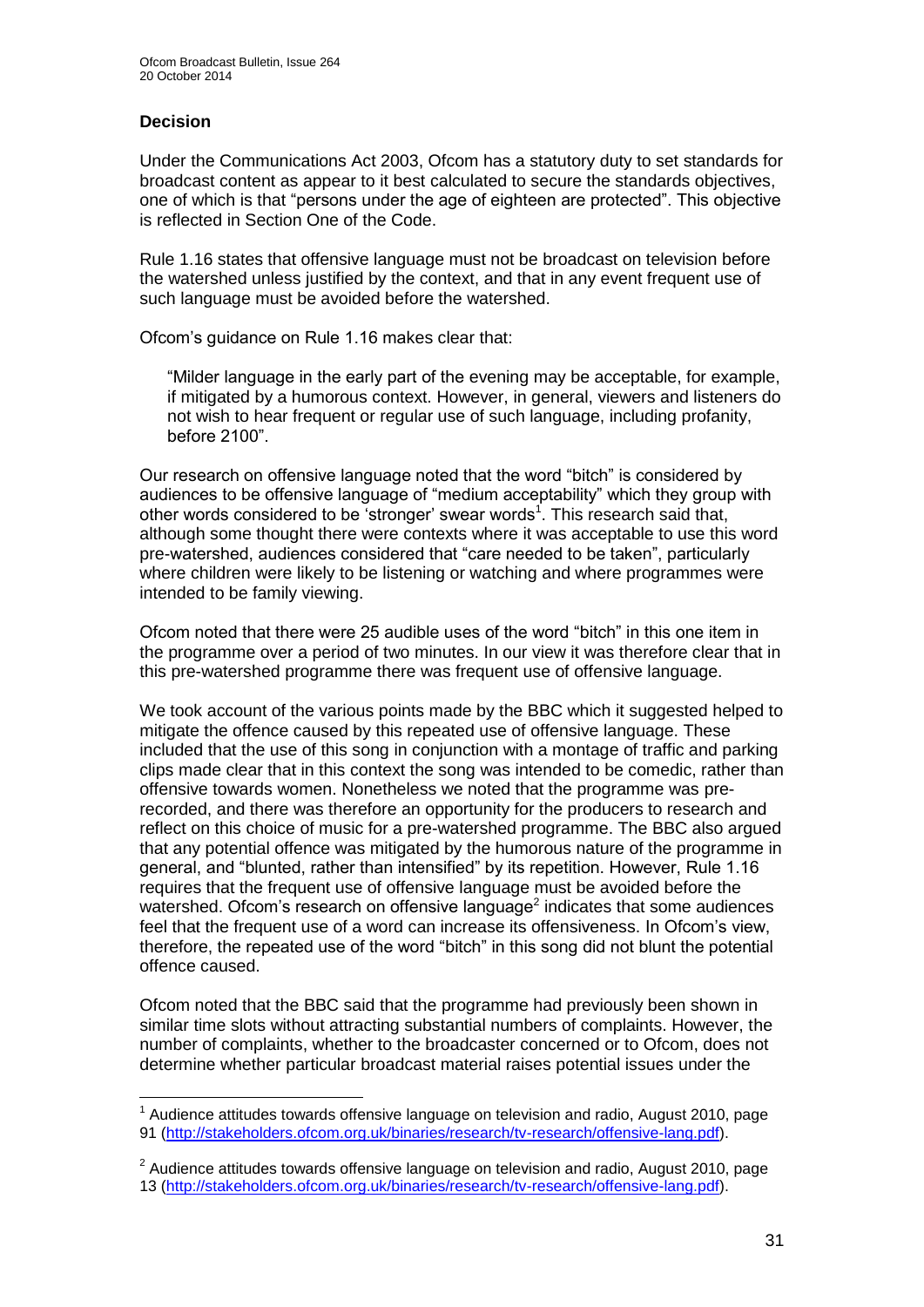### Decision

Under the Communications Act 2003, Ofcom has a statutory duty to set standards for broadcast content as appear to it best calculated to secure the standards objectives, one of which is that "persons under the age of eighteen are protected". This objective is reflected in Section One of the Code.

Rule 1.16 states that offensive language must not be broadcast on television before the watershed unless justified by the context, and that in any event frequent use of such language must be avoided before the watershed.

Ofcom's guidance on Rule 1.16 makes clear that:

> "Milder language in the early part of the evening may be acceptable, for example, if mitigated by a humorous context. However, in general, viewers and listeners do not wish to hear frequent or regular use of such language, including profanity, before 2100".

Our research on offensive language noted that the word "bitch" is considered by audiences to be offensive language of "medium acceptability" which they group with other words considered to be 'stronger' swear words[1]. This research said that, although some thought there were contexts where it was acceptable to use this word pre-watershed, audiences considered that "care needed to be taken", particularly where children were likely to be listening or watching and where programmes were intended to be family viewing.

Ofcom noted that there were 25 audible uses of the word "bitch" in this one item in the programme over a period of two minutes. In our view it was therefore clear that in this pre-watershed programme there was frequent use of offensive language.

We took account of the various points made by the BBC which it suggested helped to mitigate the offence caused by this repeated use of offensive language. These included that the use of this song in conjunction with a montage of traffic and parking clips made clear that in this context the song was intended to be comedic, rather than offensive towards women. Nonetheless we noted that the programme was pre-recorded, and there was therefore an opportunity for the producers to research and reflect on this choice of music for a pre-watershed programme. The BBC also argued that any potential offence was mitigated by the humorous nature of the programme in general, and "blunted, rather than intensified" by its repetition. However, Rule 1.16 requires that the frequent use of offensive language must be avoided before the watershed. Ofcom's research on offensive language[2] indicates that some audiences feel that the frequent use of a word can increase its offensiveness. In Ofcom's view, therefore, the repeated use of the word "bitch" in this song did not blunt the potential offence caused.

Ofcom noted that the BBC said that the programme had previously been shown in similar time slots without attracting substantial numbers of complaints. However, the number of complaints, whether to the broadcaster concerned or to Ofcom, does not determine whether particular broadcast material raises potential issues under the

---

[1] Audience attitudes towards offensive language on television and radio, August 2010, page 91 (http://stakeholders.ofcom.org.uk/binaries/research/tv-research/offensive-lang.pdf).

[2] Audience attitudes towards offensive language on television and radio, August 2010, page 13 (http://stakeholders.ofcom.org.uk/binaries/research/tv-research/offensive-lang.pdf).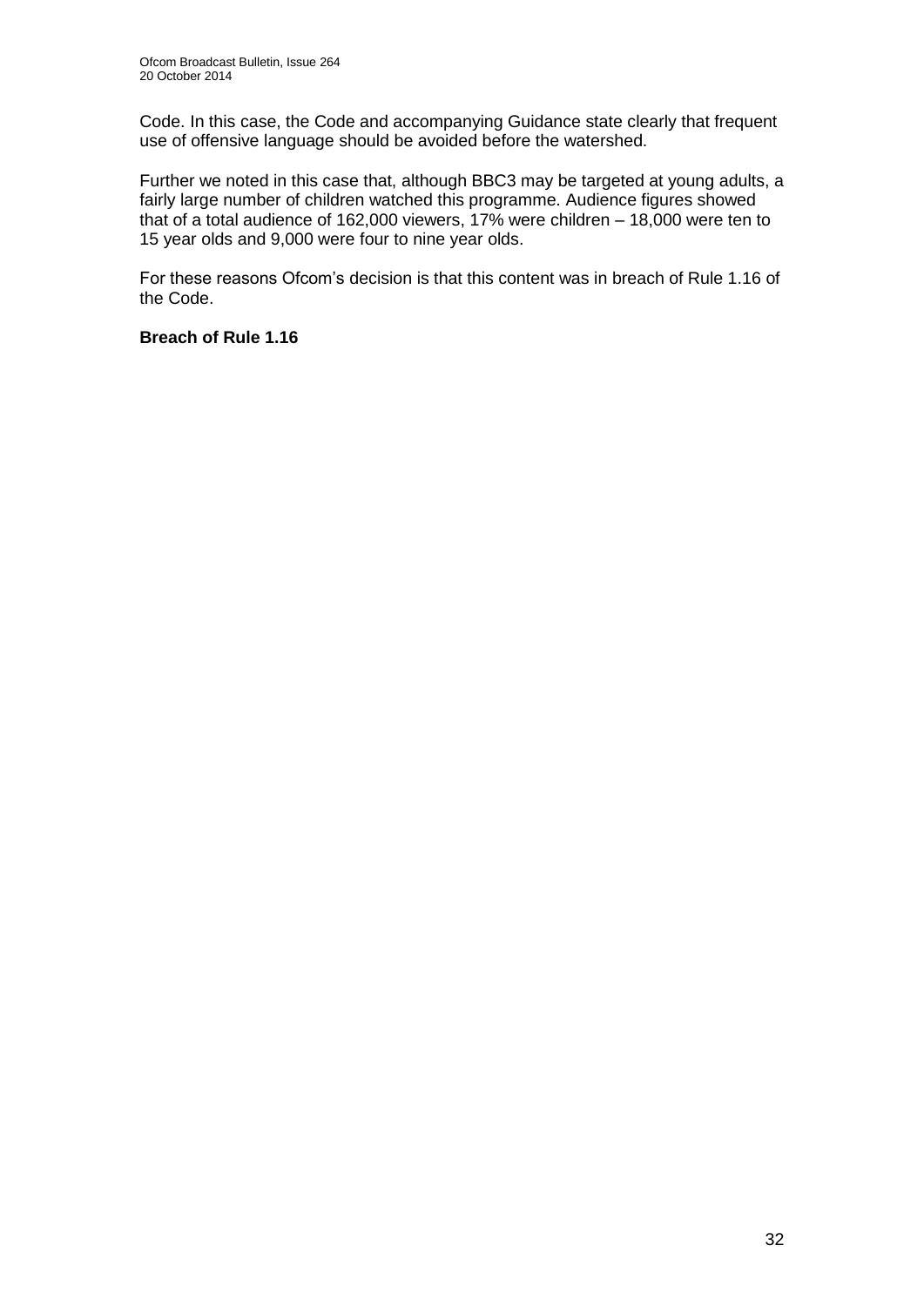Code. In this case, the Code and accompanying Guidance state clearly that frequent use of offensive language should be avoided before the watershed.

Further we noted in this case that, although BBC3 may be targeted at young adults, a fairly large number of children watched this programme. Audience figures showed that of a total audience of 162,000 viewers, 17% were children – 18,000 were ten to 15 year olds and 9,000 were four to nine year olds.

For these reasons Ofcom's decision is that this content was in breach of Rule 1.16 of the Code.

**Breach of Rule 1.16**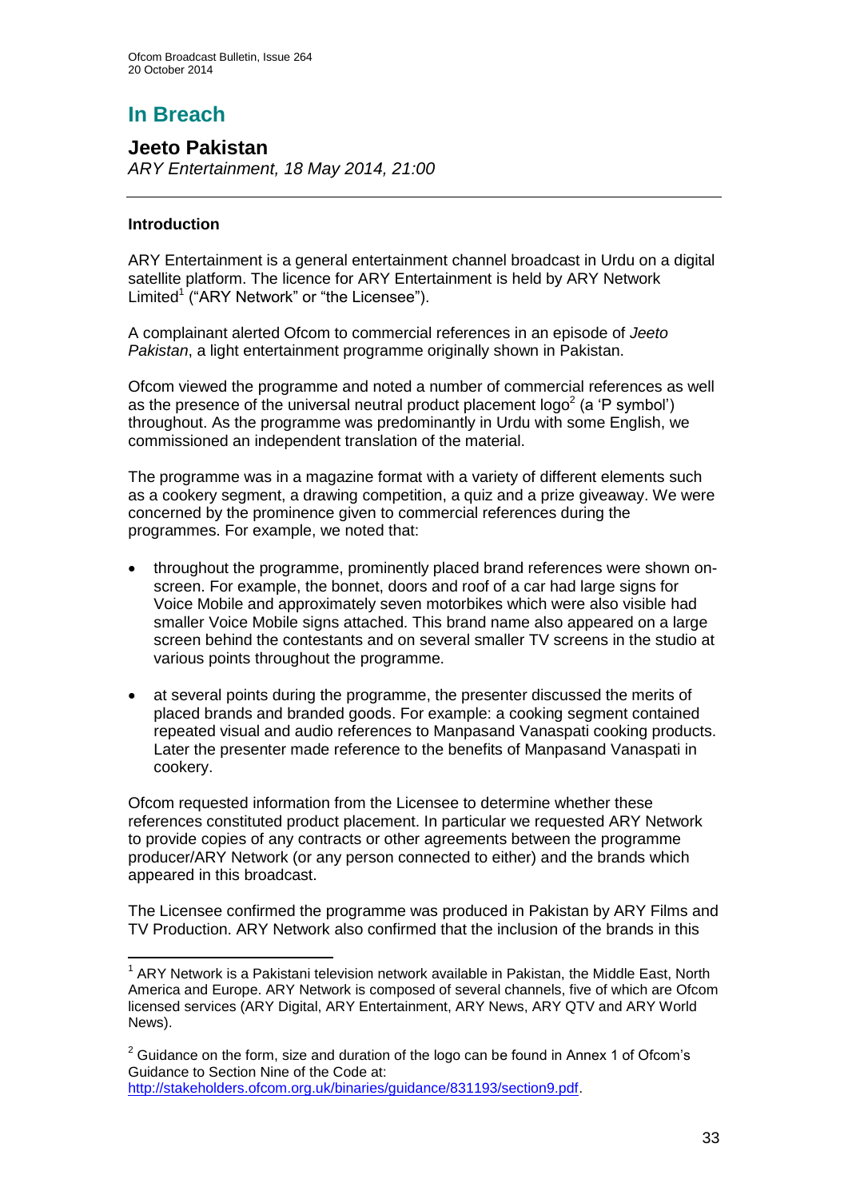# In Breach

## Jeeto Pakistan

*ARY Entertainment, 18 May 2014, 21:00*

---

### Introduction

ARY Entertainment is a general entertainment channel broadcast in Urdu on a digital satellite platform. The licence for ARY Entertainment is held by ARY Network Limited[1] ("ARY Network" or "the Licensee").

A complainant alerted Ofcom to commercial references in an episode of *Jeeto Pakistan*, a light entertainment programme originally shown in Pakistan.

Ofcom viewed the programme and noted a number of commercial references as well as the presence of the universal neutral product placement logo[2] (a 'P symbol') throughout. As the programme was predominantly in Urdu with some English, we commissioned an independent translation of the material.

The programme was in a magazine format with a variety of different elements such as a cookery segment, a drawing competition, a quiz and a prize giveaway. We were concerned by the prominence given to commercial references during the programmes. For example, we noted that:

- throughout the programme, prominently placed brand references were shown on-screen. For example, the bonnet, doors and roof of a car had large signs for Voice Mobile and approximately seven motorbikes which were also visible had smaller Voice Mobile signs attached. This brand name also appeared on a large screen behind the contestants and on several smaller TV screens in the studio at various points throughout the programme.
- at several points during the programme, the presenter discussed the merits of placed brands and branded goods. For example: a cooking segment contained repeated visual and audio references to Manpasand Vanaspati cooking products. Later the presenter made reference to the benefits of Manpasand Vanaspati in cookery.

Ofcom requested information from the Licensee to determine whether these references constituted product placement. In particular we requested ARY Network to provide copies of any contracts or other agreements between the programme producer/ARY Network (or any person connected to either) and the brands which appeared in this broadcast.

The Licensee confirmed the programme was produced in Pakistan by ARY Films and TV Production. ARY Network also confirmed that the inclusion of the brands in this

---

[1] ARY Network is a Pakistani television network available in Pakistan, the Middle East, North America and Europe. ARY Network is composed of several channels, five of which are Ofcom licensed services (ARY Digital, ARY Entertainment, ARY News, ARY QTV and ARY World News).

[2] Guidance on the form, size and duration of the logo can be found in Annex 1 of Ofcom's Guidance to Section Nine of the Code at: http://stakeholders.ofcom.org.uk/binaries/guidance/831193/section9.pdf.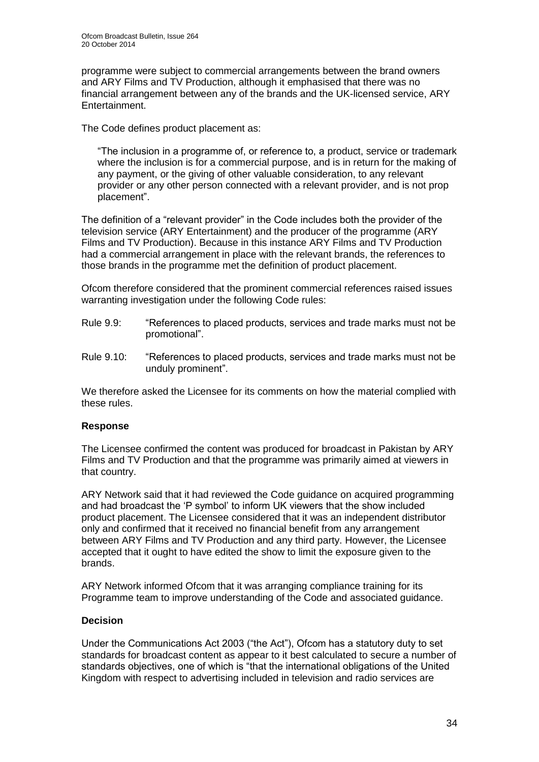programme were subject to commercial arrangements between the brand owners and ARY Films and TV Production, although it emphasised that there was no financial arrangement between any of the brands and the UK-licensed service, ARY Entertainment.

The Code defines product placement as:

> "The inclusion in a programme of, or reference to, a product, service or trademark where the inclusion is for a commercial purpose, and is in return for the making of any payment, or the giving of other valuable consideration, to any relevant provider or any other person connected with a relevant provider, and is not prop placement".

The definition of a "relevant provider" in the Code includes both the provider of the television service (ARY Entertainment) and the producer of the programme (ARY Films and TV Production). Because in this instance ARY Films and TV Production had a commercial arrangement in place with the relevant brands, the references to those brands in the programme met the definition of product placement.

Ofcom therefore considered that the prominent commercial references raised issues warranting investigation under the following Code rules:

Rule 9.9: "References to placed products, services and trade marks must not be promotional".

Rule 9.10: "References to placed products, services and trade marks must not be unduly prominent".

We therefore asked the Licensee for its comments on how the material complied with these rules.

**Response**

The Licensee confirmed the content was produced for broadcast in Pakistan by ARY Films and TV Production and that the programme was primarily aimed at viewers in that country.

ARY Network said that it had reviewed the Code guidance on acquired programming and had broadcast the 'P symbol' to inform UK viewers that the show included product placement. The Licensee considered that it was an independent distributor only and confirmed that it received no financial benefit from any arrangement between ARY Films and TV Production and any third party. However, the Licensee accepted that it ought to have edited the show to limit the exposure given to the brands.

ARY Network informed Ofcom that it was arranging compliance training for its Programme team to improve understanding of the Code and associated guidance.

**Decision**

Under the Communications Act 2003 ("the Act"), Ofcom has a statutory duty to set standards for broadcast content as appear to it best calculated to secure a number of standards objectives, one of which is "that the international obligations of the United Kingdom with respect to advertising included in television and radio services are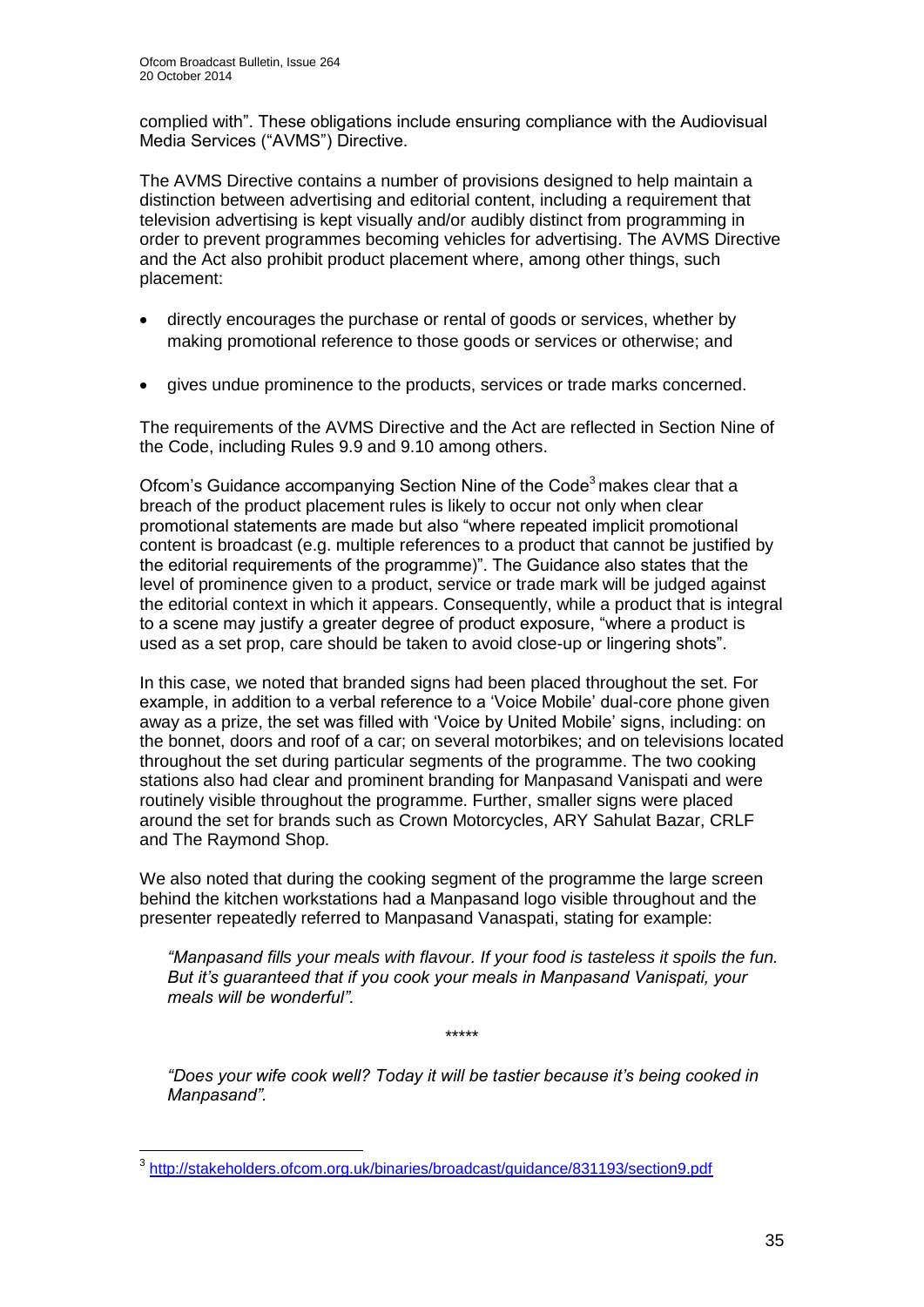complied with". These obligations include ensuring compliance with the Audiovisual Media Services ("AVMS") Directive.

The AVMS Directive contains a number of provisions designed to help maintain a distinction between advertising and editorial content, including a requirement that television advertising is kept visually and/or audibly distinct from programming in order to prevent programmes becoming vehicles for advertising. The AVMS Directive and the Act also prohibit product placement where, among other things, such placement:

- directly encourages the purchase or rental of goods or services, whether by making promotional reference to those goods or services or otherwise; and
- gives undue prominence to the products, services or trade marks concerned.

The requirements of the AVMS Directive and the Act are reflected in Section Nine of the Code, including Rules 9.9 and 9.10 among others.

Ofcom's Guidance accompanying Section Nine of the Code[3] makes clear that a breach of the product placement rules is likely to occur not only when clear promotional statements are made but also "where repeated implicit promotional content is broadcast (e.g. multiple references to a product that cannot be justified by the editorial requirements of the programme)". The Guidance also states that the level of prominence given to a product, service or trade mark will be judged against the editorial context in which it appears. Consequently, while a product that is integral to a scene may justify a greater degree of product exposure, "where a product is used as a set prop, care should be taken to avoid close-up or lingering shots".

In this case, we noted that branded signs had been placed throughout the set. For example, in addition to a verbal reference to a 'Voice Mobile' dual-core phone given away as a prize, the set was filled with 'Voice by United Mobile' signs, including: on the bonnet, doors and roof of a car; on several motorbikes; and on televisions located throughout the set during particular segments of the programme. The two cooking stations also had clear and prominent branding for Manpasand Vanispati and were routinely visible throughout the programme. Further, smaller signs were placed around the set for brands such as Crown Motorcycles, ARY Sahulat Bazar, CRLF and The Raymond Shop.

We also noted that during the cooking segment of the programme the large screen behind the kitchen workstations had a Manpasand logo visible throughout and the presenter repeatedly referred to Manpasand Vanaspati, stating for example:

> *"Manpasand fills your meals with flavour. If your food is tasteless it spoils the fun. But it's guaranteed that if you cook your meals in Manpasand Vanispati, your meals will be wonderful".*

*****

> *"Does your wife cook well? Today it will be tastier because it's being cooked in Manpasand".*

[3] http://stakeholders.ofcom.org.uk/binaries/broadcast/guidance/831193/section9.pdf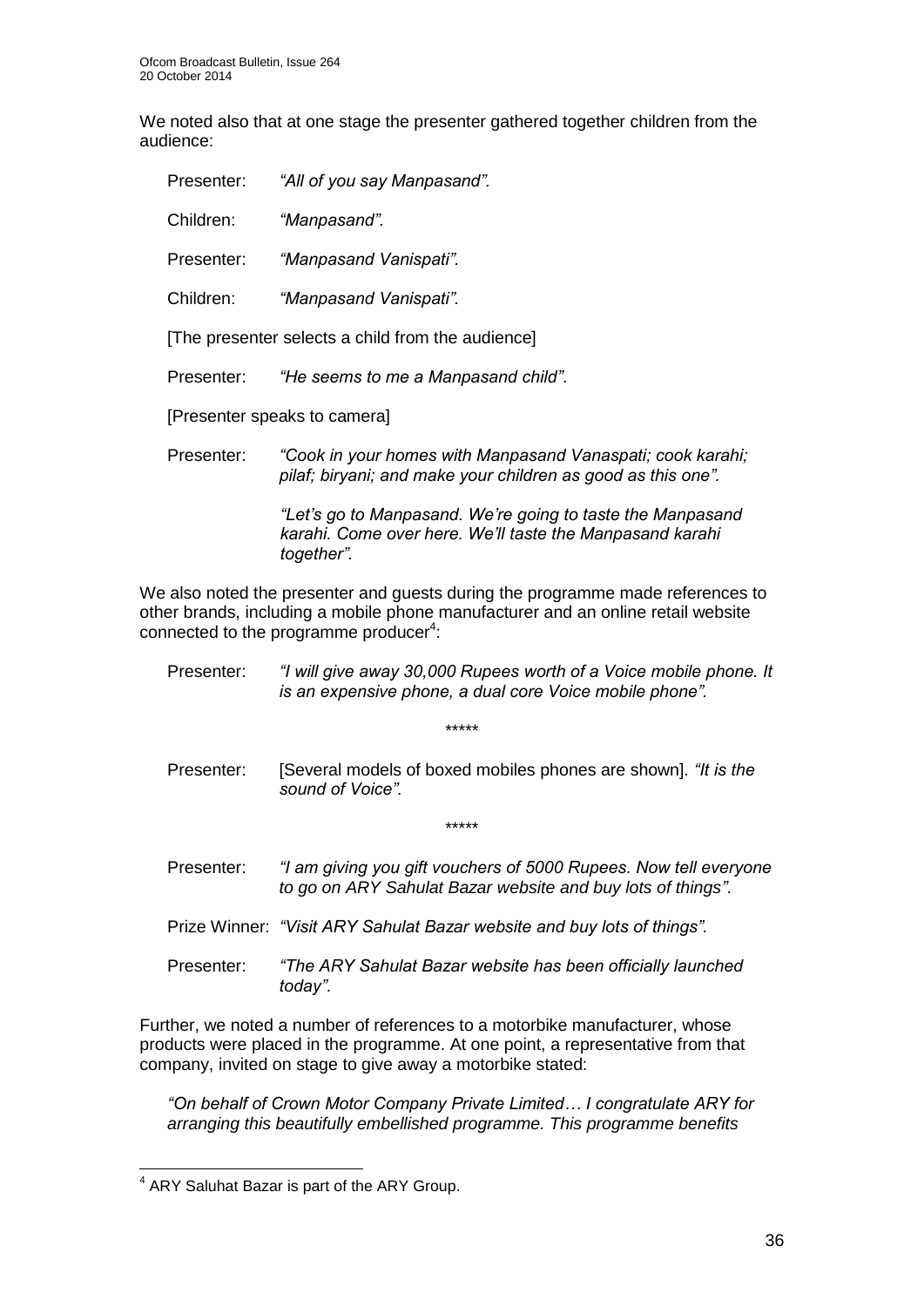We noted also that at one stage the presenter gathered together children from the audience:

Presenter: *"All of you say Manpasand".*

Children: *"Manpasand".*

Presenter: *"Manpasand Vanispati".*

Children: *"Manpasand Vanispati".*

[The presenter selects a child from the audience]

Presenter: *"He seems to me a Manpasand child"*.

[Presenter speaks to camera]

Presenter: *"Cook in your homes with Manpasand Vanaspati; cook karahi; pilaf; biryani; and make your children as good as this one".*

*"Let's go to Manpasand. We're going to taste the Manpasand karahi. Come over here. We'll taste the Manpasand karahi together".*

We also noted the presenter and guests during the programme made references to other brands, including a mobile phone manufacturer and an online retail website connected to the programme producer[4]:

Presenter: *"I will give away 30,000 Rupees worth of a Voice mobile phone. It is an expensive phone, a dual core Voice mobile phone".*

*****

Presenter: [Several models of boxed mobiles phones are shown]. *"It is the sound of Voice".*

*****

Presenter: *"I am giving you gift vouchers of 5000 Rupees. Now tell everyone to go on ARY Sahulat Bazar website and buy lots of things".*

Prize Winner: *"Visit ARY Sahulat Bazar website and buy lots of things".*

Presenter: *"The ARY Sahulat Bazar website has been officially launched today".*

Further, we noted a number of references to a motorbike manufacturer, whose products were placed in the programme. At one point, a representative from that company, invited on stage to give away a motorbike stated:

*"On behalf of Crown Motor Company Private Limited… I congratulate ARY for arranging this beautifully embellished programme. This programme benefits*

---

[4] ARY Saluhat Bazar is part of the ARY Group.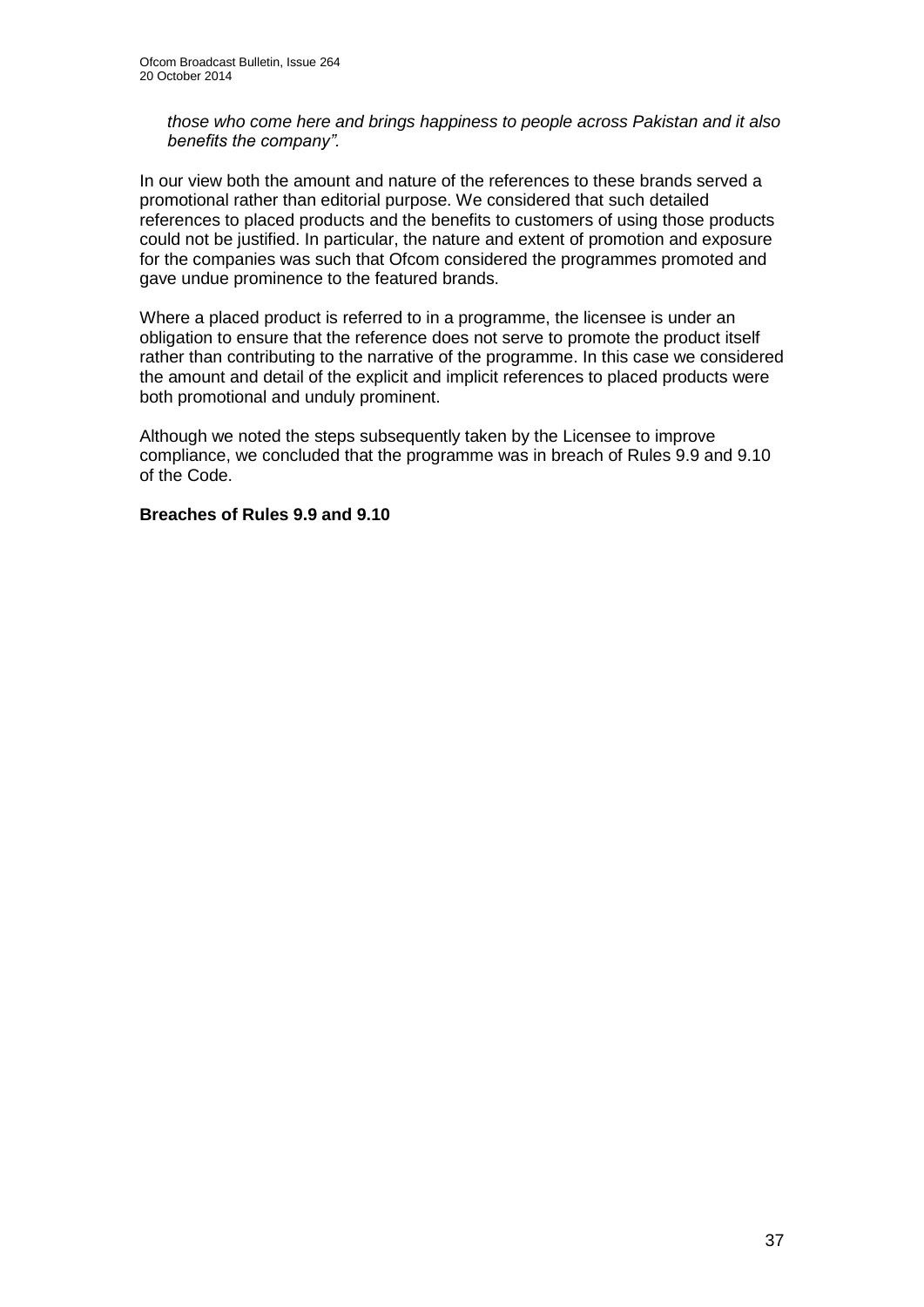*those who come here and brings happiness to people across Pakistan and it also benefits the company".*

In our view both the amount and nature of the references to these brands served a promotional rather than editorial purpose. We considered that such detailed references to placed products and the benefits to customers of using those products could not be justified. In particular, the nature and extent of promotion and exposure for the companies was such that Ofcom considered the programmes promoted and gave undue prominence to the featured brands.

Where a placed product is referred to in a programme, the licensee is under an obligation to ensure that the reference does not serve to promote the product itself rather than contributing to the narrative of the programme. In this case we considered the amount and detail of the explicit and implicit references to placed products were both promotional and unduly prominent.

Although we noted the steps subsequently taken by the Licensee to improve compliance, we concluded that the programme was in breach of Rules 9.9 and 9.10 of the Code.

**Breaches of Rules 9.9 and 9.10**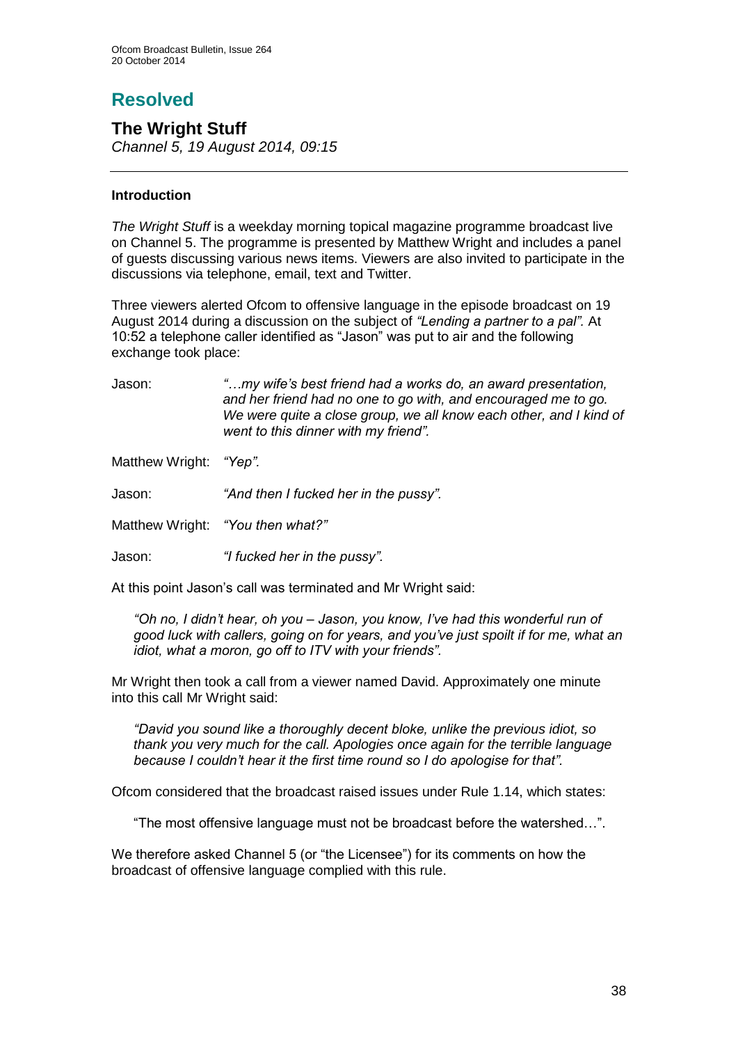# Resolved

## The Wright Stuff

*Channel 5, 19 August 2014, 09:15*

---

### Introduction

*The Wright Stuff* is a weekday morning topical magazine programme broadcast live on Channel 5. The programme is presented by Matthew Wright and includes a panel of guests discussing various news items. Viewers are also invited to participate in the discussions via telephone, email, text and Twitter.

Three viewers alerted Ofcom to offensive language in the episode broadcast on 19 August 2014 during a discussion on the subject of *"Lending a partner to a pal"*. At 10:52 a telephone caller identified as "Jason" was put to air and the following exchange took place:

| | |
|---|---|
| Jason: | *"…my wife's best friend had a works do, an award presentation, and her friend had no one to go with, and encouraged me to go. We were quite a close group, we all know each other, and I kind of went to this dinner with my friend".* |
| Matthew Wright: | *"Yep".* |
| Jason: | *"And then I fucked her in the pussy".* |
| Matthew Wright: | *"You then what?"* |
| Jason: | *"I fucked her in the pussy".* |

At this point Jason's call was terminated and Mr Wright said:

> *"Oh no, I didn't hear, oh you – Jason, you know, I've had this wonderful run of good luck with callers, going on for years, and you've just spoilt if for me, what an idiot, what a moron, go off to ITV with your friends".*

Mr Wright then took a call from a viewer named David. Approximately one minute into this call Mr Wright said:

> *"David you sound like a thoroughly decent bloke, unlike the previous idiot, so thank you very much for the call. Apologies once again for the terrible language because I couldn't hear it the first time round so I do apologise for that".*

Ofcom considered that the broadcast raised issues under Rule 1.14, which states:

> "The most offensive language must not be broadcast before the watershed…".

We therefore asked Channel 5 (or "the Licensee") for its comments on how the broadcast of offensive language complied with this rule.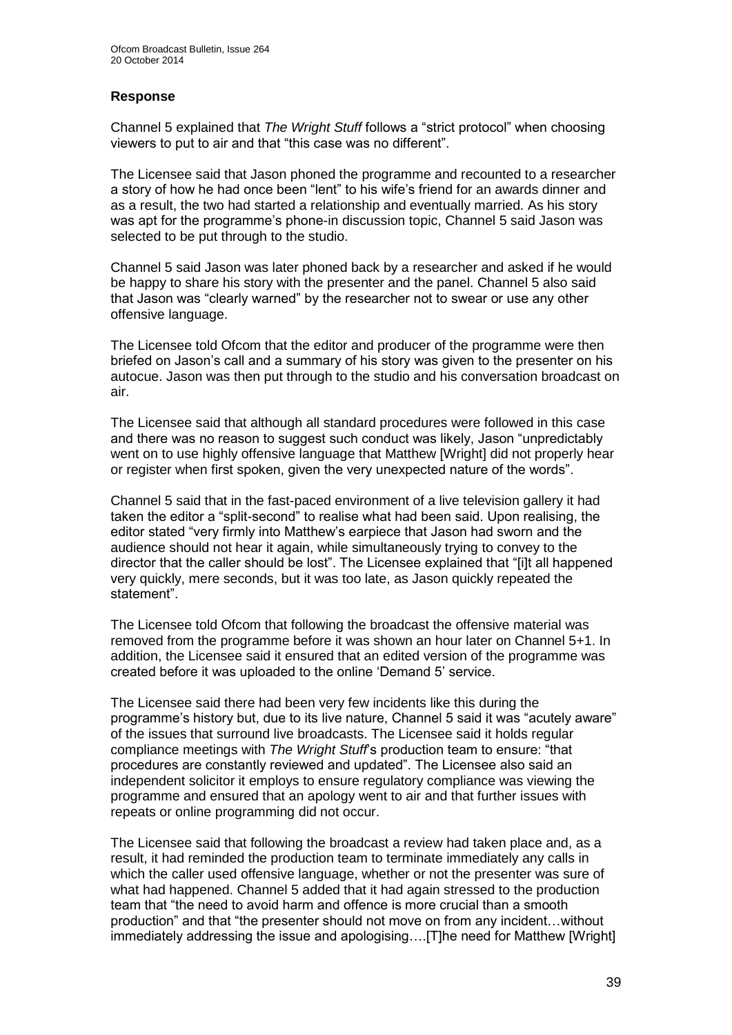## Response

Channel 5 explained that *The Wright Stuff* follows a "strict protocol" when choosing viewers to put to air and that "this case was no different".

The Licensee said that Jason phoned the programme and recounted to a researcher a story of how he had once been "lent" to his wife's friend for an awards dinner and as a result, the two had started a relationship and eventually married. As his story was apt for the programme's phone-in discussion topic, Channel 5 said Jason was selected to be put through to the studio.

Channel 5 said Jason was later phoned back by a researcher and asked if he would be happy to share his story with the presenter and the panel. Channel 5 also said that Jason was "clearly warned" by the researcher not to swear or use any other offensive language.

The Licensee told Ofcom that the editor and producer of the programme were then briefed on Jason's call and a summary of his story was given to the presenter on his autocue. Jason was then put through to the studio and his conversation broadcast on air.

The Licensee said that although all standard procedures were followed in this case and there was no reason to suggest such conduct was likely, Jason "unpredictably went on to use highly offensive language that Matthew [Wright] did not properly hear or register when first spoken, given the very unexpected nature of the words".

Channel 5 said that in the fast-paced environment of a live television gallery it had taken the editor a "split-second" to realise what had been said. Upon realising, the editor stated "very firmly into Matthew's earpiece that Jason had sworn and the audience should not hear it again, while simultaneously trying to convey to the director that the caller should be lost". The Licensee explained that "[i]t all happened very quickly, mere seconds, but it was too late, as Jason quickly repeated the statement".

The Licensee told Ofcom that following the broadcast the offensive material was removed from the programme before it was shown an hour later on Channel 5+1. In addition, the Licensee said it ensured that an edited version of the programme was created before it was uploaded to the online 'Demand 5' service.

The Licensee said there had been very few incidents like this during the programme's history but, due to its live nature, Channel 5 said it was "acutely aware" of the issues that surround live broadcasts. The Licensee said it holds regular compliance meetings with *The Wright Stuff*'s production team to ensure: "that procedures are constantly reviewed and updated". The Licensee also said an independent solicitor it employs to ensure regulatory compliance was viewing the programme and ensured that an apology went to air and that further issues with repeats or online programming did not occur.

The Licensee said that following the broadcast a review had taken place and, as a result, it had reminded the production team to terminate immediately any calls in which the caller used offensive language, whether or not the presenter was sure of what had happened. Channel 5 added that it had again stressed to the production team that "the need to avoid harm and offence is more crucial than a smooth production" and that "the presenter should not move on from any incident…without immediately addressing the issue and apologising….[T]he need for Matthew [Wright]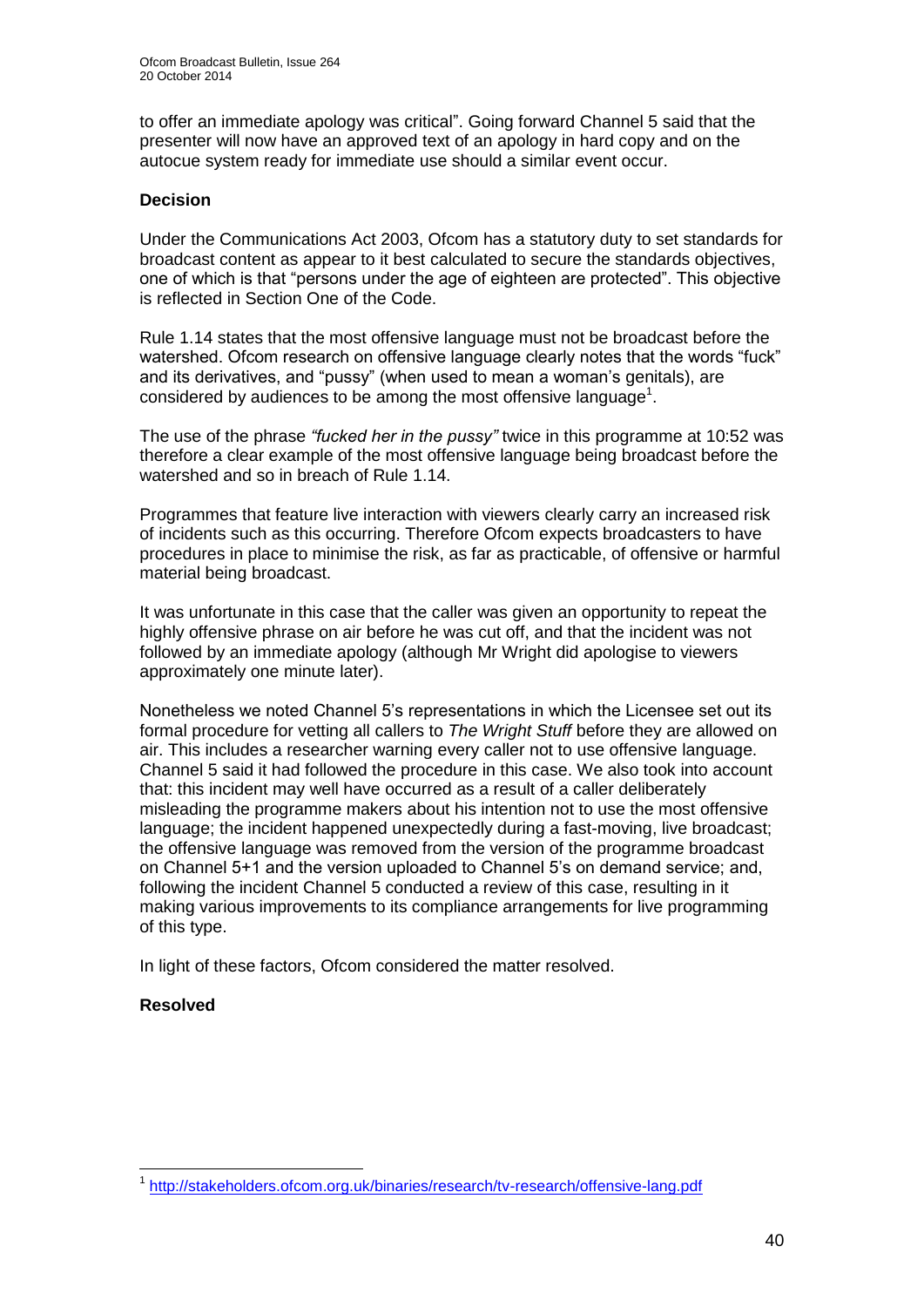to offer an immediate apology was critical". Going forward Channel 5 said that the presenter will now have an approved text of an apology in hard copy and on the autocue system ready for immediate use should a similar event occur.

**Decision**

Under the Communications Act 2003, Ofcom has a statutory duty to set standards for broadcast content as appear to it best calculated to secure the standards objectives, one of which is that "persons under the age of eighteen are protected". This objective is reflected in Section One of the Code.

Rule 1.14 states that the most offensive language must not be broadcast before the watershed. Ofcom research on offensive language clearly notes that the words "fuck" and its derivatives, and "pussy" (when used to mean a woman's genitals), are considered by audiences to be among the most offensive language[1].

The use of the phrase *"fucked her in the pussy"* twice in this programme at 10:52 was therefore a clear example of the most offensive language being broadcast before the watershed and so in breach of Rule 1.14.

Programmes that feature live interaction with viewers clearly carry an increased risk of incidents such as this occurring. Therefore Ofcom expects broadcasters to have procedures in place to minimise the risk, as far as practicable, of offensive or harmful material being broadcast.

It was unfortunate in this case that the caller was given an opportunity to repeat the highly offensive phrase on air before he was cut off, and that the incident was not followed by an immediate apology (although Mr Wright did apologise to viewers approximately one minute later).

Nonetheless we noted Channel 5's representations in which the Licensee set out its formal procedure for vetting all callers to *The Wright Stuff* before they are allowed on air. This includes a researcher warning every caller not to use offensive language. Channel 5 said it had followed the procedure in this case. We also took into account that: this incident may well have occurred as a result of a caller deliberately misleading the programme makers about his intention not to use the most offensive language; the incident happened unexpectedly during a fast-moving, live broadcast; the offensive language was removed from the version of the programme broadcast on Channel 5+1 and the version uploaded to Channel 5's on demand service; and, following the incident Channel 5 conducted a review of this case, resulting in it making various improvements to its compliance arrangements for live programming of this type.

In light of these factors, Ofcom considered the matter resolved.

**Resolved**

---

[1] http://stakeholders.ofcom.org.uk/binaries/research/tv-research/offensive-lang.pdf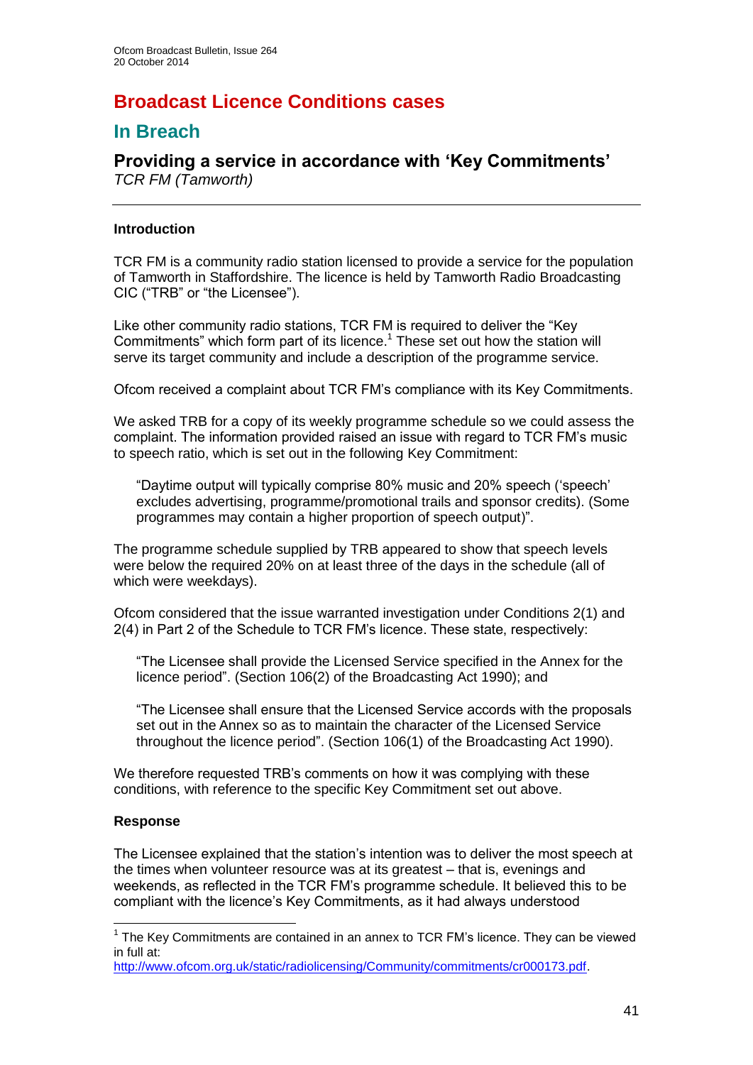# Broadcast Licence Conditions cases

## In Breach

### Providing a service in accordance with 'Key Commitments'

*TCR FM (Tamworth)*

---

**Introduction**

TCR FM is a community radio station licensed to provide a service for the population of Tamworth in Staffordshire. The licence is held by Tamworth Radio Broadcasting CIC ("TRB" or "the Licensee").

Like other community radio stations, TCR FM is required to deliver the "Key Commitments" which form part of its licence.[1] These set out how the station will serve its target community and include a description of the programme service.

Ofcom received a complaint about TCR FM's compliance with its Key Commitments.

We asked TRB for a copy of its weekly programme schedule so we could assess the complaint. The information provided raised an issue with regard to TCR FM's music to speech ratio, which is set out in the following Key Commitment:

> "Daytime output will typically comprise 80% music and 20% speech ('speech' excludes advertising, programme/promotional trails and sponsor credits). (Some programmes may contain a higher proportion of speech output)".

The programme schedule supplied by TRB appeared to show that speech levels were below the required 20% on at least three of the days in the schedule (all of which were weekdays).

Ofcom considered that the issue warranted investigation under Conditions 2(1) and 2(4) in Part 2 of the Schedule to TCR FM's licence. These state, respectively:

> "The Licensee shall provide the Licensed Service specified in the Annex for the licence period". (Section 106(2) of the Broadcasting Act 1990); and

> "The Licensee shall ensure that the Licensed Service accords with the proposals set out in the Annex so as to maintain the character of the Licensed Service throughout the licence period". (Section 106(1) of the Broadcasting Act 1990).

We therefore requested TRB's comments on how it was complying with these conditions, with reference to the specific Key Commitment set out above.

**Response**

The Licensee explained that the station's intention was to deliver the most speech at the times when volunteer resource was at its greatest – that is, evenings and weekends, as reflected in the TCR FM's programme schedule. It believed this to be compliant with the licence's Key Commitments, as it had always understood

---

[1] The Key Commitments are contained in an annex to TCR FM's licence. They can be viewed in full at: http://www.ofcom.org.uk/static/radiolicensing/Community/commitments/cr000173.pdf.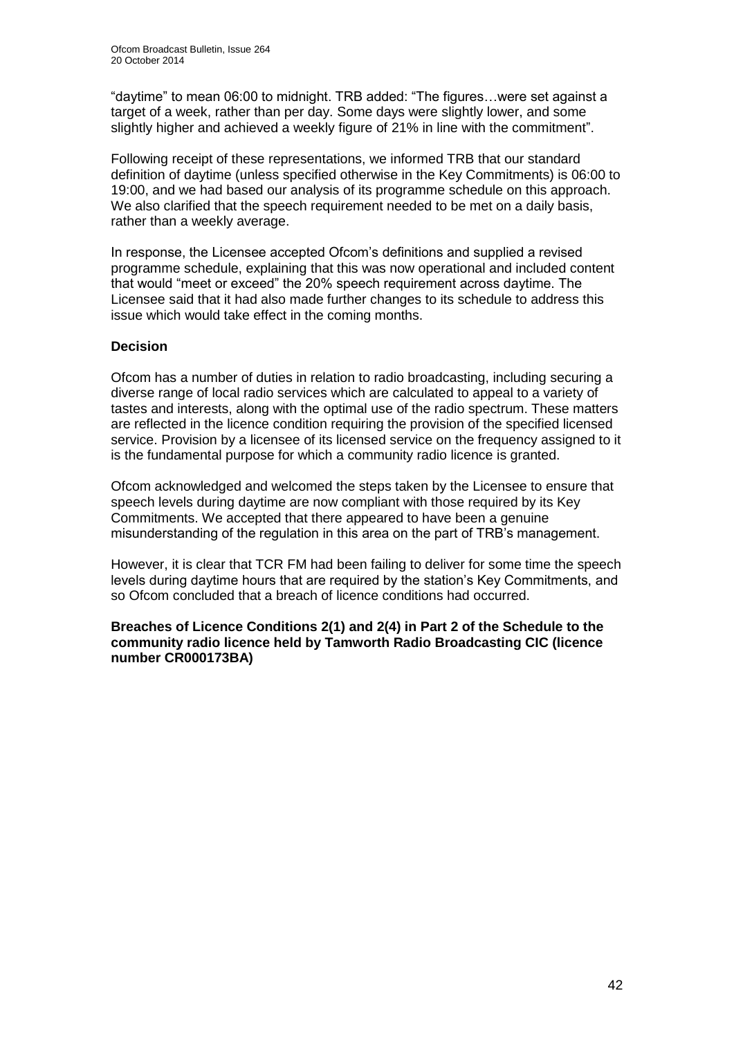"daytime" to mean 06:00 to midnight. TRB added: "The figures…were set against a target of a week, rather than per day. Some days were slightly lower, and some slightly higher and achieved a weekly figure of 21% in line with the commitment".

Following receipt of these representations, we informed TRB that our standard definition of daytime (unless specified otherwise in the Key Commitments) is 06:00 to 19:00, and we had based our analysis of its programme schedule on this approach. We also clarified that the speech requirement needed to be met on a daily basis, rather than a weekly average.

In response, the Licensee accepted Ofcom's definitions and supplied a revised programme schedule, explaining that this was now operational and included content that would "meet or exceed" the 20% speech requirement across daytime. The Licensee said that it had also made further changes to its schedule to address this issue which would take effect in the coming months.

**Decision**

Ofcom has a number of duties in relation to radio broadcasting, including securing a diverse range of local radio services which are calculated to appeal to a variety of tastes and interests, along with the optimal use of the radio spectrum. These matters are reflected in the licence condition requiring the provision of the specified licensed service. Provision by a licensee of its licensed service on the frequency assigned to it is the fundamental purpose for which a community radio licence is granted.

Ofcom acknowledged and welcomed the steps taken by the Licensee to ensure that speech levels during daytime are now compliant with those required by its Key Commitments. We accepted that there appeared to have been a genuine misunderstanding of the regulation in this area on the part of TRB's management.

However, it is clear that TCR FM had been failing to deliver for some time the speech levels during daytime hours that are required by the station's Key Commitments, and so Ofcom concluded that a breach of licence conditions had occurred.

**Breaches of Licence Conditions 2(1) and 2(4) in Part 2 of the Schedule to the community radio licence held by Tamworth Radio Broadcasting CIC (licence number CR000173BA)**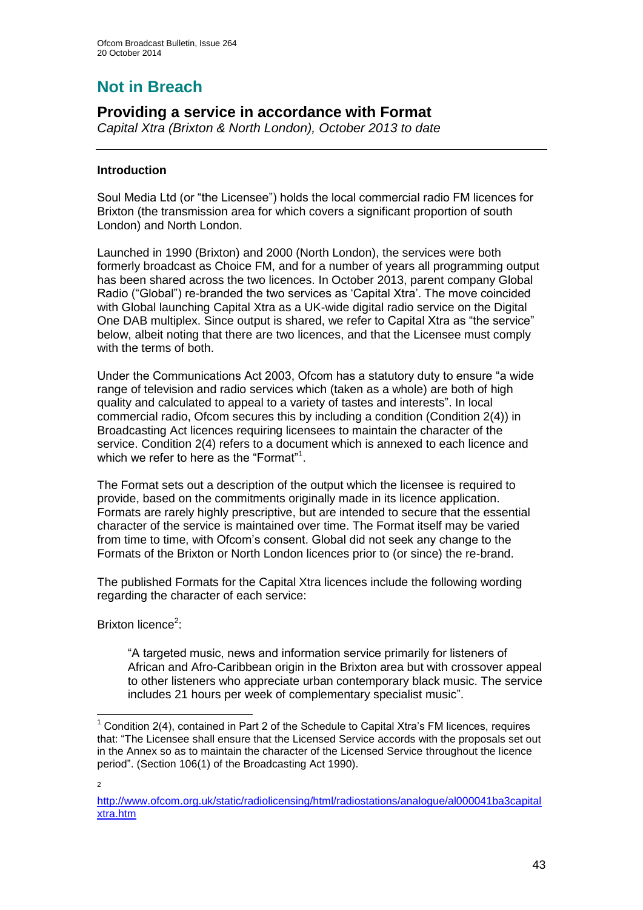# Not in Breach

## Providing a service in accordance with Format

*Capital Xtra (Brixton & North London), October 2013 to date*

---

### Introduction

Soul Media Ltd (or "the Licensee") holds the local commercial radio FM licences for Brixton (the transmission area for which covers a significant proportion of south London) and North London.

Launched in 1990 (Brixton) and 2000 (North London), the services were both formerly broadcast as Choice FM, and for a number of years all programming output has been shared across the two licences. In October 2013, parent company Global Radio ("Global") re-branded the two services as 'Capital Xtra'. The move coincided with Global launching Capital Xtra as a UK-wide digital radio service on the Digital One DAB multiplex. Since output is shared, we refer to Capital Xtra as "the service" below, albeit noting that there are two licences, and that the Licensee must comply with the terms of both.

Under the Communications Act 2003, Ofcom has a statutory duty to ensure "a wide range of television and radio services which (taken as a whole) are both of high quality and calculated to appeal to a variety of tastes and interests". In local commercial radio, Ofcom secures this by including a condition (Condition 2(4)) in Broadcasting Act licences requiring licensees to maintain the character of the service. Condition 2(4) refers to a document which is annexed to each licence and which we refer to here as the "Format"[1].

The Format sets out a description of the output which the licensee is required to provide, based on the commitments originally made in its licence application. Formats are rarely highly prescriptive, but are intended to secure that the essential character of the service is maintained over time. The Format itself may be varied from time to time, with Ofcom's consent. Global did not seek any change to the Formats of the Brixton or North London licences prior to (or since) the re-brand.

The published Formats for the Capital Xtra licences include the following wording regarding the character of each service:

Brixton licence[2]:

> "A targeted music, news and information service primarily for listeners of African and Afro-Caribbean origin in the Brixton area but with crossover appeal to other listeners who appreciate urban contemporary black music. The service includes 21 hours per week of complementary specialist music".

---

[1] Condition 2(4), contained in Part 2 of the Schedule to Capital Xtra's FM licences, requires that: "The Licensee shall ensure that the Licensed Service accords with the proposals set out in the Annex so as to maintain the character of the Licensed Service throughout the licence period". (Section 106(1) of the Broadcasting Act 1990).

[2] http://www.ofcom.org.uk/static/radiolicensing/html/radiostations/analogue/al000041ba3capitalxtra.htm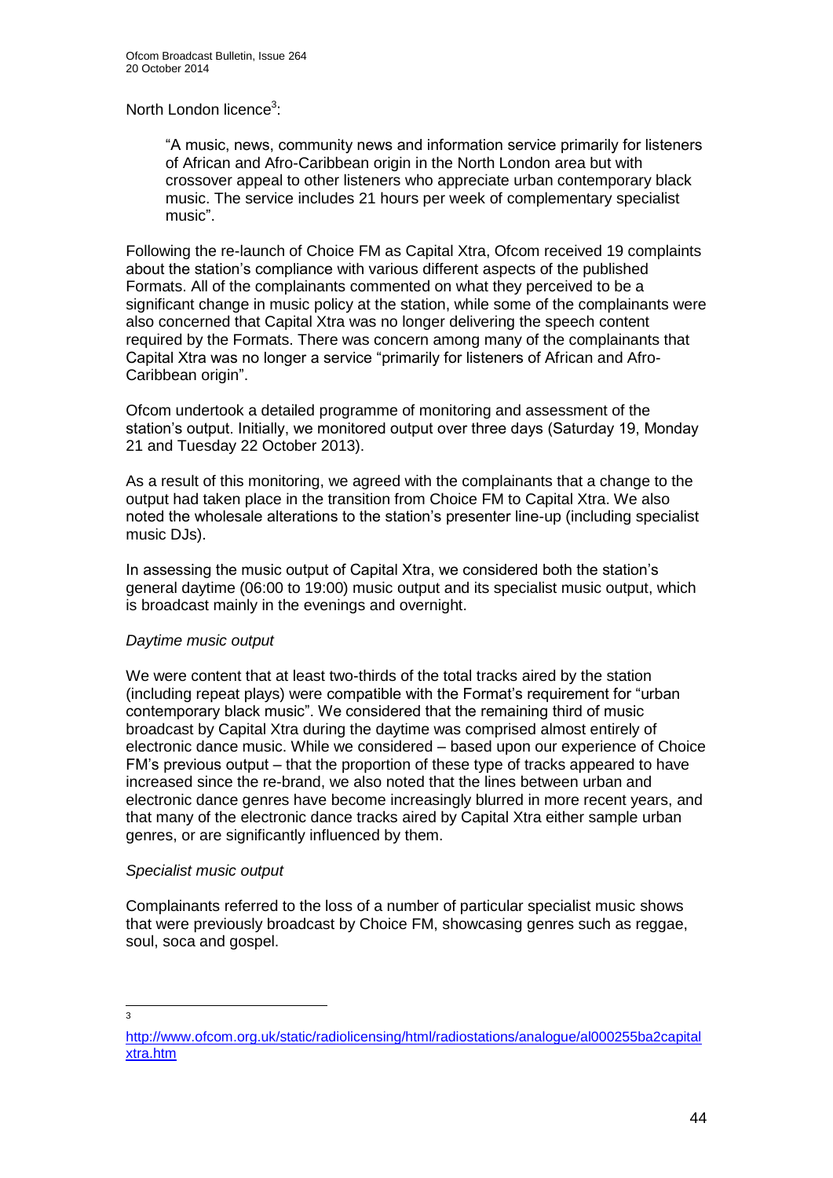North London licence[3]:

> "A music, news, community news and information service primarily for listeners of African and Afro-Caribbean origin in the North London area but with crossover appeal to other listeners who appreciate urban contemporary black music. The service includes 21 hours per week of complementary specialist music".

Following the re-launch of Choice FM as Capital Xtra, Ofcom received 19 complaints about the station's compliance with various different aspects of the published Formats. All of the complainants commented on what they perceived to be a significant change in music policy at the station, while some of the complainants were also concerned that Capital Xtra was no longer delivering the speech content required by the Formats. There was concern among many of the complainants that Capital Xtra was no longer a service "primarily for listeners of African and Afro-Caribbean origin".

Ofcom undertook a detailed programme of monitoring and assessment of the station's output. Initially, we monitored output over three days (Saturday 19, Monday 21 and Tuesday 22 October 2013).

As a result of this monitoring, we agreed with the complainants that a change to the output had taken place in the transition from Choice FM to Capital Xtra. We also noted the wholesale alterations to the station's presenter line-up (including specialist music DJs).

In assessing the music output of Capital Xtra, we considered both the station's general daytime (06:00 to 19:00) music output and its specialist music output, which is broadcast mainly in the evenings and overnight.

*Daytime music output*

We were content that at least two-thirds of the total tracks aired by the station (including repeat plays) were compatible with the Format's requirement for "urban contemporary black music". We considered that the remaining third of music broadcast by Capital Xtra during the daytime was comprised almost entirely of electronic dance music. While we considered – based upon our experience of Choice FM's previous output – that the proportion of these type of tracks appeared to have increased since the re-brand, we also noted that the lines between urban and electronic dance genres have become increasingly blurred in more recent years, and that many of the electronic dance tracks aired by Capital Xtra either sample urban genres, or are significantly influenced by them.

*Specialist music output*

Complainants referred to the loss of a number of particular specialist music shows that were previously broadcast by Choice FM, showcasing genres such as reggae, soul, soca and gospel.

---

[3] http://www.ofcom.org.uk/static/radiolicensing/html/radiostations/analogue/al000255ba2capitalxtra.htm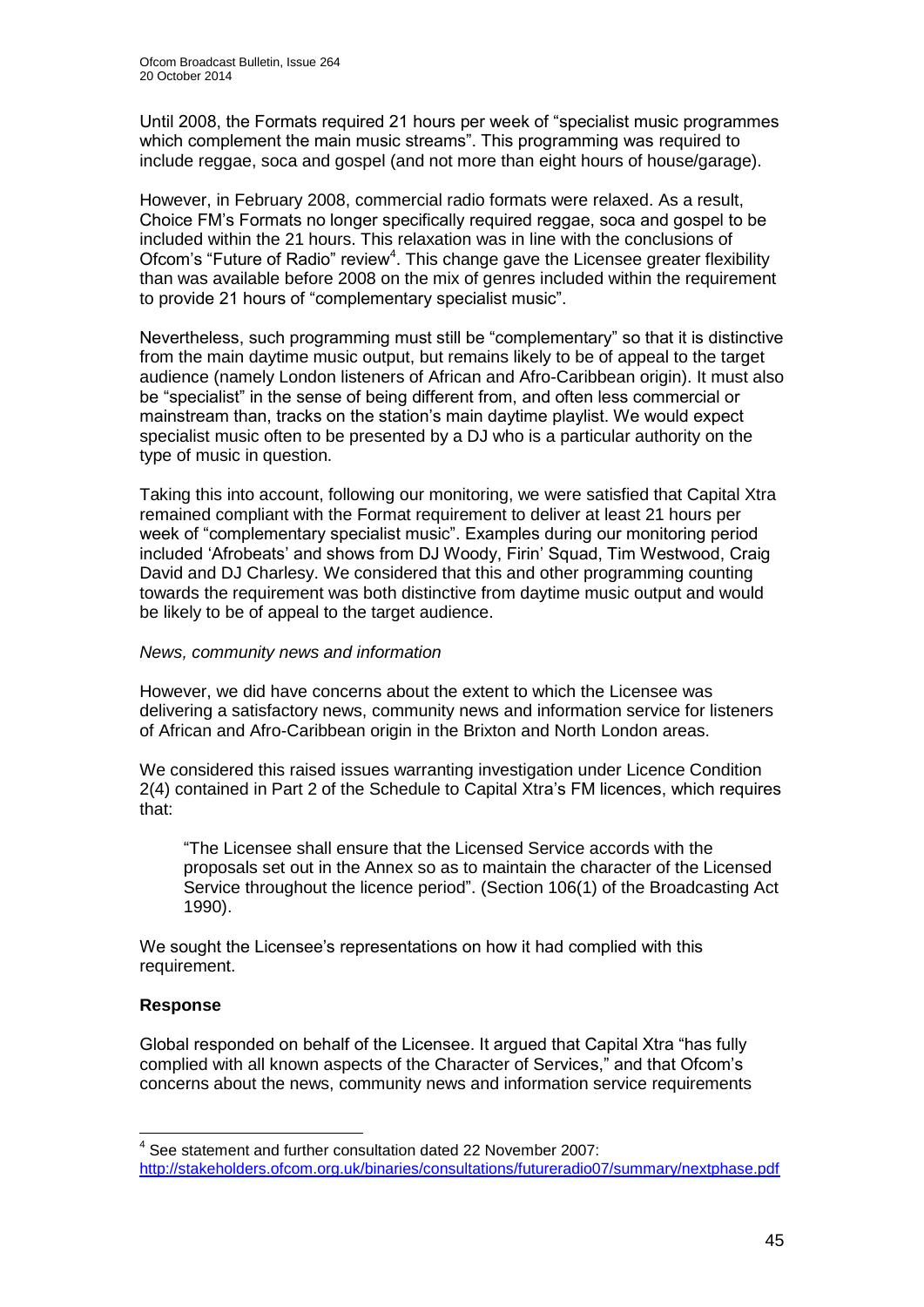Until 2008, the Formats required 21 hours per week of "specialist music programmes which complement the main music streams". This programming was required to include reggae, soca and gospel (and not more than eight hours of house/garage).

However, in February 2008, commercial radio formats were relaxed. As a result, Choice FM's Formats no longer specifically required reggae, soca and gospel to be included within the 21 hours. This relaxation was in line with the conclusions of Ofcom's "Future of Radio" review[4]. This change gave the Licensee greater flexibility than was available before 2008 on the mix of genres included within the requirement to provide 21 hours of "complementary specialist music".

Nevertheless, such programming must still be "complementary" so that it is distinctive from the main daytime music output, but remains likely to be of appeal to the target audience (namely London listeners of African and Afro-Caribbean origin). It must also be "specialist" in the sense of being different from, and often less commercial or mainstream than, tracks on the station's main daytime playlist. We would expect specialist music often to be presented by a DJ who is a particular authority on the type of music in question.

Taking this into account, following our monitoring, we were satisfied that Capital Xtra remained compliant with the Format requirement to deliver at least 21 hours per week of "complementary specialist music". Examples during our monitoring period included 'Afrobeats' and shows from DJ Woody, Firin' Squad, Tim Westwood, Craig David and DJ Charlesy. We considered that this and other programming counting towards the requirement was both distinctive from daytime music output and would be likely to be of appeal to the target audience.

*News, community news and information*

However, we did have concerns about the extent to which the Licensee was delivering a satisfactory news, community news and information service for listeners of African and Afro-Caribbean origin in the Brixton and North London areas.

We considered this raised issues warranting investigation under Licence Condition 2(4) contained in Part 2 of the Schedule to Capital Xtra's FM licences, which requires that:

> "The Licensee shall ensure that the Licensed Service accords with the proposals set out in the Annex so as to maintain the character of the Licensed Service throughout the licence period". (Section 106(1) of the Broadcasting Act 1990).

We sought the Licensee's representations on how it had complied with this requirement.

**Response**

Global responded on behalf of the Licensee. It argued that Capital Xtra "has fully complied with all known aspects of the Character of Services," and that Ofcom's concerns about the news, community news and information service requirements

---

[4] See statement and further consultation dated 22 November 2007: http://stakeholders.ofcom.org.uk/binaries/consultations/futureradio07/summary/nextphase.pdf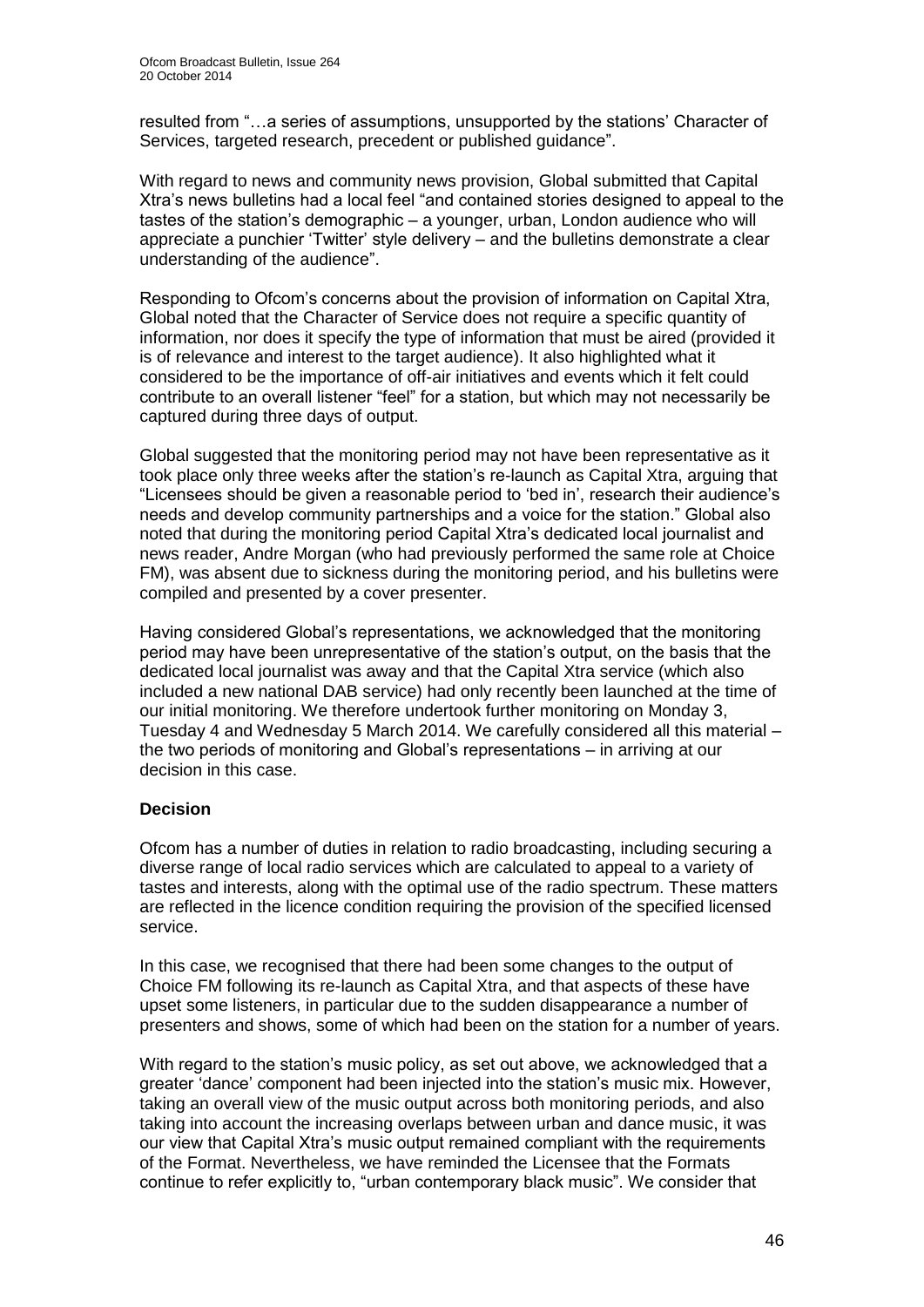resulted from "…a series of assumptions, unsupported by the stations' Character of Services, targeted research, precedent or published guidance".

With regard to news and community news provision, Global submitted that Capital Xtra's news bulletins had a local feel "and contained stories designed to appeal to the tastes of the station's demographic – a younger, urban, London audience who will appreciate a punchier 'Twitter' style delivery – and the bulletins demonstrate a clear understanding of the audience".

Responding to Ofcom's concerns about the provision of information on Capital Xtra, Global noted that the Character of Service does not require a specific quantity of information, nor does it specify the type of information that must be aired (provided it is of relevance and interest to the target audience). It also highlighted what it considered to be the importance of off-air initiatives and events which it felt could contribute to an overall listener "feel" for a station, but which may not necessarily be captured during three days of output.

Global suggested that the monitoring period may not have been representative as it took place only three weeks after the station's re-launch as Capital Xtra, arguing that "Licensees should be given a reasonable period to 'bed in', research their audience's needs and develop community partnerships and a voice for the station." Global also noted that during the monitoring period Capital Xtra's dedicated local journalist and news reader, Andre Morgan (who had previously performed the same role at Choice FM), was absent due to sickness during the monitoring period, and his bulletins were compiled and presented by a cover presenter.

Having considered Global's representations, we acknowledged that the monitoring period may have been unrepresentative of the station's output, on the basis that the dedicated local journalist was away and that the Capital Xtra service (which also included a new national DAB service) had only recently been launched at the time of our initial monitoring. We therefore undertook further monitoring on Monday 3, Tuesday 4 and Wednesday 5 March 2014. We carefully considered all this material – the two periods of monitoring and Global's representations – in arriving at our decision in this case.

**Decision**

Ofcom has a number of duties in relation to radio broadcasting, including securing a diverse range of local radio services which are calculated to appeal to a variety of tastes and interests, along with the optimal use of the radio spectrum. These matters are reflected in the licence condition requiring the provision of the specified licensed service.

In this case, we recognised that there had been some changes to the output of Choice FM following its re-launch as Capital Xtra, and that aspects of these have upset some listeners, in particular due to the sudden disappearance a number of presenters and shows, some of which had been on the station for a number of years.

With regard to the station's music policy, as set out above, we acknowledged that a greater 'dance' component had been injected into the station's music mix. However, taking an overall view of the music output across both monitoring periods, and also taking into account the increasing overlaps between urban and dance music, it was our view that Capital Xtra's music output remained compliant with the requirements of the Format. Nevertheless, we have reminded the Licensee that the Formats continue to refer explicitly to, "urban contemporary black music". We consider that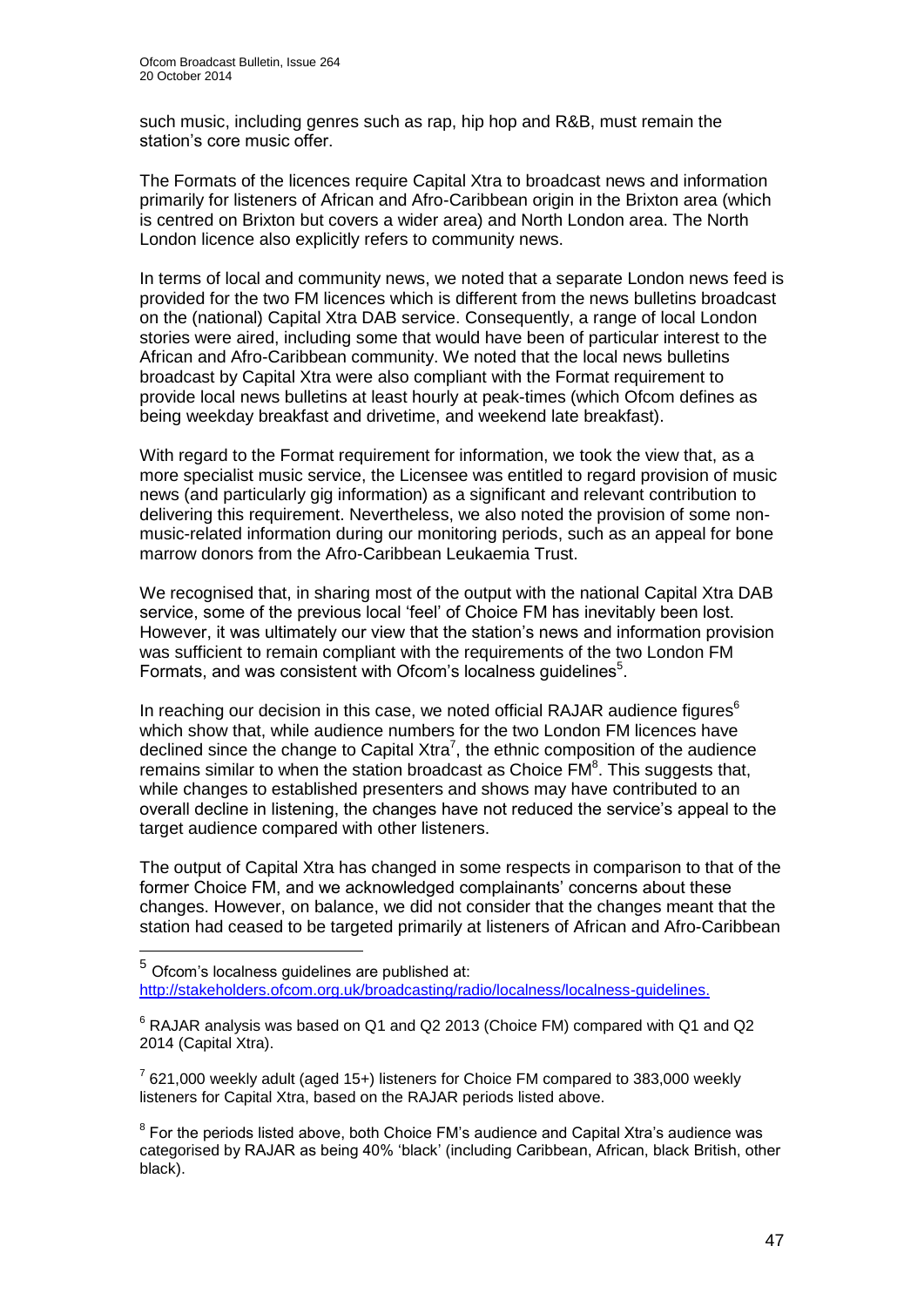such music, including genres such as rap, hip hop and R&B, must remain the station's core music offer.

The Formats of the licences require Capital Xtra to broadcast news and information primarily for listeners of African and Afro-Caribbean origin in the Brixton area (which is centred on Brixton but covers a wider area) and North London area. The North London licence also explicitly refers to community news.

In terms of local and community news, we noted that a separate London news feed is provided for the two FM licences which is different from the news bulletins broadcast on the (national) Capital Xtra DAB service. Consequently, a range of local London stories were aired, including some that would have been of particular interest to the African and Afro-Caribbean community. We noted that the local news bulletins broadcast by Capital Xtra were also compliant with the Format requirement to provide local news bulletins at least hourly at peak-times (which Ofcom defines as being weekday breakfast and drivetime, and weekend late breakfast).

With regard to the Format requirement for information, we took the view that, as a more specialist music service, the Licensee was entitled to regard provision of music news (and particularly gig information) as a significant and relevant contribution to delivering this requirement. Nevertheless, we also noted the provision of some non-music-related information during our monitoring periods, such as an appeal for bone marrow donors from the Afro-Caribbean Leukaemia Trust.

We recognised that, in sharing most of the output with the national Capital Xtra DAB service, some of the previous local 'feel' of Choice FM has inevitably been lost. However, it was ultimately our view that the station's news and information provision was sufficient to remain compliant with the requirements of the two London FM Formats, and was consistent with Ofcom's localness guidelines[5].

In reaching our decision in this case, we noted official RAJAR audience figures[6] which show that, while audience numbers for the two London FM licences have declined since the change to Capital Xtra[7], the ethnic composition of the audience remains similar to when the station broadcast as Choice FM[8]. This suggests that, while changes to established presenters and shows may have contributed to an overall decline in listening, the changes have not reduced the service's appeal to the target audience compared with other listeners.

The output of Capital Xtra has changed in some respects in comparison to that of the former Choice FM, and we acknowledged complainants' concerns about these changes. However, on balance, we did not consider that the changes meant that the station had ceased to be targeted primarily at listeners of African and Afro-Caribbean

---

[5] Ofcom's localness guidelines are published at: http://stakeholders.ofcom.org.uk/broadcasting/radio/localness/localness-guidelines.

[6] RAJAR analysis was based on Q1 and Q2 2013 (Choice FM) compared with Q1 and Q2 2014 (Capital Xtra).

[7] 621,000 weekly adult (aged 15+) listeners for Choice FM compared to 383,000 weekly listeners for Capital Xtra, based on the RAJAR periods listed above.

[8] For the periods listed above, both Choice FM's audience and Capital Xtra's audience was categorised by RAJAR as being 40% 'black' (including Caribbean, African, black British, other black).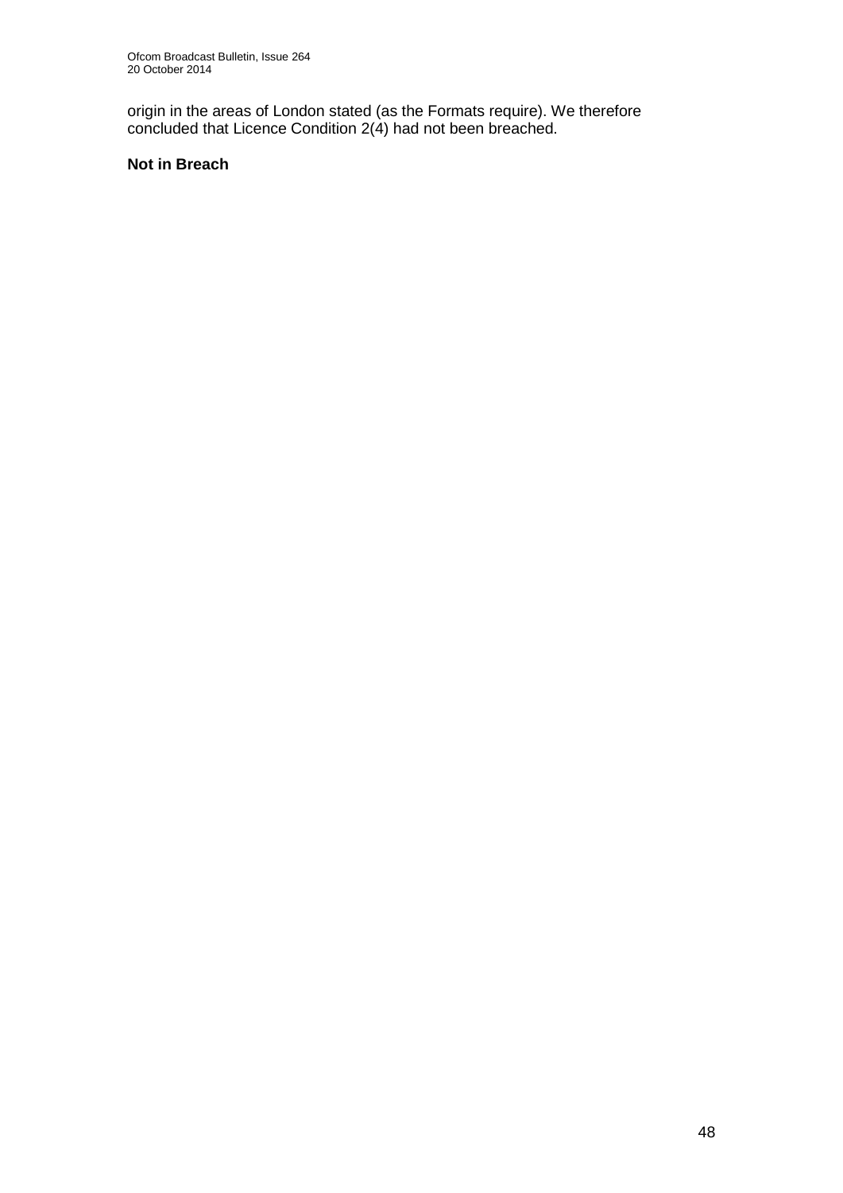origin in the areas of London stated (as the Formats require). We therefore concluded that Licence Condition 2(4) had not been breached.

**Not in Breach**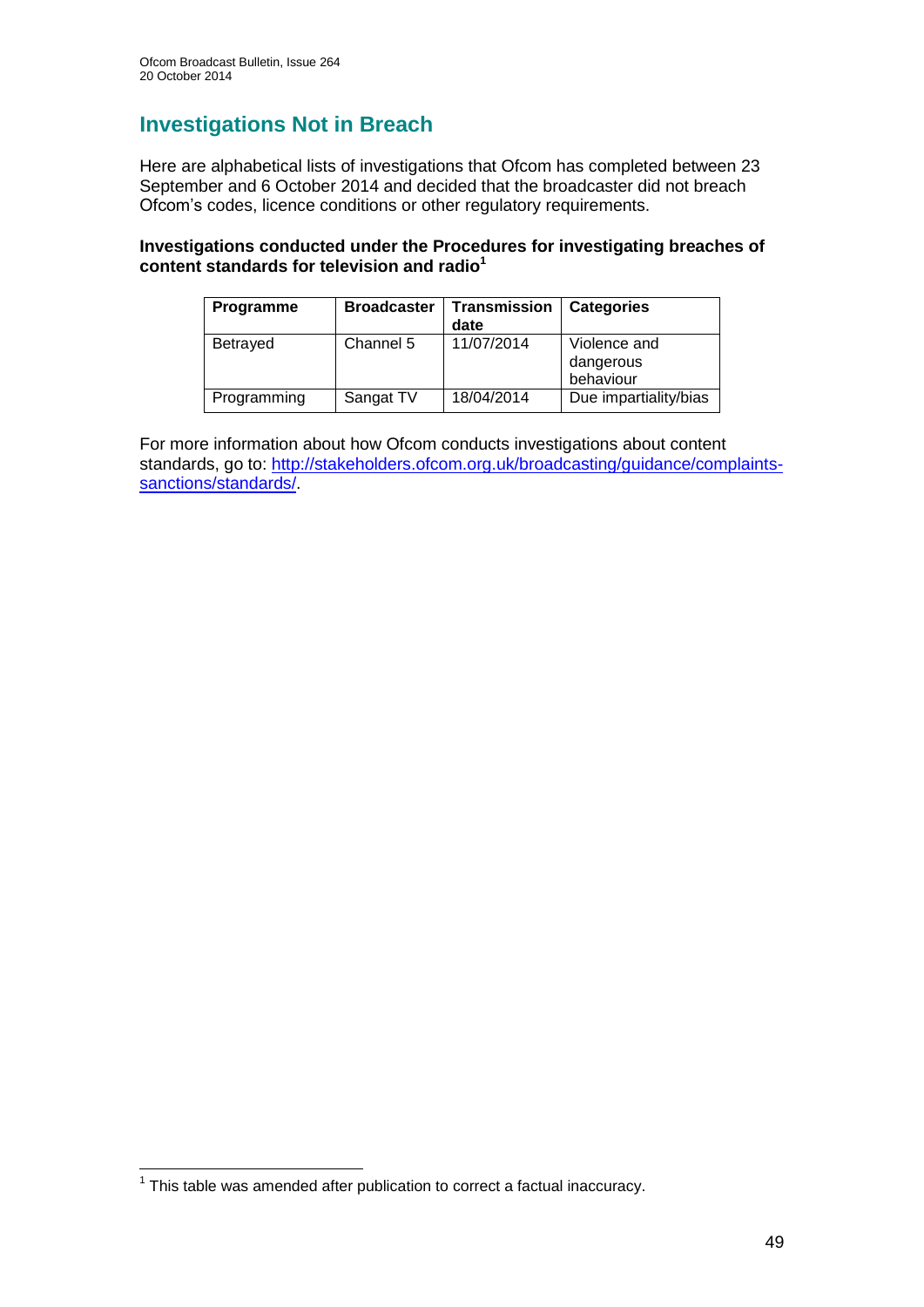## Investigations Not in Breach

Here are alphabetical lists of investigations that Ofcom has completed between 23 September and 6 October 2014 and decided that the broadcaster did not breach Ofcom's codes, licence conditions or other regulatory requirements.

**Investigations conducted under the Procedures for investigating breaches of content standards for television and radio**[1]

| Programme | Broadcaster | Transmission date | Categories |
|---|---|---|---|
| Betrayed | Channel 5 | 11/07/2014 | Violence and dangerous behaviour |
| Programming | Sangat TV | 18/04/2014 | Due impartiality/bias |

For more information about how Ofcom conducts investigations about content standards, go to: http://stakeholders.ofcom.org.uk/broadcasting/guidance/complaints-sanctions/standards/.

[1] This table was amended after publication to correct a factual inaccuracy.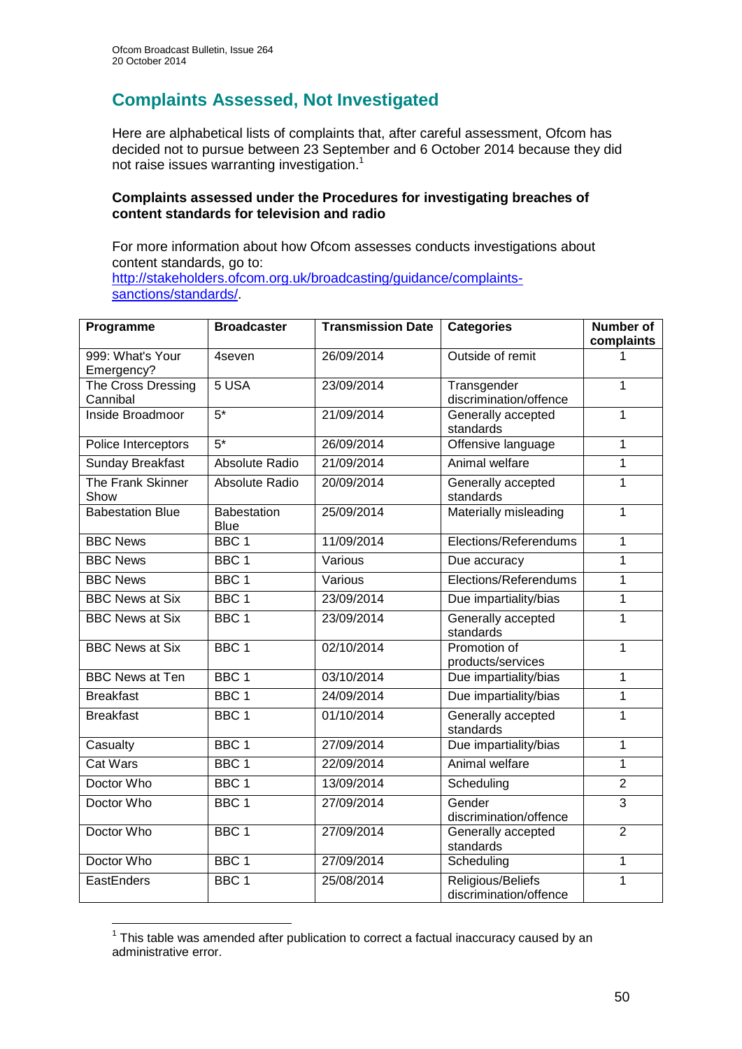## Complaints Assessed, Not Investigated

Here are alphabetical lists of complaints that, after careful assessment, Ofcom has decided not to pursue between 23 September and 6 October 2014 because they did not raise issues warranting investigation.[1]

**Complaints assessed under the Procedures for investigating breaches of content standards for television and radio**

For more information about how Ofcom assesses conducts investigations about content standards, go to: http://stakeholders.ofcom.org.uk/broadcasting/guidance/complaints-sanctions/standards/.

| Programme | Broadcaster | Transmission Date | Categories | Number of complaints |
|---|---|---|---|---|
| 999: What's Your Emergency? | 4seven | 26/09/2014 | Outside of remit | 1 |
| The Cross Dressing Cannibal | 5 USA | 23/09/2014 | Transgender discrimination/offence | 1 |
| Inside Broadmoor | 5* | 21/09/2014 | Generally accepted standards | 1 |
| Police Interceptors | 5* | 26/09/2014 | Offensive language | 1 |
| Sunday Breakfast | Absolute Radio | 21/09/2014 | Animal welfare | 1 |
| The Frank Skinner Show | Absolute Radio | 20/09/2014 | Generally accepted standards | 1 |
| Babestation Blue | Babestation Blue | 25/09/2014 | Materially misleading | 1 |
| BBC News | BBC 1 | 11/09/2014 | Elections/Referendums | 1 |
| BBC News | BBC 1 | Various | Due accuracy | 1 |
| BBC News | BBC 1 | Various | Elections/Referendums | 1 |
| BBC News at Six | BBC 1 | 23/09/2014 | Due impartiality/bias | 1 |
| BBC News at Six | BBC 1 | 23/09/2014 | Generally accepted standards | 1 |
| BBC News at Six | BBC 1 | 02/10/2014 | Promotion of products/services | 1 |
| BBC News at Ten | BBC 1 | 03/10/2014 | Due impartiality/bias | 1 |
| Breakfast | BBC 1 | 24/09/2014 | Due impartiality/bias | 1 |
| Breakfast | BBC 1 | 01/10/2014 | Generally accepted standards | 1 |
| Casualty | BBC 1 | 27/09/2014 | Due impartiality/bias | 1 |
| Cat Wars | BBC 1 | 22/09/2014 | Animal welfare | 1 |
| Doctor Who | BBC 1 | 13/09/2014 | Scheduling | 2 |
| Doctor Who | BBC 1 | 27/09/2014 | Gender discrimination/offence | 3 |
| Doctor Who | BBC 1 | 27/09/2014 | Generally accepted standards | 2 |
| Doctor Who | BBC 1 | 27/09/2014 | Scheduling | 1 |
| EastEnders | BBC 1 | 25/08/2014 | Religious/Beliefs discrimination/offence | 1 |

[1] This table was amended after publication to correct a factual inaccuracy caused by an administrative error.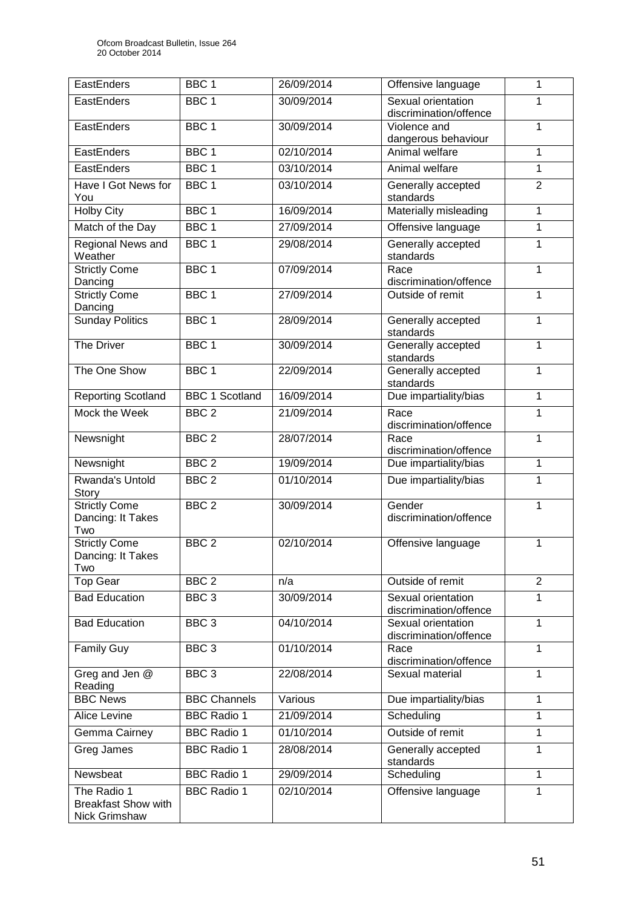| EastEnders | BBC 1 | 26/09/2014 | Offensive language | 1 |
|---|---|---|---|---|
| EastEnders | BBC 1 | 30/09/2014 | Sexual orientation discrimination/offence | 1 |
| EastEnders | BBC 1 | 30/09/2014 | Violence and dangerous behaviour | 1 |
| EastEnders | BBC 1 | 02/10/2014 | Animal welfare | 1 |
| EastEnders | BBC 1 | 03/10/2014 | Animal welfare | 1 |
| Have I Got News for You | BBC 1 | 03/10/2014 | Generally accepted standards | 2 |
| Holby City | BBC 1 | 16/09/2014 | Materially misleading | 1 |
| Match of the Day | BBC 1 | 27/09/2014 | Offensive language | 1 |
| Regional News and Weather | BBC 1 | 29/08/2014 | Generally accepted standards | 1 |
| Strictly Come Dancing | BBC 1 | 07/09/2014 | Race discrimination/offence | 1 |
| Strictly Come Dancing | BBC 1 | 27/09/2014 | Outside of remit | 1 |
| Sunday Politics | BBC 1 | 28/09/2014 | Generally accepted standards | 1 |
| The Driver | BBC 1 | 30/09/2014 | Generally accepted standards | 1 |
| The One Show | BBC 1 | 22/09/2014 | Generally accepted standards | 1 |
| Reporting Scotland | BBC 1 Scotland | 16/09/2014 | Due impartiality/bias | 1 |
| Mock the Week | BBC 2 | 21/09/2014 | Race discrimination/offence | 1 |
| Newsnight | BBC 2 | 28/07/2014 | Race discrimination/offence | 1 |
| Newsnight | BBC 2 | 19/09/2014 | Due impartiality/bias | 1 |
| Rwanda's Untold Story | BBC 2 | 01/10/2014 | Due impartiality/bias | 1 |
| Strictly Come Dancing: It Takes Two | BBC 2 | 30/09/2014 | Gender discrimination/offence | 1 |
| Strictly Come Dancing: It Takes Two | BBC 2 | 02/10/2014 | Offensive language | 1 |
| Top Gear | BBC 2 | n/a | Outside of remit | 2 |
| Bad Education | BBC 3 | 30/09/2014 | Sexual orientation discrimination/offence | 1 |
| Bad Education | BBC 3 | 04/10/2014 | Sexual orientation discrimination/offence | 1 |
| Family Guy | BBC 3 | 01/10/2014 | Race discrimination/offence | 1 |
| Greg and Jen @ Reading | BBC 3 | 22/08/2014 | Sexual material | 1 |
| BBC News | BBC Channels | Various | Due impartiality/bias | 1 |
| Alice Levine | BBC Radio 1 | 21/09/2014 | Scheduling | 1 |
| Gemma Cairney | BBC Radio 1 | 01/10/2014 | Outside of remit | 1 |
| Greg James | BBC Radio 1 | 28/08/2014 | Generally accepted standards | 1 |
| Newsbeat | BBC Radio 1 | 29/09/2014 | Scheduling | 1 |
| The Radio 1 Breakfast Show with Nick Grimshaw | BBC Radio 1 | 02/10/2014 | Offensive language | 1 |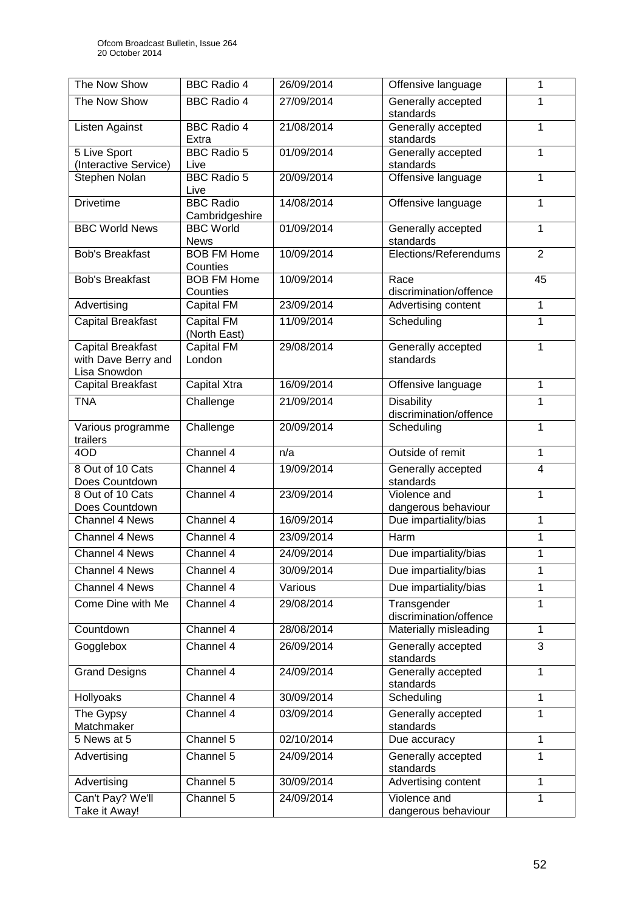| The Now Show | BBC Radio 4 | 26/09/2014 | Offensive language | 1 |
|---|---|---|---|---|
| The Now Show | BBC Radio 4 | 27/09/2014 | Generally accepted standards | 1 |
| Listen Against | BBC Radio 4 Extra | 21/08/2014 | Generally accepted standards | 1 |
| 5 Live Sport (Interactive Service) | BBC Radio 5 Live | 01/09/2014 | Generally accepted standards | 1 |
| Stephen Nolan | BBC Radio 5 Live | 20/09/2014 | Offensive language | 1 |
| Drivetime | BBC Radio Cambridgeshire | 14/08/2014 | Offensive language | 1 |
| BBC World News | BBC World News | 01/09/2014 | Generally accepted standards | 1 |
| Bob's Breakfast | BOB FM Home Counties | 10/09/2014 | Elections/Referendums | 2 |
| Bob's Breakfast | BOB FM Home Counties | 10/09/2014 | Race discrimination/offence | 45 |
| Advertising | Capital FM | 23/09/2014 | Advertising content | 1 |
| Capital Breakfast | Capital FM (North East) | 11/09/2014 | Scheduling | 1 |
| Capital Breakfast with Dave Berry and Lisa Snowdon | Capital FM London | 29/08/2014 | Generally accepted standards | 1 |
| Capital Breakfast | Capital Xtra | 16/09/2014 | Offensive language | 1 |
| TNA | Challenge | 21/09/2014 | Disability discrimination/offence | 1 |
| Various programme trailers | Challenge | 20/09/2014 | Scheduling | 1 |
| 4OD | Channel 4 | n/a | Outside of remit | 1 |
| 8 Out of 10 Cats Does Countdown | Channel 4 | 19/09/2014 | Generally accepted standards | 4 |
| 8 Out of 10 Cats Does Countdown | Channel 4 | 23/09/2014 | Violence and dangerous behaviour | 1 |
| Channel 4 News | Channel 4 | 16/09/2014 | Due impartiality/bias | 1 |
| Channel 4 News | Channel 4 | 23/09/2014 | Harm | 1 |
| Channel 4 News | Channel 4 | 24/09/2014 | Due impartiality/bias | 1 |
| Channel 4 News | Channel 4 | 30/09/2014 | Due impartiality/bias | 1 |
| Channel 4 News | Channel 4 | Various | Due impartiality/bias | 1 |
| Come Dine with Me | Channel 4 | 29/08/2014 | Transgender discrimination/offence | 1 |
| Countdown | Channel 4 | 28/08/2014 | Materially misleading | 1 |
| Gogglebox | Channel 4 | 26/09/2014 | Generally accepted standards | 3 |
| Grand Designs | Channel 4 | 24/09/2014 | Generally accepted standards | 1 |
| Hollyoaks | Channel 4 | 30/09/2014 | Scheduling | 1 |
| The Gypsy Matchmaker | Channel 4 | 03/09/2014 | Generally accepted standards | 1 |
| 5 News at 5 | Channel 5 | 02/10/2014 | Due accuracy | 1 |
| Advertising | Channel 5 | 24/09/2014 | Generally accepted standards | 1 |
| Advertising | Channel 5 | 30/09/2014 | Advertising content | 1 |
| Can't Pay? We'll Take it Away! | Channel 5 | 24/09/2014 | Violence and dangerous behaviour | 1 |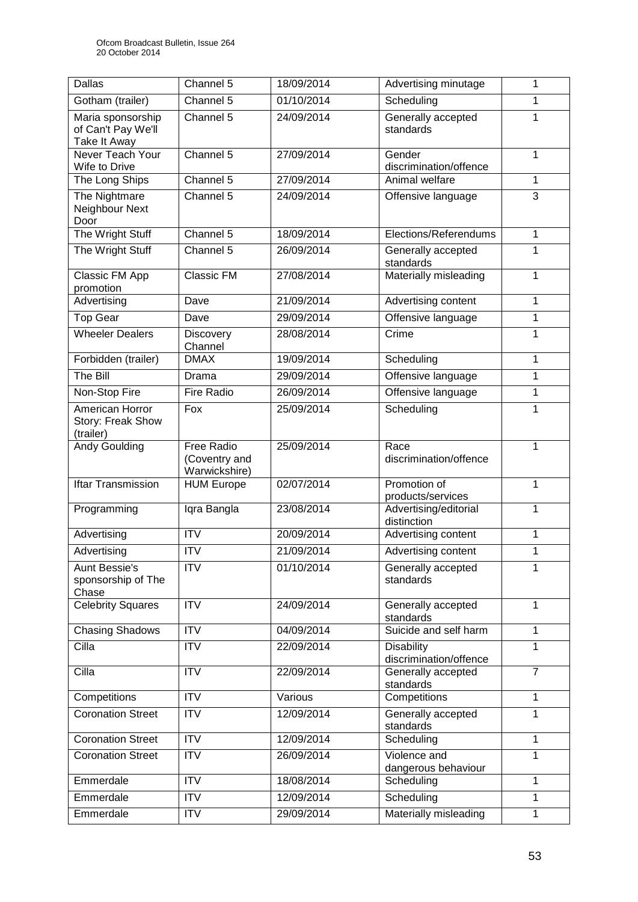| Dallas | Channel 5 | 18/09/2014 | Advertising minutage | 1 |
|---|---|---|---|---|
| Gotham (trailer) | Channel 5 | 01/10/2014 | Scheduling | 1 |
| Maria sponsorship of Can't Pay We'll Take It Away | Channel 5 | 24/09/2014 | Generally accepted standards | 1 |
| Never Teach Your Wife to Drive | Channel 5 | 27/09/2014 | Gender discrimination/offence | 1 |
| The Long Ships | Channel 5 | 27/09/2014 | Animal welfare | 1 |
| The Nightmare Neighbour Next Door | Channel 5 | 24/09/2014 | Offensive language | 3 |
| The Wright Stuff | Channel 5 | 18/09/2014 | Elections/Referendums | 1 |
| The Wright Stuff | Channel 5 | 26/09/2014 | Generally accepted standards | 1 |
| Classic FM App promotion | Classic FM | 27/08/2014 | Materially misleading | 1 |
| Advertising | Dave | 21/09/2014 | Advertising content | 1 |
| Top Gear | Dave | 29/09/2014 | Offensive language | 1 |
| Wheeler Dealers | Discovery Channel | 28/08/2014 | Crime | 1 |
| Forbidden (trailer) | DMAX | 19/09/2014 | Scheduling | 1 |
| The Bill | Drama | 29/09/2014 | Offensive language | 1 |
| Non-Stop Fire | Fire Radio | 26/09/2014 | Offensive language | 1 |
| American Horror Story: Freak Show (trailer) | Fox | 25/09/2014 | Scheduling | 1 |
| Andy Goulding | Free Radio (Coventry and Warwickshire) | 25/09/2014 | Race discrimination/offence | 1 |
| Iftar Transmission | HUM Europe | 02/07/2014 | Promotion of products/services | 1 |
| Programming | Iqra Bangla | 23/08/2014 | Advertising/editorial distinction | 1 |
| Advertising | ITV | 20/09/2014 | Advertising content | 1 |
| Advertising | ITV | 21/09/2014 | Advertising content | 1 |
| Aunt Bessie's sponsorship of The Chase | ITV | 01/10/2014 | Generally accepted standards | 1 |
| Celebrity Squares | ITV | 24/09/2014 | Generally accepted standards | 1 |
| Chasing Shadows | ITV | 04/09/2014 | Suicide and self harm | 1 |
| Cilla | ITV | 22/09/2014 | Disability discrimination/offence | 1 |
| Cilla | ITV | 22/09/2014 | Generally accepted standards | 7 |
| Competitions | ITV | Various | Competitions | 1 |
| Coronation Street | ITV | 12/09/2014 | Generally accepted standards | 1 |
| Coronation Street | ITV | 12/09/2014 | Scheduling | 1 |
| Coronation Street | ITV | 26/09/2014 | Violence and dangerous behaviour | 1 |
| Emmerdale | ITV | 18/08/2014 | Scheduling | 1 |
| Emmerdale | ITV | 12/09/2014 | Scheduling | 1 |
| Emmerdale | ITV | 29/09/2014 | Materially misleading | 1 |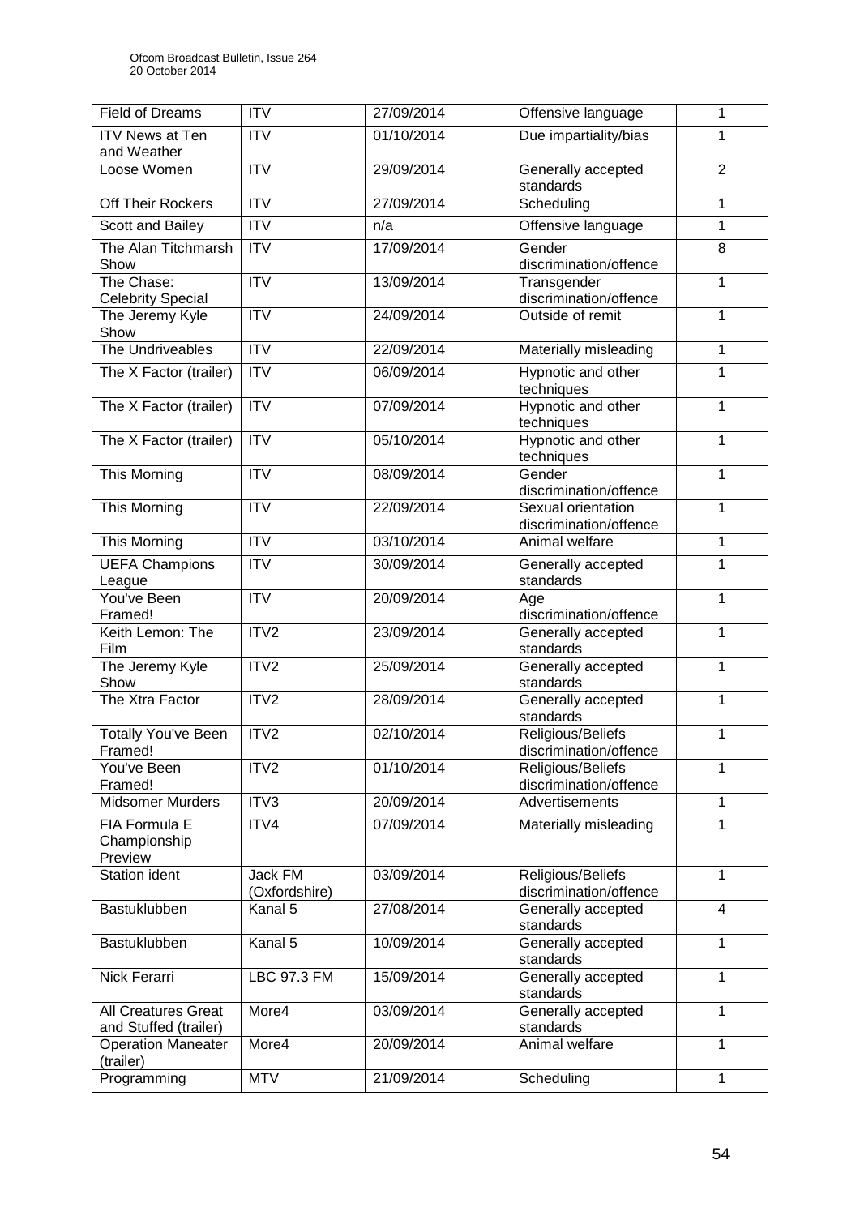| Field of Dreams | ITV | 27/09/2014 | Offensive language | 1 |
|---|---|---|---|---|
| ITV News at Ten and Weather | ITV | 01/10/2014 | Due impartiality/bias | 1 |
| Loose Women | ITV | 29/09/2014 | Generally accepted standards | 2 |
| Off Their Rockers | ITV | 27/09/2014 | Scheduling | 1 |
| Scott and Bailey | ITV | n/a | Offensive language | 1 |
| The Alan Titchmarsh Show | ITV | 17/09/2014 | Gender discrimination/offence | 8 |
| The Chase: Celebrity Special | ITV | 13/09/2014 | Transgender discrimination/offence | 1 |
| The Jeremy Kyle Show | ITV | 24/09/2014 | Outside of remit | 1 |
| The Undriveables | ITV | 22/09/2014 | Materially misleading | 1 |
| The X Factor (trailer) | ITV | 06/09/2014 | Hypnotic and other techniques | 1 |
| The X Factor (trailer) | ITV | 07/09/2014 | Hypnotic and other techniques | 1 |
| The X Factor (trailer) | ITV | 05/10/2014 | Hypnotic and other techniques | 1 |
| This Morning | ITV | 08/09/2014 | Gender discrimination/offence | 1 |
| This Morning | ITV | 22/09/2014 | Sexual orientation discrimination/offence | 1 |
| This Morning | ITV | 03/10/2014 | Animal welfare | 1 |
| UEFA Champions League | ITV | 30/09/2014 | Generally accepted standards | 1 |
| You've Been Framed! | ITV | 20/09/2014 | Age discrimination/offence | 1 |
| Keith Lemon: The Film | ITV2 | 23/09/2014 | Generally accepted standards | 1 |
| The Jeremy Kyle Show | ITV2 | 25/09/2014 | Generally accepted standards | 1 |
| The Xtra Factor | ITV2 | 28/09/2014 | Generally accepted standards | 1 |
| Totally You've Been Framed! | ITV2 | 02/10/2014 | Religious/Beliefs discrimination/offence | 1 |
| You've Been Framed! | ITV2 | 01/10/2014 | Religious/Beliefs discrimination/offence | 1 |
| Midsomer Murders | ITV3 | 20/09/2014 | Advertisements | 1 |
| FIA Formula E Championship Preview | ITV4 | 07/09/2014 | Materially misleading | 1 |
| Station ident | Jack FM (Oxfordshire) | 03/09/2014 | Religious/Beliefs discrimination/offence | 1 |
| Bastuklubben | Kanal 5 | 27/08/2014 | Generally accepted standards | 4 |
| Bastuklubben | Kanal 5 | 10/09/2014 | Generally accepted standards | 1 |
| Nick Ferarri | LBC 97.3 FM | 15/09/2014 | Generally accepted standards | 1 |
| All Creatures Great and Stuffed (trailer) | More4 | 03/09/2014 | Generally accepted standards | 1 |
| Operation Maneater (trailer) | More4 | 20/09/2014 | Animal welfare | 1 |
| Programming | MTV | 21/09/2014 | Scheduling | 1 |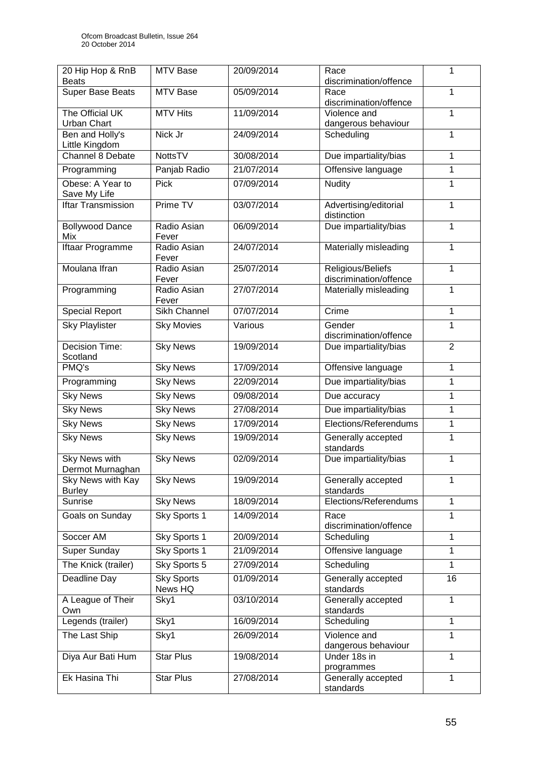| 20 Hip Hop & RnB Beats | MTV Base | 20/09/2014 | Race discrimination/offence | 1 |
|---|---|---|---|---|
| Super Base Beats | MTV Base | 05/09/2014 | Race discrimination/offence | 1 |
| The Official UK Urban Chart | MTV Hits | 11/09/2014 | Violence and dangerous behaviour | 1 |
| Ben and Holly's Little Kingdom | Nick Jr | 24/09/2014 | Scheduling | 1 |
| Channel 8 Debate | NottsTV | 30/08/2014 | Due impartiality/bias | 1 |
| Programming | Panjab Radio | 21/07/2014 | Offensive language | 1 |
| Obese: A Year to Save My Life | Pick | 07/09/2014 | Nudity | 1 |
| Iftar Transmission | Prime TV | 03/07/2014 | Advertising/editorial distinction | 1 |
| Bollywood Dance Mix | Radio Asian Fever | 06/09/2014 | Due impartiality/bias | 1 |
| Iftaar Programme | Radio Asian Fever | 24/07/2014 | Materially misleading | 1 |
| Moulana Ifran | Radio Asian Fever | 25/07/2014 | Religious/Beliefs discrimination/offence | 1 |
| Programming | Radio Asian Fever | 27/07/2014 | Materially misleading | 1 |
| Special Report | Sikh Channel | 07/07/2014 | Crime | 1 |
| Sky Playlister | Sky Movies | Various | Gender discrimination/offence | 1 |
| Decision Time: Scotland | Sky News | 19/09/2014 | Due impartiality/bias | 2 |
| PMQ's | Sky News | 17/09/2014 | Offensive language | 1 |
| Programming | Sky News | 22/09/2014 | Due impartiality/bias | 1 |
| Sky News | Sky News | 09/08/2014 | Due accuracy | 1 |
| Sky News | Sky News | 27/08/2014 | Due impartiality/bias | 1 |
| Sky News | Sky News | 17/09/2014 | Elections/Referendums | 1 |
| Sky News | Sky News | 19/09/2014 | Generally accepted standards | 1 |
| Sky News with Dermot Murnaghan | Sky News | 02/09/2014 | Due impartiality/bias | 1 |
| Sky News with Kay Burley | Sky News | 19/09/2014 | Generally accepted standards | 1 |
| Sunrise | Sky News | 18/09/2014 | Elections/Referendums | 1 |
| Goals on Sunday | Sky Sports 1 | 14/09/2014 | Race discrimination/offence | 1 |
| Soccer AM | Sky Sports 1 | 20/09/2014 | Scheduling | 1 |
| Super Sunday | Sky Sports 1 | 21/09/2014 | Offensive language | 1 |
| The Knick (trailer) | Sky Sports 5 | 27/09/2014 | Scheduling | 1 |
| Deadline Day | Sky Sports News HQ | 01/09/2014 | Generally accepted standards | 16 |
| A League of Their Own | Sky1 | 03/10/2014 | Generally accepted standards | 1 |
| Legends (trailer) | Sky1 | 16/09/2014 | Scheduling | 1 |
| The Last Ship | Sky1 | 26/09/2014 | Violence and dangerous behaviour | 1 |
| Diya Aur Bati Hum | Star Plus | 19/08/2014 | Under 18s in programmes | 1 |
| Ek Hasina Thi | Star Plus | 27/08/2014 | Generally accepted standards | 1 |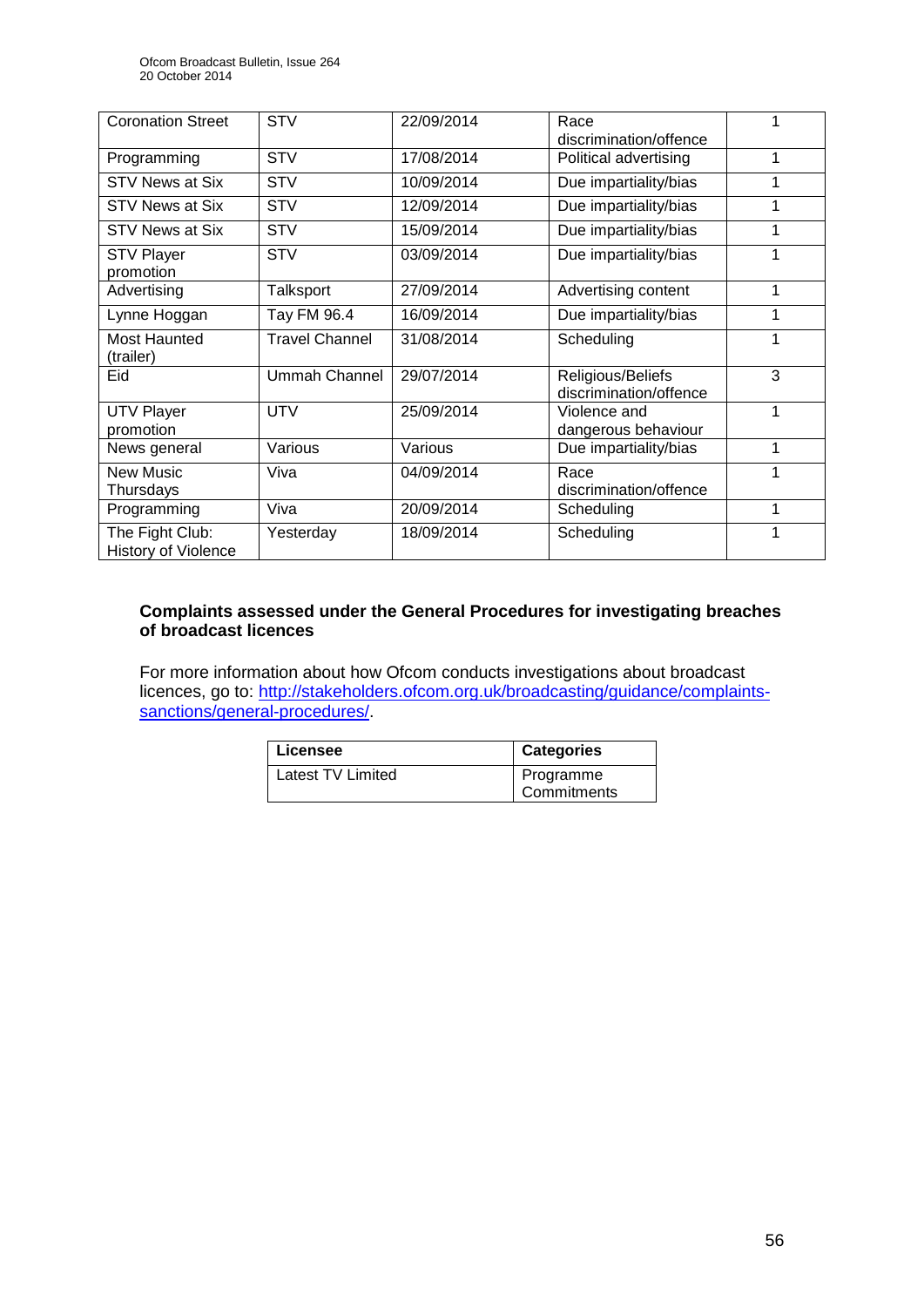| Coronation Street | STV | 22/09/2014 | Race discrimination/offence | 1 |
|---|---|---|---|---|
| Programming | STV | 17/08/2014 | Political advertising | 1 |
| STV News at Six | STV | 10/09/2014 | Due impartiality/bias | 1 |
| STV News at Six | STV | 12/09/2014 | Due impartiality/bias | 1 |
| STV News at Six | STV | 15/09/2014 | Due impartiality/bias | 1 |
| STV Player promotion | STV | 03/09/2014 | Due impartiality/bias | 1 |
| Advertising | Talksport | 27/09/2014 | Advertising content | 1 |
| Lynne Hoggan | Tay FM 96.4 | 16/09/2014 | Due impartiality/bias | 1 |
| Most Haunted (trailer) | Travel Channel | 31/08/2014 | Scheduling | 1 |
| Eid | Ummah Channel | 29/07/2014 | Religious/Beliefs discrimination/offence | 3 |
| UTV Player promotion | UTV | 25/09/2014 | Violence and dangerous behaviour | 1 |
| News general | Various | Various | Due impartiality/bias | 1 |
| New Music Thursdays | Viva | 04/09/2014 | Race discrimination/offence | 1 |
| Programming | Viva | 20/09/2014 | Scheduling | 1 |
| The Fight Club: History of Violence | Yesterday | 18/09/2014 | Scheduling | 1 |

**Complaints assessed under the General Procedures for investigating breaches of broadcast licences**

For more information about how Ofcom conducts investigations about broadcast licences, go to: http://stakeholders.ofcom.org.uk/broadcasting/guidance/complaints-sanctions/general-procedures/.

| Licensee | Categories |
|---|---|
| Latest TV Limited | Programme Commitments |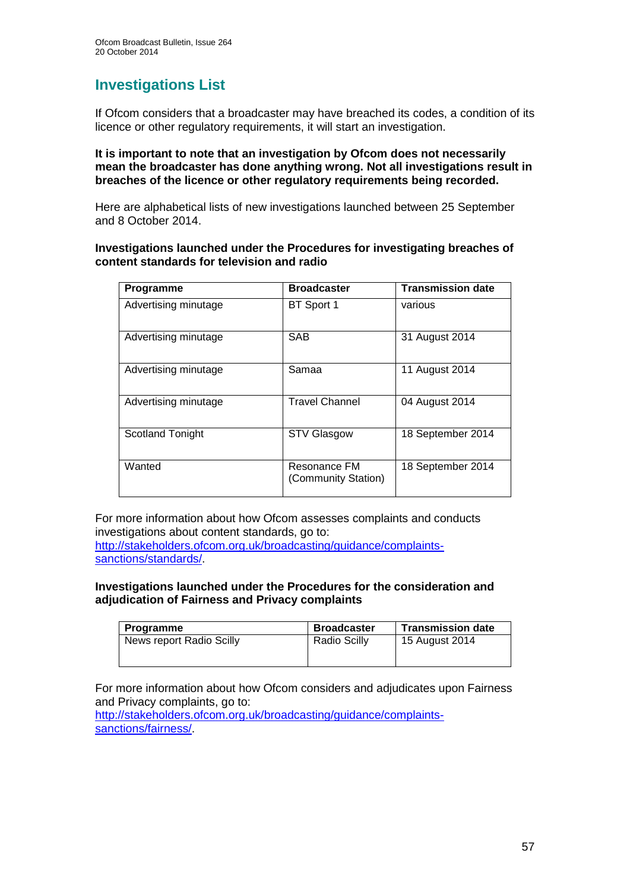## Investigations List

If Ofcom considers that a broadcaster may have breached its codes, a condition of its licence or other regulatory requirements, it will start an investigation.

**It is important to note that an investigation by Ofcom does not necessarily mean the broadcaster has done anything wrong. Not all investigations result in breaches of the licence or other regulatory requirements being recorded.**

Here are alphabetical lists of new investigations launched between 25 September and 8 October 2014.

**Investigations launched under the Procedures for investigating breaches of content standards for television and radio**

| Programme | Broadcaster | Transmission date |
|---|---|---|
| Advertising minutage | BT Sport 1 | various |
| Advertising minutage | SAB | 31 August 2014 |
| Advertising minutage | Samaa | 11 August 2014 |
| Advertising minutage | Travel Channel | 04 August 2014 |
| Scotland Tonight | STV Glasgow | 18 September 2014 |
| Wanted | Resonance FM (Community Station) | 18 September 2014 |

For more information about how Ofcom assesses complaints and conducts investigations about content standards, go to: http://stakeholders.ofcom.org.uk/broadcasting/guidance/complaints-sanctions/standards/.

**Investigations launched under the Procedures for the consideration and adjudication of Fairness and Privacy complaints**

| Programme | Broadcaster | Transmission date |
|---|---|---|
| News report Radio Scilly | Radio Scilly | 15 August 2014 |

For more information about how Ofcom considers and adjudicates upon Fairness and Privacy complaints, go to: http://stakeholders.ofcom.org.uk/broadcasting/guidance/complaints-sanctions/fairness/.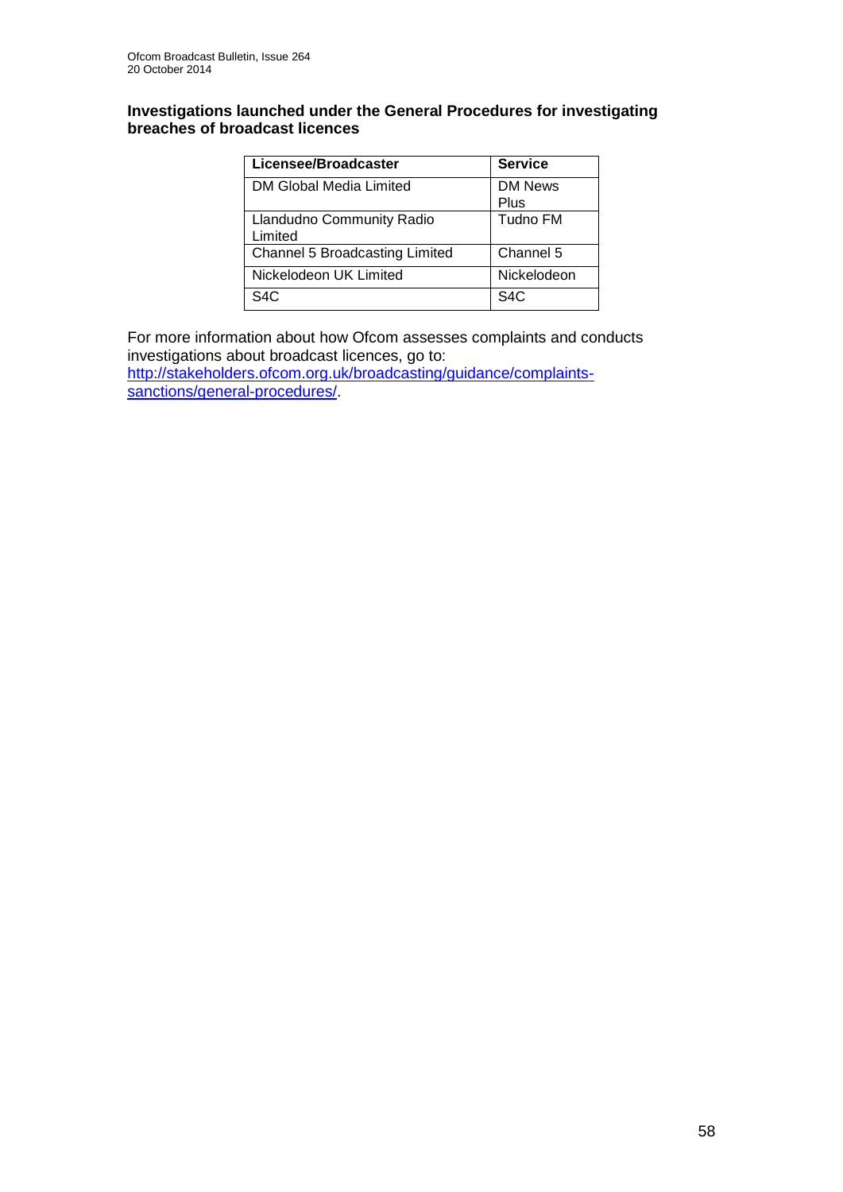## Investigations launched under the General Procedures for investigating breaches of broadcast licences

| Licensee/Broadcaster | Service |
|---|---|
| DM Global Media Limited | DM News Plus |
| Llandudno Community Radio Limited | Tudno FM |
| Channel 5 Broadcasting Limited | Channel 5 |
| Nickelodeon UK Limited | Nickelodeon |
| S4C | S4C |

For more information about how Ofcom assesses complaints and conducts investigations about broadcast licences, go to: [http://stakeholders.ofcom.org.uk/broadcasting/guidance/complaints-sanctions/general-procedures/](http://stakeholders.ofcom.org.uk/broadcasting/guidance/complaints-sanctions/general-procedures/).